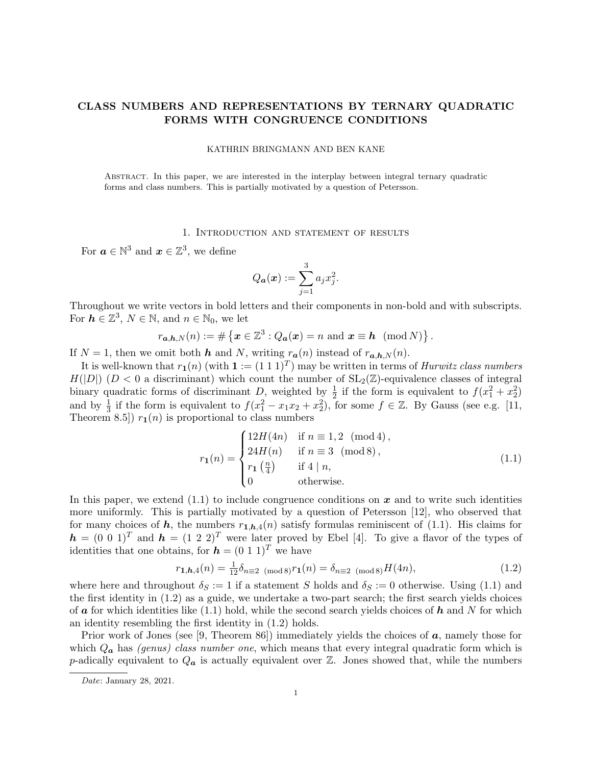# CLASS NUMBERS AND REPRESENTATIONS BY TERNARY QUADRATIC FORMS WITH CONGRUENCE CONDITIONS

KATHRIN BRINGMANN AND BEN KANE

Abstract. In this paper, we are interested in the interplay between integral ternary quadratic forms and class numbers. This is partially motivated by a question of Petersson.

## 1. Introduction and statement of results

For $\boldsymbol{a} \in \mathbb{N}^3$ and $\boldsymbol{x} \in \mathbb{Z}^3$, we define

$$Q_{\boldsymbol{a}}(\boldsymbol{x}) := \sum_{j=1}^{3} a_j x_j^2.$$

Throughout we write vectors in bold letters and their components in non-bold and with subscripts. For $\boldsymbol{h} \in \mathbb{Z}^3$, $N \in \mathbb{N}$, and $n \in \mathbb{N}_0$, we let

$$r_{\boldsymbol{a},\boldsymbol{h},N}(n) := \#\left\{\boldsymbol{x} \in \mathbb{Z}^3 : Q_{\boldsymbol{a}}(\boldsymbol{x}) = n \text{ and } \boldsymbol{x} \equiv \boldsymbol{h} \pmod{N}\right\}.$$

If $N = 1$, then we omit both $\boldsymbol{h}$ and $N$, writing $r_{\boldsymbol{a}}(n)$ instead of $r_{\boldsymbol{a},\boldsymbol{h},N}(n)$.

It is well-known that $r_{\boldsymbol{1}}(n)$ (with $\boldsymbol{1} := (1\ 1\ 1)^T$) may be written in terms of *Hurwitz class numbers* $H(|D|)$ ($D < 0$ a discriminant) which count the number of $\mathrm{SL}_2(\mathbb{Z})$-equivalence classes of integral binary quadratic forms of discriminant $D$, weighted by $\frac{1}{2}$ if the form is equivalent to $f(x_1^2 + x_2^2)$ and by $\frac{1}{3}$ if the form is equivalent to $f(x_1^2 - x_1x_2 + x_2^2)$, for some $f \in \mathbb{Z}$. By Gauss (see e.g. [11, Theorem 8.5]) $r_{\boldsymbol{1}}(n)$ is proportional to class numbers

$$r_{\boldsymbol{1}}(n) = \begin{cases} 12H(4n) & \text{if } n \equiv 1, 2 \pmod{4}, \\ 24H(n) & \text{if } n \equiv 3 \pmod{8}, \\ r_{\boldsymbol{1}}\left(\frac{n}{4}\right) & \text{if } 4 \mid n, \\ 0 & \text{otherwise.} \end{cases} \tag{1.1}$$

In this paper, we extend (1.1) to include congruence conditions on $\boldsymbol{x}$ and to write such identities more uniformly. This is partially motivated by a question of Petersson [12], who observed that for many choices of $\boldsymbol{h}$, the numbers $r_{\boldsymbol{1},\boldsymbol{h},4}(n)$ satisfy formulas reminiscent of (1.1). His claims for $\boldsymbol{h} = (0\ 0\ 1)^T$ and $\boldsymbol{h} = (1\ 2\ 2)^T$ were later proved by Ebel [4]. To give a flavor of the types of identities that one obtains, for $\boldsymbol{h} = (0\ 1\ 1)^T$ we have

$$r_{\boldsymbol{1},\boldsymbol{h},4}(n) = \tfrac{1}{12}\delta_{n\equiv 2 \pmod 8} r_{\boldsymbol{1}}(n) = \delta_{n\equiv 2 \pmod 8} H(4n), \tag{1.2}$$

where here and throughout $\delta_S := 1$ if a statement $S$ holds and $\delta_S := 0$ otherwise. Using (1.1) and the first identity in (1.2) as a guide, we undertake a two-part search; the first search yields choices of $\boldsymbol{a}$ for which identities like (1.1) hold, while the second search yields choices of $\boldsymbol{h}$ and $N$ for which an identity resembling the first identity in (1.2) holds.

Prior work of Jones (see [9, Theorem 86]) immediately yields the choices of $\boldsymbol{a}$, namely those for which $Q_{\boldsymbol{a}}$ has *(genus) class number one*, which means that every integral quadratic form which is $p$-adically equivalent to $Q_{\boldsymbol{a}}$ is actually equivalent over $\mathbb{Z}$. Jones showed that, while the numbers

*Date*: January 28, 2021.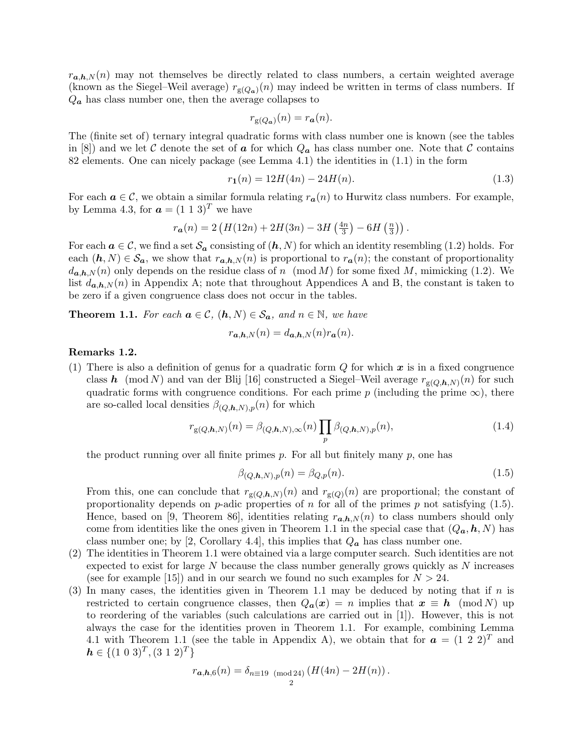$r_{\boldsymbol{a},\boldsymbol{h},N}(n)$ may not themselves be directly related to class numbers, a certain weighted average (known as the Siegel–Weil average) $r_{\mathrm{g}(Q_{\boldsymbol{a}})}(n)$ may indeed be written in terms of class numbers. If $Q_{\boldsymbol{a}}$ has class number one, then the average collapses to

$$r_{\mathrm{g}(Q_{\boldsymbol{a}})}(n) = r_{\boldsymbol{a}}(n).$$

The (finite set of) ternary integral quadratic forms with class number one is known (see the tables in [8]) and we let $\mathcal{C}$ denote the set of $\boldsymbol{a}$ for which $Q_{\boldsymbol{a}}$ has class number one. Note that $\mathcal{C}$ contains 82 elements. One can nicely package (see Lemma 4.1) the identities in (1.1) in the form

$$r_{\mathbf{1}}(n) = 12H(4n) - 24H(n). \tag{1.3}$$

For each $\boldsymbol{a} \in \mathcal{C}$, we obtain a similar formula relating $r_{\boldsymbol{a}}(n)$ to Hurwitz class numbers. For example, by Lemma 4.3, for $\boldsymbol{a} = (1\ 1\ 3)^T$ we have

$$r_{\boldsymbol{a}}(n) = 2\left(H(12n) + 2H(3n) - 3H\left(\tfrac{4n}{3}\right) - 6H\left(\tfrac{n}{3}\right)\right).$$

For each $\boldsymbol{a} \in \mathcal{C}$, we find a set $\mathcal{S}_{\boldsymbol{a}}$ consisting of $(\boldsymbol{h}, N)$ for which an identity resembling (1.2) holds. For each $(\boldsymbol{h}, N) \in \mathcal{S}_{\boldsymbol{a}}$, we show that $r_{\boldsymbol{a},\boldsymbol{h},N}(n)$ is proportional to $r_{\boldsymbol{a}}(n)$; the constant of proportionality $d_{\boldsymbol{a},\boldsymbol{h},N}(n)$ only depends on the residue class of $n \pmod M$ for some fixed $M$, mimicking (1.2). We list $d_{\boldsymbol{a},\boldsymbol{h},N}(n)$ in Appendix A; note that throughout Appendices A and B, the constant is taken to be zero if a given congruence class does not occur in the tables.

**Theorem 1.1.** *For each $\boldsymbol{a} \in \mathcal{C}$, $(\boldsymbol{h}, N) \in \mathcal{S}_{\boldsymbol{a}}$, and $n \in \mathbb{N}$, we have*

$$r_{\boldsymbol{a},\boldsymbol{h},N}(n) = d_{\boldsymbol{a},\boldsymbol{h},N}(n) r_{\boldsymbol{a}}(n).$$

**Remarks 1.2.**

(1) There is also a definition of genus for a quadratic form $Q$ for which $\boldsymbol{x}$ is in a fixed congruence class $\boldsymbol{h} \pmod N$ and van der Blij [16] constructed a Siegel–Weil average $r_{\mathrm{g}(Q,\boldsymbol{h},N)}(n)$ for such quadratic forms with congruence conditions. For each prime $p$ (including the prime $\infty$), there are so-called local densities $\beta_{(Q,\boldsymbol{h},N),p}(n)$ for which

$$r_{\mathrm{g}(Q,\boldsymbol{h},N)}(n) = \beta_{(Q,\boldsymbol{h},N),\infty}(n) \prod_p \beta_{(Q,\boldsymbol{h},N),p}(n), \tag{1.4}$$

the product running over all finite primes $p$. For all but finitely many $p$, one has

$$\beta_{(Q,\boldsymbol{h},N),p}(n) = \beta_{Q,p}(n). \tag{1.5}$$

From this, one can conclude that $r_{\mathrm{g}(Q,\boldsymbol{h},N)}(n)$ and $r_{\mathrm{g}(Q)}(n)$ are proportional; the constant of proportionality depends on $p$-adic properties of $n$ for all of the primes $p$ not satisfying (1.5). Hence, based on [9, Theorem 86], identities relating $r_{\boldsymbol{a},\boldsymbol{h},N}(n)$ to class numbers should only come from identities like the ones given in Theorem 1.1 in the special case that $(Q_{\boldsymbol{a}}, \boldsymbol{h}, N)$ has class number one; by [2, Corollary 4.4], this implies that $Q_{\boldsymbol{a}}$ has class number one.

(2) The identities in Theorem 1.1 were obtained via a large computer search. Such identities are not expected to exist for large $N$ because the class number generally grows quickly as $N$ increases (see for example [15]) and in our search we found no such examples for $N > 24$.

(3) In many cases, the identities given in Theorem 1.1 may be deduced by noting that if $n$ is restricted to certain congruence classes, then $Q_{\boldsymbol{a}}(\boldsymbol{x}) = n$ implies that $\boldsymbol{x} \equiv \boldsymbol{h} \pmod N$ up to reordering of the variables (such calculations are carried out in [1]). However, this is not always the case for the identities proven in Theorem 1.1. For example, combining Lemma 4.1 with Theorem 1.1 (see the table in Appendix A), we obtain that for $\boldsymbol{a} = (1\ 2\ 2)^T$ and $\boldsymbol{h} \in \{(1\ 0\ 3)^T, (3\ 1\ 2)^T\}$

$$r_{\boldsymbol{a},\boldsymbol{h},6}(n) = \delta_{n \equiv 19 \pmod{24}} \left(H(4n) - 2H(n)\right).$$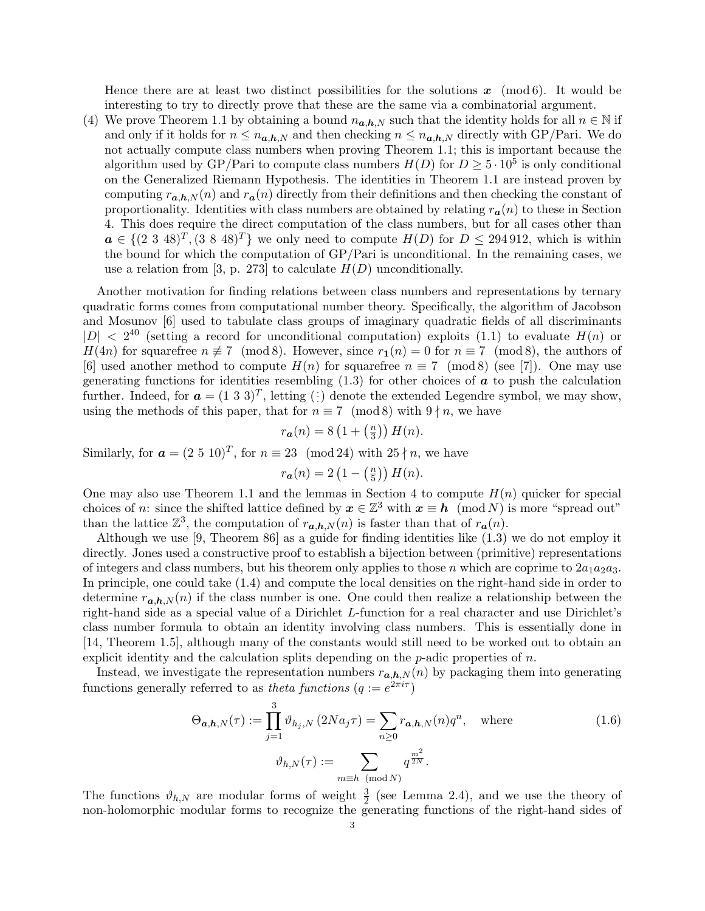Hence there are at least two distinct possibilities for the solutions $\boldsymbol{x} \pmod 6$. It would be interesting to try to directly prove that these are the same via a combinatorial argument.

(4) We prove Theorem 1.1 by obtaining a bound $n_{\boldsymbol{a},\boldsymbol{h},N}$ such that the identity holds for all $n \in \mathbb{N}$ if and only if it holds for $n \leq n_{\boldsymbol{a},\boldsymbol{h},N}$ and then checking $n \leq n_{\boldsymbol{a},\boldsymbol{h},N}$ directly with GP/Pari. We do not actually compute class numbers when proving Theorem 1.1; this is important because the algorithm used by GP/Pari to compute class numbers $H(D)$ for $D \geq 5 \cdot 10^5$ is only conditional on the Generalized Riemann Hypothesis. The identities in Theorem 1.1 are instead proven by computing $r_{\boldsymbol{a},\boldsymbol{h},N}(n)$ and $r_{\boldsymbol{a}}(n)$ directly from their definitions and then checking the constant of proportionality. Identities with class numbers are obtained by relating $r_{\boldsymbol{a}}(n)$ to these in Section 4. This does require the direct computation of the class numbers, but for all cases other than $\boldsymbol{a} \in \{(2\ 3\ 48)^T, (3\ 8\ 48)^T\}$ we only need to compute $H(D)$ for $D \leq 294\,912$, which is within the bound for which the computation of GP/Pari is unconditional. In the remaining cases, we use a relation from [3, p. 273] to calculate $H(D)$ unconditionally.

Another motivation for finding relations between class numbers and representations by ternary quadratic forms comes from computational number theory. Specifically, the algorithm of Jacobson and Mosunov [6] used to tabulate class groups of imaginary quadratic fields of all discriminants $|D| < 2^{40}$ (setting a record for unconditional computation) exploits (1.1) to evaluate $H(n)$ or $H(4n)$ for squarefree $n \not\equiv 7 \pmod 8$. However, since $r_{\mathbf{1}}(n) = 0$ for $n \equiv 7 \pmod 8$, the authors of [6] used another method to compute $H(n)$ for squarefree $n \equiv 7 \pmod 8$ (see [7]). One may use generating functions for identities resembling (1.3) for other choices of $\boldsymbol{a}$ to push the calculation further. Indeed, for $\boldsymbol{a} = (1\ 3\ 3)^T$, letting $\left(\frac{\cdot}{\cdot}\right)$ denote the extended Legendre symbol, we may show, using the methods of this paper, that for $n \equiv 7 \pmod 8$ with $9 \nmid n$, we have

$$r_{\boldsymbol{a}}(n) = 8\left(1 + \left(\tfrac{n}{3}\right)\right) H(n).$$

Similarly, for $\boldsymbol{a} = (2\ 5\ 10)^T$, for $n \equiv 23 \pmod{24}$ with $25 \nmid n$, we have

$$r_{\boldsymbol{a}}(n) = 2\left(1 - \left(\tfrac{n}{5}\right)\right) H(n).$$

One may also use Theorem 1.1 and the lemmas in Section 4 to compute $H(n)$ quicker for special choices of $n$: since the shifted lattice defined by $\boldsymbol{x} \in \mathbb{Z}^3$ with $\boldsymbol{x} \equiv \boldsymbol{h} \pmod N$ is more "spread out" than the lattice $\mathbb{Z}^3$, the computation of $r_{\boldsymbol{a},\boldsymbol{h},N}(n)$ is faster than that of $r_{\boldsymbol{a}}(n)$.

Although we use [9, Theorem 86] as a guide for finding identities like (1.3) we do not employ it directly. Jones used a constructive proof to establish a bijection between (primitive) representations of integers and class numbers, but his theorem only applies to those $n$ which are coprime to $2a_1a_2a_3$. In principle, one could take (1.4) and compute the local densities on the right-hand side in order to determine $r_{\boldsymbol{a},\boldsymbol{h},N}(n)$ if the class number is one. One could then realize a relationship between the right-hand side as a special value of a Dirichlet $L$-function for a real character and use Dirichlet's class number formula to obtain an identity involving class numbers. This is essentially done in [14, Theorem 1.5], although many of the constants would still need to be worked out to obtain an explicit identity and the calculation splits depending on the $p$-adic properties of $n$.

Instead, we investigate the representation numbers $r_{\boldsymbol{a},\boldsymbol{h},N}(n)$ by packaging them into generating functions generally referred to as *theta functions* ($q := e^{2\pi i \tau}$)

$$\Theta_{\boldsymbol{a},\boldsymbol{h},N}(\tau) := \prod_{j=1}^{3} \vartheta_{h_j,N}\left(2Na_j\tau\right) = \sum_{n \geq 0} r_{\boldsymbol{a},\boldsymbol{h},N}(n) q^n, \quad \text{where} \tag{1.6}$$

$$\vartheta_{h,N}(\tau) := \sum_{m \equiv h \pmod N} q^{\frac{m^2}{2N}}.$$

The functions $\vartheta_{h,N}$ are modular forms of weight $\frac{3}{2}$ (see Lemma 2.4), and we use the theory of non-holomorphic modular forms to recognize the generating functions of the right-hand sides of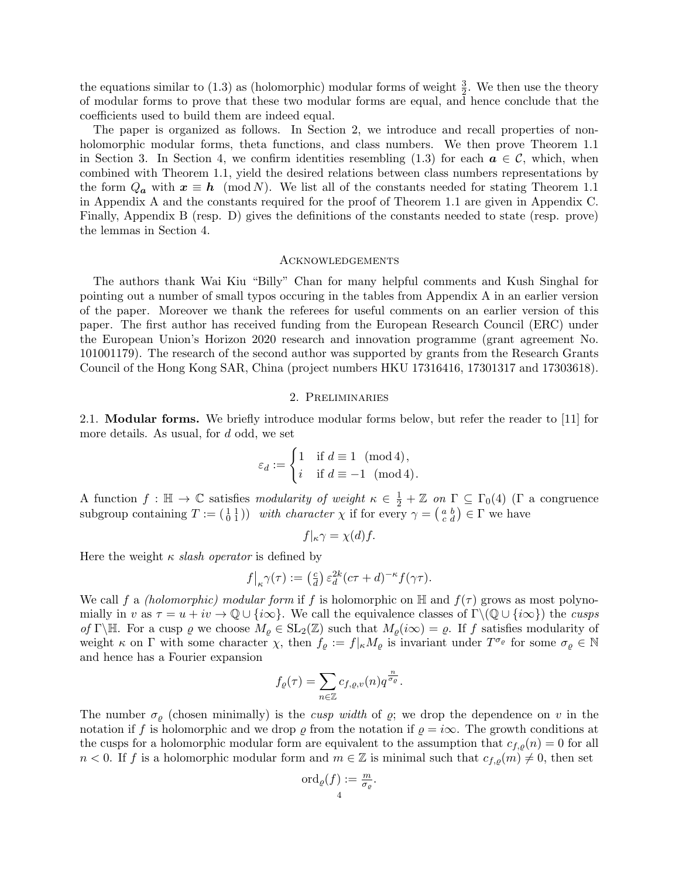the equations similar to (1.3) as (holomorphic) modular forms of weight $\frac{3}{2}$. We then use the theory of modular forms to prove that these two modular forms are equal, and hence conclude that the coefficients used to build them are indeed equal.

The paper is organized as follows. In Section 2, we introduce and recall properties of non-holomorphic modular forms, theta functions, and class numbers. We then prove Theorem 1.1 in Section 3. In Section 4, we confirm identities resembling (1.3) for each $\boldsymbol{a} \in \mathcal{C}$, which, when combined with Theorem 1.1, yield the desired relations between class numbers representations by the form $Q_{\boldsymbol{a}}$ with $\boldsymbol{x} \equiv \boldsymbol{h} \pmod{N}$. We list all of the constants needed for stating Theorem 1.1 in Appendix A and the constants required for the proof of Theorem 1.1 are given in Appendix C. Finally, Appendix B (resp. D) gives the definitions of the constants needed to state (resp. prove) the lemmas in Section 4.

## Acknowledgements

The authors thank Wai Kiu "Billy" Chan for many helpful comments and Kush Singhal for pointing out a number of small typos occuring in the tables from Appendix A in an earlier version of the paper. Moreover we thank the referees for useful comments on an earlier version of this paper. The first author has received funding from the European Research Council (ERC) under the European Union's Horizon 2020 research and innovation programme (grant agreement No. 101001179). The research of the second author was supported by grants from the Research Grants Council of the Hong Kong SAR, China (project numbers HKU 17316416, 17301317 and 17303618).

## 2. Preliminaries

**2.1. Modular forms.** We briefly introduce modular forms below, but refer the reader to [11] for more details. As usual, for $d$ odd, we set

$$\varepsilon_d := \begin{cases} 1 & \text{if } d \equiv 1 \pmod{4}, \\ i & \text{if } d \equiv -1 \pmod{4}. \end{cases}$$

A function $f : \mathbb{H} \to \mathbb{C}$ satisfies *modularity of weight* $\kappa \in \frac{1}{2} + \mathbb{Z}$ *on* $\Gamma \subseteq \Gamma_0(4)$ ($\Gamma$ a congruence subgroup containing $T := \left(\begin{smallmatrix} 1 & 1 \\ 0 & 1 \end{smallmatrix}\right)$) *with character* $\chi$ if for every $\gamma = \left(\begin{smallmatrix} a & b \\ c & d \end{smallmatrix}\right) \in \Gamma$ we have

$$f|_\kappa \gamma = \chi(d) f.$$

Here the weight $\kappa$ *slash operator* is defined by

$$f\big|_\kappa \gamma(\tau) := \left(\tfrac{c}{d}\right) \varepsilon_d^{2k} (c\tau + d)^{-\kappa} f(\gamma\tau).$$

We call $f$ a *(holomorphic) modular form* if $f$ is holomorphic on $\mathbb{H}$ and $f(\tau)$ grows as most polynomially in $v$ as $\tau = u + iv \to \mathbb{Q} \cup \{i\infty\}$. We call the equivalence classes of $\Gamma \backslash (\mathbb{Q} \cup \{i\infty\})$ the *cusps of* $\Gamma\backslash\mathbb{H}$. For a cusp $\varrho$ we choose $M_\varrho \in \mathrm{SL}_2(\mathbb{Z})$ such that $M_\varrho(i\infty) = \varrho$. If $f$ satisfies modularity of weight $\kappa$ on $\Gamma$ with some character $\chi$, then $f_\varrho := f|_\kappa M_\varrho$ is invariant under $T^{\sigma_\varrho}$ for some $\sigma_\varrho \in \mathbb{N}$ and hence has a Fourier expansion

$$f_\varrho(\tau) = \sum_{n \in \mathbb{Z}} c_{f,\varrho,v}(n) q^{\frac{n}{\sigma_\varrho}}.$$

The number $\sigma_\varrho$ (chosen minimally) is the *cusp width* of $\varrho$; we drop the dependence on $v$ in the notation if $f$ is holomorphic and we drop $\varrho$ from the notation if $\varrho = i\infty$. The growth conditions at the cusps for a holomorphic modular form are equivalent to the assumption that $c_{f,\varrho}(n) = 0$ for all $n < 0$. If $f$ is a holomorphic modular form and $m \in \mathbb{Z}$ is minimal such that $c_{f,\varrho}(m) \neq 0$, then set

$$\mathrm{ord}_\varrho(f) := \tfrac{m}{\sigma_\varrho}.$$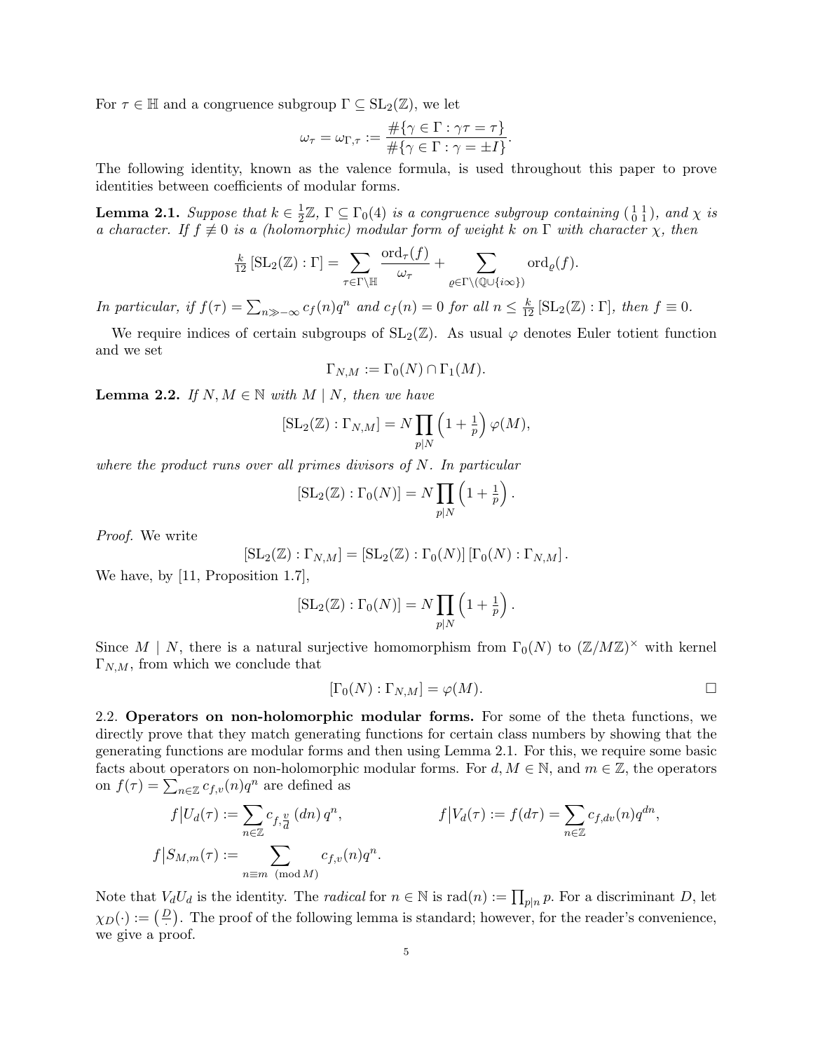For $\tau \in \mathbb{H}$ and a congruence subgroup $\Gamma \subseteq \mathrm{SL}_2(\mathbb{Z})$, we let

$$\omega_\tau = \omega_{\Gamma,\tau} := \frac{\#\{\gamma \in \Gamma : \gamma\tau = \tau\}}{\#\{\gamma \in \Gamma : \gamma = \pm I\}}.$$

The following identity, known as the valence formula, is used throughout this paper to prove identities between coefficients of modular forms.

**Lemma 2.1.** *Suppose that $k \in \frac{1}{2}\mathbb{Z}$, $\Gamma \subseteq \Gamma_0(4)$ is a congruence subgroup containing $\left(\begin{smallmatrix} 1 & 1 \\ 0 & 1 \end{smallmatrix}\right)$, and $\chi$ is a character. If $f \not\equiv 0$ is a (holomorphic) modular form of weight $k$ on $\Gamma$ with character $\chi$, then*

$$\tfrac{k}{12}\left[\mathrm{SL}_2(\mathbb{Z}) : \Gamma\right] = \sum_{\tau \in \Gamma\backslash\mathbb{H}} \frac{\mathrm{ord}_\tau(f)}{\omega_\tau} + \sum_{\varrho \in \Gamma\backslash(\mathbb{Q}\cup\{i\infty\})} \mathrm{ord}_\varrho(f).$$

*In particular, if $f(\tau) = \sum_{n \gg -\infty} c_f(n) q^n$ and $c_f(n) = 0$ for all $n \leq \frac{k}{12}\left[\mathrm{SL}_2(\mathbb{Z}) : \Gamma\right]$, then $f \equiv 0$.*

We require indices of certain subgroups of $\mathrm{SL}_2(\mathbb{Z})$. As usual $\varphi$ denotes Euler totient function and we set

$$\Gamma_{N,M} := \Gamma_0(N) \cap \Gamma_1(M).$$

**Lemma 2.2.** *If $N, M \in \mathbb{N}$ with $M \mid N$, then we have*

$$[\mathrm{SL}_2(\mathbb{Z}) : \Gamma_{N,M}] = N \prod_{p \mid N} \left(1 + \tfrac{1}{p}\right) \varphi(M),$$

*where the product runs over all primes divisors of $N$. In particular*

$$[\mathrm{SL}_2(\mathbb{Z}) : \Gamma_0(N)] = N \prod_{p \mid N} \left(1 + \tfrac{1}{p}\right).$$

*Proof.* We write

$$[\mathrm{SL}_2(\mathbb{Z}) : \Gamma_{N,M}] = [\mathrm{SL}_2(\mathbb{Z}) : \Gamma_0(N)]\,[\Gamma_0(N) : \Gamma_{N,M}].$$

We have, by [11, Proposition 1.7],

$$[\mathrm{SL}_2(\mathbb{Z}) : \Gamma_0(N)] = N \prod_{p \mid N} \left(1 + \tfrac{1}{p}\right).$$

Since $M \mid N$, there is a natural surjective homomorphism from $\Gamma_0(N)$ to $(\mathbb{Z}/M\mathbb{Z})^\times$ with kernel $\Gamma_{N,M}$, from which we conclude that

$$[\Gamma_0(N) : \Gamma_{N,M}] = \varphi(M).$$

□

2.2. **Operators on non-holomorphic modular forms.** For some of the theta functions, we directly prove that they match generating functions for certain class numbers by showing that the generating functions are modular forms and then using Lemma 2.1. For this, we require some basic facts about operators on non-holomorphic modular forms. For $d, M \in \mathbb{N}$, and $m \in \mathbb{Z}$, the operators on $f(\tau) = \sum_{n \in \mathbb{Z}} c_{f,v}(n) q^n$ are defined as

$$f\big|U_d(\tau) := \sum_{n \in \mathbb{Z}} c_{f,\frac{v}{d}}(dn)\, q^n, \qquad f\big|V_d(\tau) := f(d\tau) = \sum_{n \in \mathbb{Z}} c_{f,dv}(n) q^{dn},$$

$$f\big|S_{M,m}(\tau) := \sum_{n \equiv m \pmod{M}} c_{f,v}(n) q^n.$$

Note that $V_d U_d$ is the identity. The *radical* for $n \in \mathbb{N}$ is $\mathrm{rad}(n) := \prod_{p \mid n} p$. For a discriminant $D$, let $\chi_D(\cdot) := \left(\frac{D}{\cdot}\right)$. The proof of the following lemma is standard; however, for the reader's convenience, we give a proof.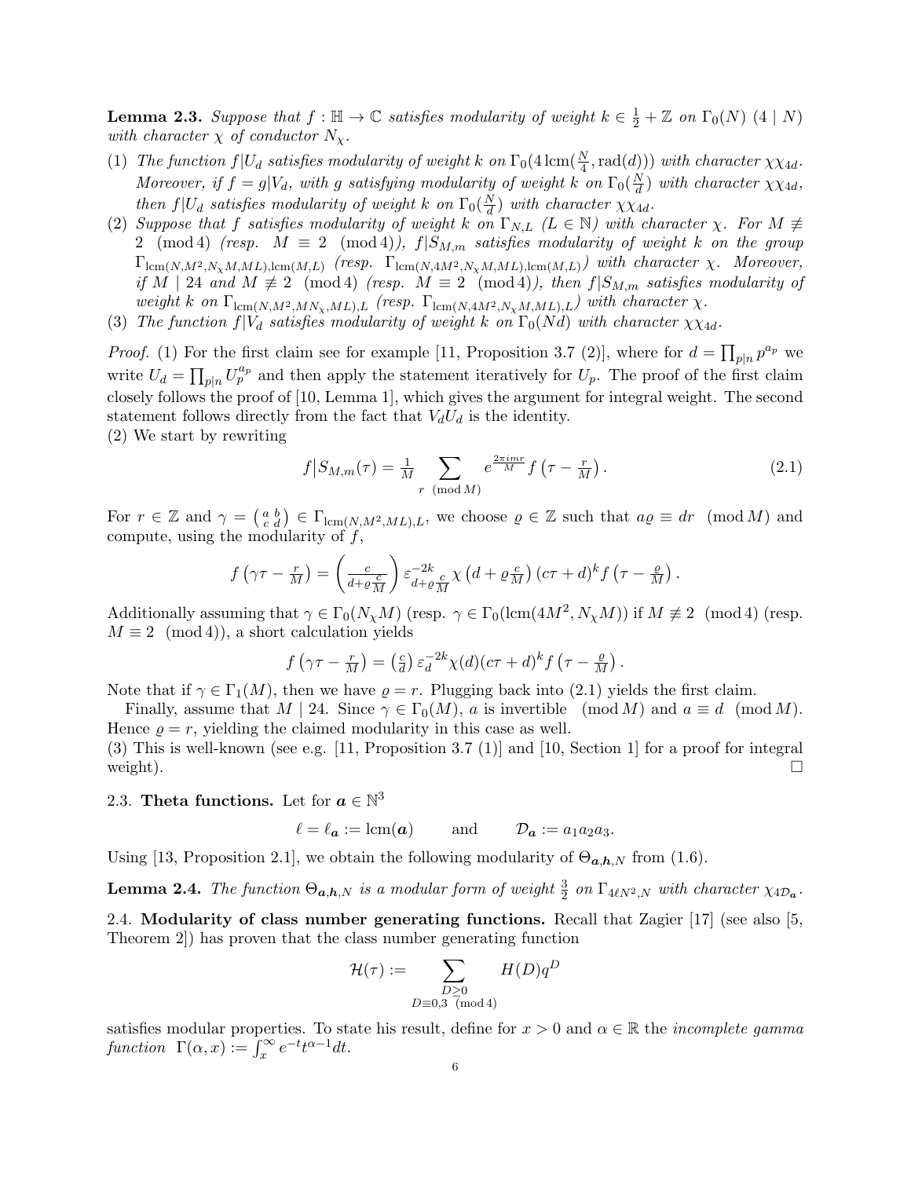**Lemma 2.3.** *Suppose that $f : \mathbb{H} \to \mathbb{C}$ satisfies modularity of weight $k \in \frac{1}{2} + \mathbb{Z}$ on $\Gamma_0(N)$ $(4 \mid N)$ with character $\chi$ of conductor $N_\chi$.*

1. *The function $f|U_d$ satisfies modularity of weight $k$ on $\Gamma_0(4\operatorname{lcm}(\frac{N}{4}, \operatorname{rad}(d)))$ with character $\chi\chi_{4d}$. Moreover, if $f = g|V_d$, with $g$ satisfying modularity of weight $k$ on $\Gamma_0(\frac{N}{d})$ with character $\chi\chi_{4d}$, then $f|U_d$ satisfies modularity of weight $k$ on $\Gamma_0(\frac{N}{d})$ with character $\chi\chi_{4d}$.*
2. *Suppose that $f$ satisfies modularity of weight $k$ on $\Gamma_{N,L}$ $(L \in \mathbb{N})$ with character $\chi$. For $M \not\equiv 2 \pmod 4$ (resp. $M \equiv 2 \pmod 4$), $f|S_{M,m}$ satisfies modularity of weight $k$ on the group $\Gamma_{\operatorname{lcm}(N,M^2,N_\chi M,ML),\operatorname{lcm}(M,L)}$ (resp. $\Gamma_{\operatorname{lcm}(N,4M^2,N_\chi M,ML),\operatorname{lcm}(M,L)}$) with character $\chi$. Moreover, if $M \mid 24$ and $M \not\equiv 2 \pmod 4$ (resp. $M \equiv 2 \pmod 4$), then $f|S_{M,m}$ satisfies modularity of weight $k$ on $\Gamma_{\operatorname{lcm}(N,M^2,MN_\chi,ML),L}$ (resp. $\Gamma_{\operatorname{lcm}(N,4M^2,N_\chi M,ML),L}$) with character $\chi$.*
3. *The function $f|V_d$ satisfies modularity of weight $k$ on $\Gamma_0(Nd)$ with character $\chi\chi_{4d}$.*

*Proof.* (1) For the first claim see for example [11, Proposition 3.7 (2)], where for $d = \prod_{p|n} p^{a_p}$ we write $U_d = \prod_{p|n} U_p^{a_p}$ and then apply the statement iteratively for $U_p$. The proof of the first claim closely follows the proof of [10, Lemma 1], which gives the argument for integral weight. The second statement follows directly from the fact that $V_dU_d$ is the identity.
(2) We start by rewriting

$$f\big|S_{M,m}(\tau) = \frac{1}{M} \sum_{r \pmod M} e^{\frac{2\pi i m r}{M}} f\left(\tau - \tfrac{r}{M}\right). \tag{2.1}$$

For $r \in \mathbb{Z}$ and $\gamma = \left(\begin{smallmatrix} a & b \\ c & d \end{smallmatrix}\right) \in \Gamma_{\operatorname{lcm}(N,M^2,ML),L}$, we choose $\varrho \in \mathbb{Z}$ such that $a\varrho \equiv dr \pmod M$ and compute, using the modularity of $f$,

$$f\left(\gamma\tau - \tfrac{r}{M}\right) = \left(\frac{c}{d+\varrho\frac{c}{M}}\right) \varepsilon_{d+\varrho\frac{c}{M}}^{-2k} \chi\left(d + \varrho\tfrac{c}{M}\right)(c\tau+d)^k f\left(\tau - \tfrac{\varrho}{M}\right).$$

Additionally assuming that $\gamma \in \Gamma_0(N_\chi M)$ (resp. $\gamma \in \Gamma_0(\operatorname{lcm}(4M^2, N_\chi M))$ if $M \not\equiv 2 \pmod 4$ (resp. $M \equiv 2 \pmod 4$)), a short calculation yields

$$f\left(\gamma\tau - \tfrac{r}{M}\right) = \left(\tfrac{c}{d}\right) \varepsilon_d^{-2k} \chi(d)(c\tau+d)^k f\left(\tau - \tfrac{\varrho}{M}\right).$$

Note that if $\gamma \in \Gamma_1(M)$, then we have $\varrho = r$. Plugging back into (2.1) yields the first claim.

Finally, assume that $M \mid 24$. Since $\gamma \in \Gamma_0(M)$, $a$ is invertible $\pmod M$ and $a \equiv d \pmod M$. Hence $\varrho = r$, yielding the claimed modularity in this case as well.
(3) This is well-known (see e.g. [11, Proposition 3.7 (1)] and [10, Section 1] for a proof for integral weight). $\square$

2.3. **Theta functions.** Let for $\boldsymbol{a} \in \mathbb{N}^3$

$$\ell = \ell_{\boldsymbol{a}} := \operatorname{lcm}(\boldsymbol{a}) \qquad \text{and} \qquad \mathcal{D}_{\boldsymbol{a}} := a_1a_2a_3.$$

Using [13, Proposition 2.1], we obtain the following modularity of $\Theta_{\boldsymbol{a},\boldsymbol{h},N}$ from (1.6).

**Lemma 2.4.** *The function $\Theta_{\boldsymbol{a},\boldsymbol{h},N}$ is a modular form of weight $\frac{3}{2}$ on $\Gamma_{4\ell N^2,N}$ with character $\chi_{4\mathcal{D}_{\boldsymbol{a}}}$.*

2.4. **Modularity of class number generating functions.** Recall that Zagier [17] (see also [5, Theorem 2]) has proven that the class number generating function

$$\mathcal{H}(\tau) := \sum_{\substack{D \geq 0 \\ D \equiv 0,3 \pmod 4}} H(D)q^D$$

satisfies modular properties. To state his result, define for $x > 0$ and $\alpha \in \mathbb{R}$ the *incomplete gamma function* $\Gamma(\alpha, x) := \int_x^\infty e^{-t}t^{\alpha-1}dt$.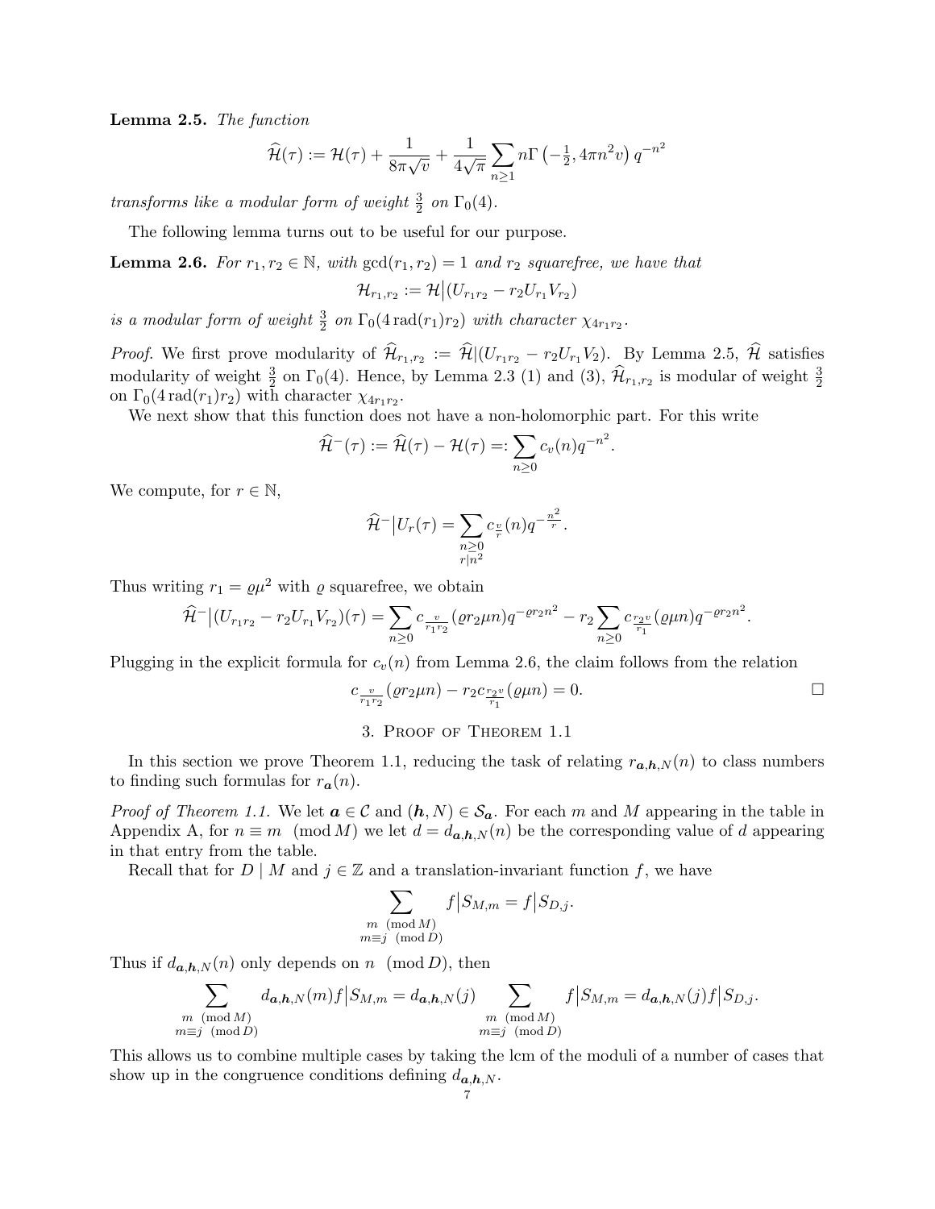**Lemma 2.5.** *The function*

$$\widehat{\mathcal{H}}(\tau) := \mathcal{H}(\tau) + \frac{1}{8\pi\sqrt{v}} + \frac{1}{4\sqrt{\pi}} \sum_{n\geq 1} n\Gamma\left(-\tfrac{1}{2}, 4\pi n^2 v\right) q^{-n^2}$$

*transforms like a modular form of weight $\frac{3}{2}$ on $\Gamma_0(4)$.*

The following lemma turns out to be useful for our purpose.

**Lemma 2.6.** *For $r_1, r_2 \in \mathbb{N}$, with $\gcd(r_1, r_2) = 1$ and $r_2$ squarefree, we have that*

$$\mathcal{H}_{r_1,r_2} := \mathcal{H}\big|(U_{r_1r_2} - r_2 U_{r_1} V_{r_2})$$

*is a modular form of weight $\frac{3}{2}$ on $\Gamma_0(4\,\mathrm{rad}(r_1)r_2)$ with character $\chi_{4r_1r_2}$.*

*Proof.* We first prove modularity of $\widehat{\mathcal{H}}_{r_1,r_2} := \widehat{\mathcal{H}}|(U_{r_1r_2} - r_2U_{r_1}V_2)$. By Lemma 2.5, $\widehat{\mathcal{H}}$ satisfies modularity of weight $\frac{3}{2}$ on $\Gamma_0(4)$. Hence, by Lemma 2.3 (1) and (3), $\widehat{\mathcal{H}}_{r_1,r_2}$ is modular of weight $\frac{3}{2}$ on $\Gamma_0(4\,\mathrm{rad}(r_1)r_2)$ with character $\chi_{4r_1r_2}$.

We next show that this function does not have a non-holomorphic part. For this write

$$\widehat{\mathcal{H}}^-(\tau) := \widehat{\mathcal{H}}(\tau) - \mathcal{H}(\tau) =: \sum_{n\geq 0} c_v(n) q^{-n^2}.$$

We compute, for $r \in \mathbb{N}$,

$$\widehat{\mathcal{H}}^-\big|U_r(\tau) = \sum_{\substack{n\geq 0\\ r|n^2}} c_{\frac{v}{r}}(n) q^{-\frac{n^2}{r}}.$$

Thus writing $r_1 = \varrho\mu^2$ with $\varrho$ squarefree, we obtain

$$\widehat{\mathcal{H}}^-\big|(U_{r_1r_2} - r_2U_{r_1}V_{r_2})(\tau) = \sum_{n\geq 0} c_{\frac{v}{r_1r_2}}(\varrho r_2\mu n) q^{-\varrho r_2 n^2} - r_2 \sum_{n\geq 0} c_{\frac{r_2 v}{r_1}}(\varrho\mu n) q^{-\varrho r_2 n^2}.$$

Plugging in the explicit formula for $c_v(n)$ from Lemma 2.6, the claim follows from the relation

$$c_{\frac{v}{r_1r_2}}(\varrho r_2\mu n) - r_2 c_{\frac{r_2v}{r_1}}(\varrho\mu n) = 0. \qquad \square$$

## 3. Proof of Theorem 1.1

In this section we prove Theorem 1.1, reducing the task of relating $r_{\boldsymbol{a},\boldsymbol{h},N}(n)$ to class numbers to finding such formulas for $r_{\boldsymbol{a}}(n)$.

*Proof of Theorem 1.1.* We let $\boldsymbol{a} \in \mathcal{C}$ and $(\boldsymbol{h}, N) \in \mathcal{S}_{\boldsymbol{a}}$. For each $m$ and $M$ appearing in the table in Appendix A, for $n \equiv m \pmod M$ we let $d = d_{\boldsymbol{a},\boldsymbol{h},N}(n)$ be the corresponding value of $d$ appearing in that entry from the table.

Recall that for $D \mid M$ and $j \in \mathbb{Z}$ and a translation-invariant function $f$, we have

$$\sum_{\substack{m \pmod M\\ m\equiv j \pmod D}} f\big|S_{M,m} = f\big|S_{D,j}.$$

Thus if $d_{\boldsymbol{a},\boldsymbol{h},N}(n)$ only depends on $n \pmod D$, then

$$\sum_{\substack{m \pmod M\\ m\equiv j \pmod D}} d_{\boldsymbol{a},\boldsymbol{h},N}(m) f\big|S_{M,m} = d_{\boldsymbol{a},\boldsymbol{h},N}(j) \sum_{\substack{m \pmod M\\ m\equiv j \pmod D}} f\big|S_{M,m} = d_{\boldsymbol{a},\boldsymbol{h},N}(j) f\big|S_{D,j}.$$

This allows us to combine multiple cases by taking the lcm of the moduli of a number of cases that show up in the congruence conditions defining $d_{\boldsymbol{a},\boldsymbol{h},N}$.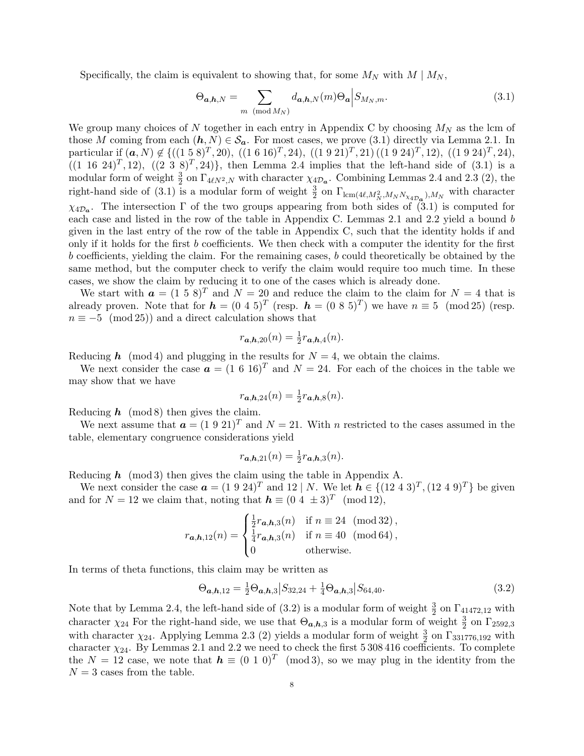Specifically, the claim is equivalent to showing that, for some $M_N$ with $M \mid M_N$,

$$\Theta_{\boldsymbol{a},\boldsymbol{h},N} = \sum_{m \pmod{M_N}} d_{\boldsymbol{a},\boldsymbol{h},N}(m)\Theta_{\boldsymbol{a}}\big|S_{M_N,m}. \tag{3.1}$$

We group many choices of $N$ together in each entry in Appendix C by choosing $M_N$ as the lcm of those $M$ coming from each $(\boldsymbol{h}, N) \in \mathcal{S}_{\boldsymbol{a}}$. For most cases, we prove (3.1) directly via Lemma 2.1. In particular if $(\boldsymbol{a}, N) \notin \{((1\ 5\ 8)^T, 20),\ ((1\ 6\ 16)^T, 24),\ ((1\ 9\ 21)^T, 21)\,((1\ 9\ 24)^T, 12),\ ((1\ 9\ 24)^T, 24),\ ((1\ 16\ 24)^T, 12),\ ((2\ 3\ 8)^T, 24)\}$, then Lemma 2.4 implies that the left-hand side of (3.1) is a modular form of weight $\frac{3}{2}$ on $\Gamma_{4\ell N^2,N}$ with character $\chi_{4\mathcal{D}_{\boldsymbol{a}}}$. Combining Lemmas 2.4 and 2.3 (2), the right-hand side of (3.1) is a modular form of weight $\frac{3}{2}$ on $\Gamma_{\mathrm{lcm}(4\ell, M_N^2, M_N N_{\chi_{4\mathcal{D}_{\boldsymbol{a}}}}), M_N}$ with character $\chi_{4\mathcal{D}_{\boldsymbol{a}}}$. The intersection $\Gamma$ of the two groups appearing from both sides of (3.1) is computed for each case and listed in the row of the table in Appendix C. Lemmas 2.1 and 2.2 yield a bound $b$ given in the last entry of the row of the table in Appendix C, such that the identity holds if and only if it holds for the first $b$ coefficients. We then check with a computer the identity for the first $b$ coefficients, yielding the claim. For the remaining cases, $b$ could theoretically be obtained by the same method, but the computer check to verify the claim would require too much time. In these cases, we show the claim by reducing it to one of the cases which is already done.

We start with $\boldsymbol{a} = (1\ 5\ 8)^T$ and $N = 20$ and reduce the claim to the claim for $N = 4$ that is already proven. Note that for $\boldsymbol{h} = (0\ 4\ 5)^T$ (resp. $\boldsymbol{h} = (0\ 8\ 5)^T$) we have $n \equiv 5 \pmod{25}$ (resp. $n \equiv -5 \pmod{25}$) and a direct calculation shows that

$$r_{\boldsymbol{a},\boldsymbol{h},20}(n) = \tfrac{1}{2} r_{\boldsymbol{a},\boldsymbol{h},4}(n).$$

Reducing $\boldsymbol{h} \pmod 4$ and plugging in the results for $N = 4$, we obtain the claims.

We next consider the case $\boldsymbol{a} = (1\ 6\ 16)^T$ and $N = 24$. For each of the choices in the table we may show that we have

$$r_{\boldsymbol{a},\boldsymbol{h},24}(n) = \tfrac{1}{2} r_{\boldsymbol{a},\boldsymbol{h},8}(n).$$

Reducing $\boldsymbol{h} \pmod 8$ then gives the claim.

We next assume that $\boldsymbol{a} = (1\ 9\ 21)^T$ and $N = 21$. With $n$ restricted to the cases assumed in the table, elementary congruence considerations yield

$$r_{\boldsymbol{a},\boldsymbol{h},21}(n) = \tfrac{1}{2} r_{\boldsymbol{a},\boldsymbol{h},3}(n).$$

Reducing $\boldsymbol{h} \pmod 3$ then gives the claim using the table in Appendix A.

We next consider the case $\boldsymbol{a} = (1\ 9\ 24)^T$ and $12 \mid N$. We let $\boldsymbol{h} \in \{(12\ 4\ 3)^T, (12\ 4\ 9)^T\}$ be given and for $N = 12$ we claim that, noting that $\boldsymbol{h} \equiv (0\ 4\ \pm 3)^T \pmod{12}$,

$$r_{\boldsymbol{a},\boldsymbol{h},12}(n) = \begin{cases} \frac{1}{2} r_{\boldsymbol{a},\boldsymbol{h},3}(n) & \text{if } n \equiv 24 \pmod{32}, \\ \frac{1}{4} r_{\boldsymbol{a},\boldsymbol{h},3}(n) & \text{if } n \equiv 40 \pmod{64}, \\ 0 & \text{otherwise.} \end{cases}$$

In terms of theta functions, this claim may be written as

$$\Theta_{\boldsymbol{a},\boldsymbol{h},12} = \tfrac{1}{2}\Theta_{\boldsymbol{a},\boldsymbol{h},3}\big|S_{32,24} + \tfrac{1}{4}\Theta_{\boldsymbol{a},\boldsymbol{h},3}\big|S_{64,40}. \tag{3.2}$$

Note that by Lemma 2.4, the left-hand side of (3.2) is a modular form of weight $\frac{3}{2}$ on $\Gamma_{41472,12}$ with character $\chi_{24}$ For the right-hand side, we use that $\Theta_{\boldsymbol{a},\boldsymbol{h},3}$ is a modular form of weight $\frac{3}{2}$ on $\Gamma_{2592,3}$ with character $\chi_{24}$. Applying Lemma 2.3 (2) yields a modular form of weight $\frac{3}{2}$ on $\Gamma_{331776,192}$ with character $\chi_{24}$. By Lemmas 2.1 and 2.2 we need to check the first 5 308 416 coefficients. To complete the $N = 12$ case, we note that $\boldsymbol{h} \equiv (0\ 1\ 0)^T \pmod 3$, so we may plug in the identity from the $N = 3$ cases from the table.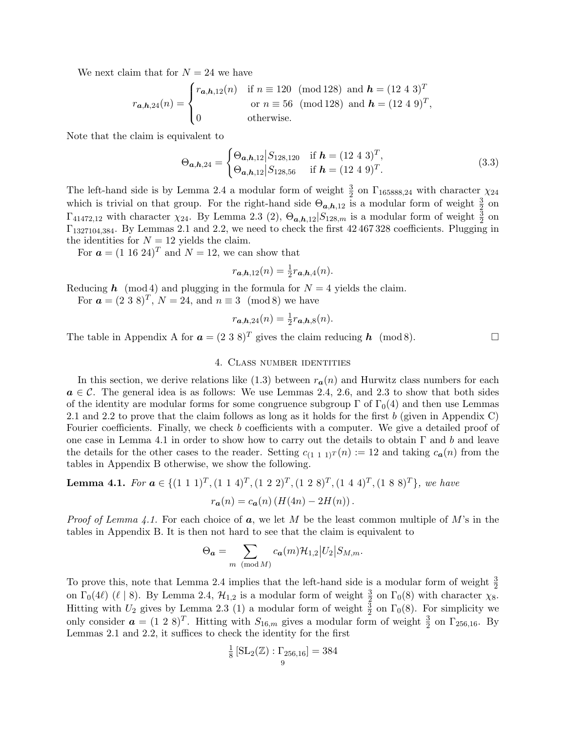We next claim that for $N = 24$ we have

$$r_{\boldsymbol{a},\boldsymbol{h},24}(n) = \begin{cases} r_{\boldsymbol{a},\boldsymbol{h},12}(n) & \text{if } n \equiv 120 \pmod{128} \text{ and } \boldsymbol{h} = (12\ 4\ 3)^T \\ & \text{ or } n \equiv 56 \pmod{128} \text{ and } \boldsymbol{h} = (12\ 4\ 9)^T, \\ 0 & \text{otherwise.} \end{cases}$$

Note that the claim is equivalent to

$$\Theta_{\boldsymbol{a},\boldsymbol{h},24} = \begin{cases} \Theta_{\boldsymbol{a},\boldsymbol{h},12}|S_{128,120} & \text{if } \boldsymbol{h} = (12\ 4\ 3)^T, \\ \Theta_{\boldsymbol{a},\boldsymbol{h},12}|S_{128,56} & \text{if } \boldsymbol{h} = (12\ 4\ 9)^T. \end{cases} \tag{3.3}$$

The left-hand side is by Lemma 2.4 a modular form of weight $\frac{3}{2}$ on $\Gamma_{165888,24}$ with character $\chi_{24}$ which is trivial on that group. For the right-hand side $\Theta_{\boldsymbol{a},\boldsymbol{h},12}$ is a modular form of weight $\frac{3}{2}$ on $\Gamma_{41472,12}$ with character $\chi_{24}$. By Lemma 2.3 (2), $\Theta_{\boldsymbol{a},\boldsymbol{h},12}|S_{128,m}$ is a modular form of weight $\frac{3}{2}$ on $\Gamma_{1327104,384}$. By Lemmas 2.1 and 2.2, we need to check the first 42 467 328 coefficients. Plugging in the identities for $N = 12$ yields the claim.

For $\boldsymbol{a} = (1\ 16\ 24)^T$ and $N = 12$, we can show that

$$r_{\boldsymbol{a},\boldsymbol{h},12}(n) = \tfrac{1}{2} r_{\boldsymbol{a},\boldsymbol{h},4}(n).$$

Reducing $\boldsymbol{h} \pmod 4$ and plugging in the formula for $N = 4$ yields the claim.

For $\boldsymbol{a} = (2\ 3\ 8)^T$, $N = 24$, and $n \equiv 3 \pmod 8$ we have

$$r_{\boldsymbol{a},\boldsymbol{h},24}(n) = \tfrac{1}{2} r_{\boldsymbol{a},\boldsymbol{h},8}(n).$$

The table in Appendix A for $\boldsymbol{a} = (2\ 3\ 8)^T$ gives the claim reducing $\boldsymbol{h} \pmod 8$. □

## 4. Class number identities

In this section, we derive relations like (1.3) between $r_{\boldsymbol{a}}(n)$ and Hurwitz class numbers for each $\boldsymbol{a} \in \mathcal{C}$. The general idea is as follows: We use Lemmas 2.4, 2.6, and 2.3 to show that both sides of the identity are modular forms for some congruence subgroup $\Gamma$ of $\Gamma_0(4)$ and then use Lemmas 2.1 and 2.2 to prove that the claim follows as long as it holds for the first $b$ (given in Appendix C) Fourier coefficients. Finally, we check $b$ coefficients with a computer. We give a detailed proof of one case in Lemma 4.1 in order to show how to carry out the details to obtain $\Gamma$ and $b$ and leave the details for the other cases to the reader. Setting $c_{(1\ 1\ 1)^T}(n) := 12$ and taking $c_{\boldsymbol{a}}(n)$ from the tables in Appendix B otherwise, we show the following.

**Lemma 4.1.** *For $\boldsymbol{a} \in \{(1\ 1\ 1)^T, (1\ 1\ 4)^T, (1\ 2\ 2)^T, (1\ 2\ 8)^T, (1\ 4\ 4)^T, (1\ 8\ 8)^T\}$, we have*

$$r_{\boldsymbol{a}}(n) = c_{\boldsymbol{a}}(n)\left(H(4n) - 2H(n)\right).$$

*Proof of Lemma 4.1.* For each choice of $\boldsymbol{a}$, we let $M$ be the least common multiple of $M$'s in the tables in Appendix B. It is then not hard to see that the claim is equivalent to

$$\Theta_{\boldsymbol{a}} = \sum_{m \pmod M} c_{\boldsymbol{a}}(m) \mathcal{H}_{1,2}|U_2|S_{M,m}.$$

To prove this, note that Lemma 2.4 implies that the left-hand side is a modular form of weight $\frac{3}{2}$ on $\Gamma_0(4\ell)$ ($\ell \mid 8$). By Lemma 2.4, $\mathcal{H}_{1,2}$ is a modular form of weight $\frac{3}{2}$ on $\Gamma_0(8)$ with character $\chi_8$. Hitting with $U_2$ gives by Lemma 2.3 (1) a modular form of weight $\frac{3}{2}$ on $\Gamma_0(8)$. For simplicity we only consider $\boldsymbol{a} = (1\ 2\ 8)^T$. Hitting with $S_{16,m}$ gives a modular form of weight $\frac{3}{2}$ on $\Gamma_{256,16}$. By Lemmas 2.1 and 2.2, it suffices to check the identity for the first

$$\tfrac{1}{8}\left[\mathrm{SL}_2(\mathbb{Z}) : \Gamma_{256,16}\right] = 384$$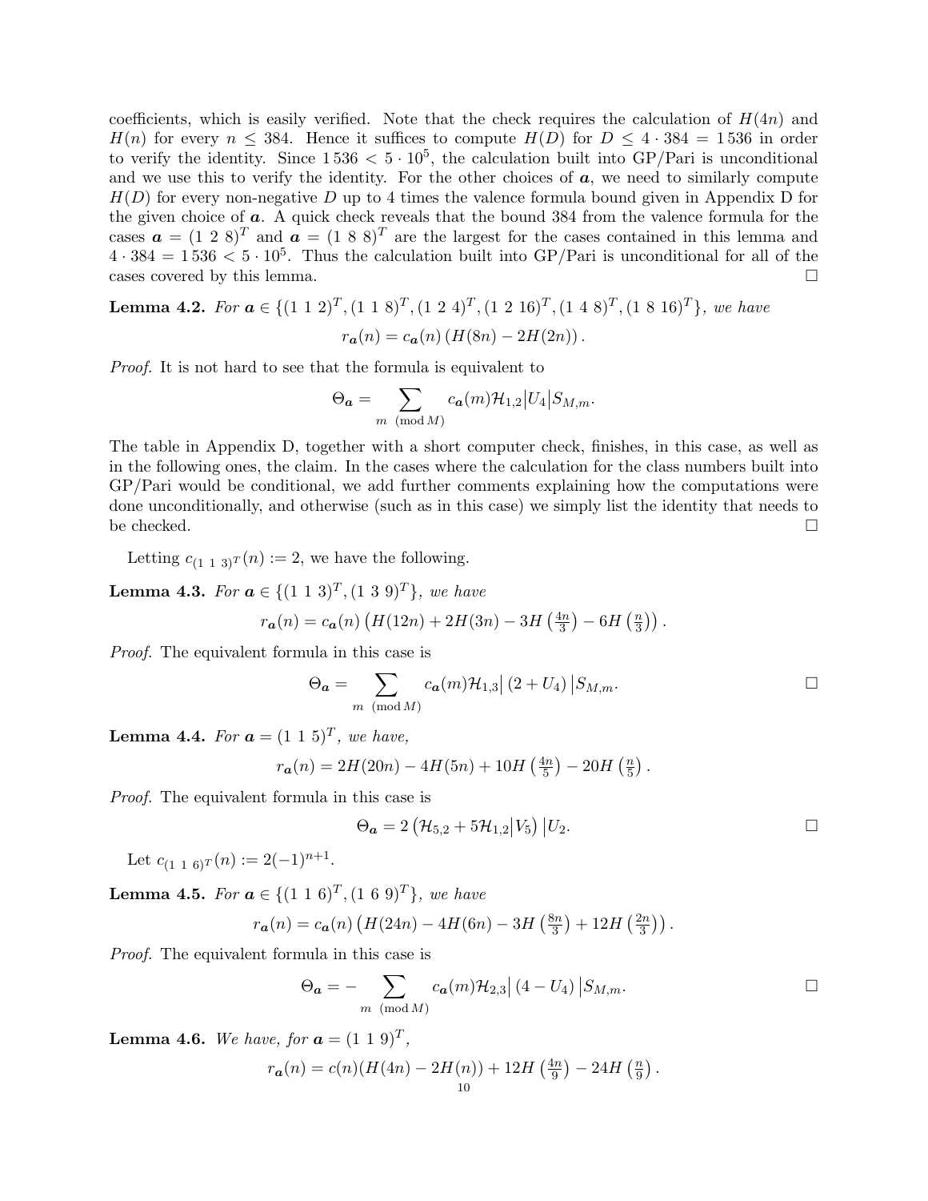coefficients, which is easily verified. Note that the check requires the calculation of $H(4n)$ and $H(n)$ for every $n \leq 384$. Hence it suffices to compute $H(D)$ for $D \leq 4 \cdot 384 = 1\,536$ in order to verify the identity. Since $1\,536 < 5 \cdot 10^5$, the calculation built into GP/Pari is unconditional and we use this to verify the identity. For the other choices of $\boldsymbol{a}$, we need to similarly compute $H(D)$ for every non-negative $D$ up to 4 times the valence formula bound given in Appendix D for the given choice of $\boldsymbol{a}$. A quick check reveals that the bound 384 from the valence formula for the cases $\boldsymbol{a} = (1\ 2\ 8)^T$ and $\boldsymbol{a} = (1\ 8\ 8)^T$ are the largest for the cases contained in this lemma and $4 \cdot 384 = 1\,536 < 5 \cdot 10^5$. Thus the calculation built into GP/Pari is unconditional for all of the cases covered by this lemma. □

**Lemma 4.2.** *For* $\boldsymbol{a} \in \{(1\ 1\ 2)^T, (1\ 1\ 8)^T, (1\ 2\ 4)^T, (1\ 2\ 16)^T, (1\ 4\ 8)^T, (1\ 8\ 16)^T\}$*, we have*

$$r_{\boldsymbol{a}}(n) = c_{\boldsymbol{a}}(n)\left(H(8n) - 2H(2n)\right).$$

*Proof.* It is not hard to see that the formula is equivalent to

$$\Theta_{\boldsymbol{a}} = \sum_{m \pmod{M}} c_{\boldsymbol{a}}(m)\mathcal{H}_{1,2}\big|U_4\big|S_{M,m}.$$

The table in Appendix D, together with a short computer check, finishes, in this case, as well as in the following ones, the claim. In the cases where the calculation for the class numbers built into GP/Pari would be conditional, we add further comments explaining how the computations were done unconditionally, and otherwise (such as in this case) we simply list the identity that needs to be checked. □

Letting $c_{(1\ 1\ 3)^T}(n) := 2$, we have the following.

**Lemma 4.3.** *For* $\boldsymbol{a} \in \{(1\ 1\ 3)^T, (1\ 3\ 9)^T\}$*, we have*

$$r_{\boldsymbol{a}}(n) = c_{\boldsymbol{a}}(n)\left(H(12n) + 2H(3n) - 3H\left(\tfrac{4n}{3}\right) - 6H\left(\tfrac{n}{3}\right)\right).$$

*Proof.* The equivalent formula in this case is

$$\Theta_{\boldsymbol{a}} = \sum_{m \pmod{M}} c_{\boldsymbol{a}}(m)\mathcal{H}_{1,3}\big|\left(2 + U_4\right)\big|S_{M,m}.$$

□

**Lemma 4.4.** *For* $\boldsymbol{a} = (1\ 1\ 5)^T$*, we have,*

$$r_{\boldsymbol{a}}(n) = 2H(20n) - 4H(5n) + 10H\left(\tfrac{4n}{5}\right) - 20H\left(\tfrac{n}{5}\right).$$

*Proof.* The equivalent formula in this case is

$$\Theta_{\boldsymbol{a}} = 2\left(\mathcal{H}_{5,2} + 5\mathcal{H}_{1,2}\big|V_5\right)\big|U_2.$$

□

Let $c_{(1\ 1\ 6)^T}(n) := 2(-1)^{n+1}$.

**Lemma 4.5.** *For* $\boldsymbol{a} \in \{(1\ 1\ 6)^T, (1\ 6\ 9)^T\}$*, we have*

$$r_{\boldsymbol{a}}(n) = c_{\boldsymbol{a}}(n)\left(H(24n) - 4H(6n) - 3H\left(\tfrac{8n}{3}\right) + 12H\left(\tfrac{2n}{3}\right)\right).$$

*Proof.* The equivalent formula in this case is

$$\Theta_{\boldsymbol{a}} = -\sum_{m \pmod{M}} c_{\boldsymbol{a}}(m)\mathcal{H}_{2,3}\big|\left(4 - U_4\right)\big|S_{M,m}.$$

□

**Lemma 4.6.** *We have, for* $\boldsymbol{a} = (1\ 1\ 9)^T$*,*

$$r_{\boldsymbol{a}}(n) = c(n)(H(4n) - 2H(n)) + 12H\left(\tfrac{4n}{9}\right) - 24H\left(\tfrac{n}{9}\right).$$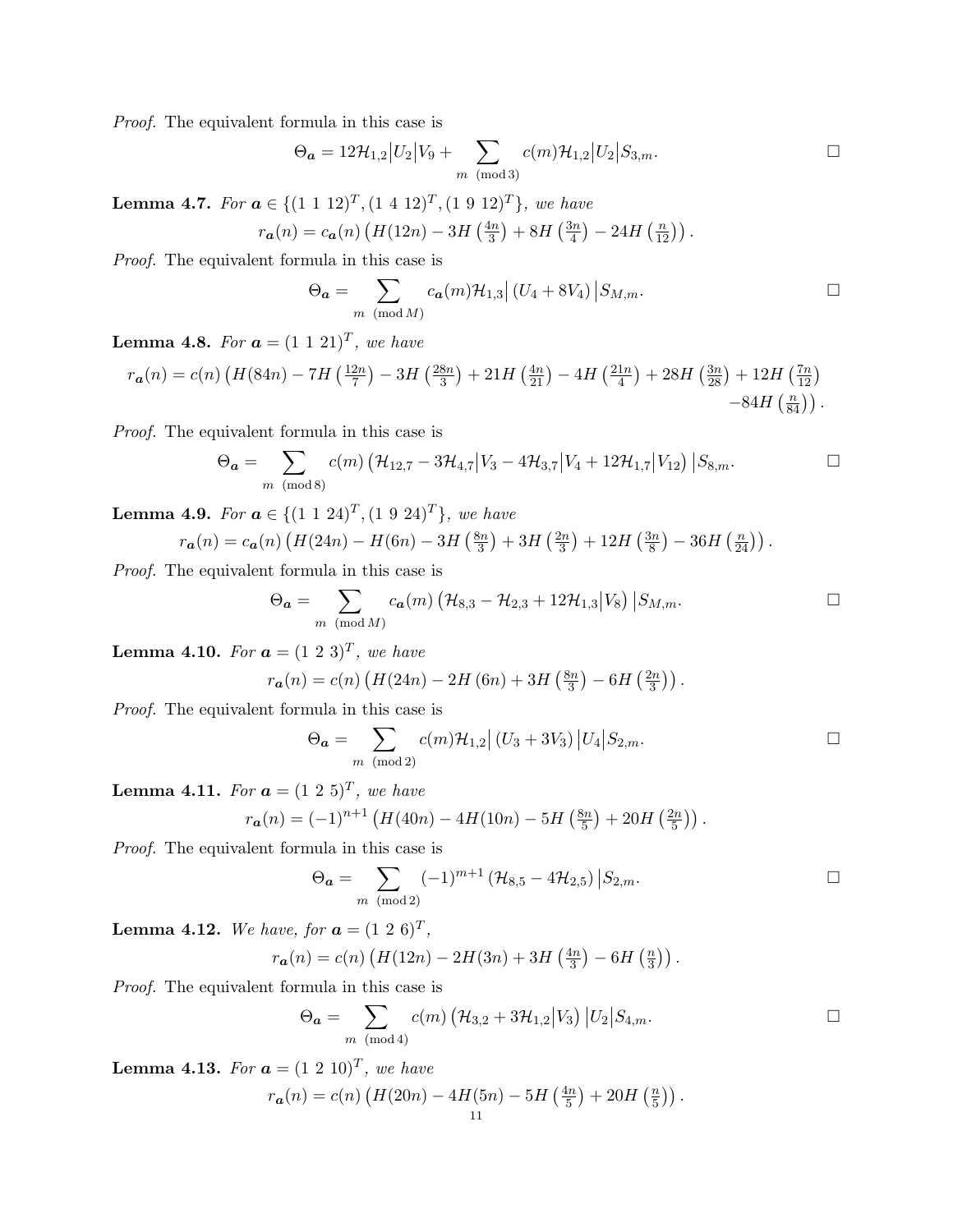*Proof.* The equivalent formula in this case is

$$\Theta_{\boldsymbol{a}} = 12\mathcal{H}_{1,2}\big|U_2\big|V_9 + \sum_{m \pmod 3} c(m)\mathcal{H}_{1,2}\big|U_2\big|S_{3,m}. \qquad \square$$

**Lemma 4.7.** *For* $\boldsymbol{a} \in \{(1\ 1\ 12)^T, (1\ 4\ 12)^T, (1\ 9\ 12)^T\}$*, we have*

$$r_{\boldsymbol{a}}(n) = c_{\boldsymbol{a}}(n)\left(H(12n) - 3H\left(\tfrac{4n}{3}\right) + 8H\left(\tfrac{3n}{4}\right) - 24H\left(\tfrac{n}{12}\right)\right).$$

*Proof.* The equivalent formula in this case is

$$\Theta_{\boldsymbol{a}} = \sum_{m \pmod M} c_{\boldsymbol{a}}(m)\mathcal{H}_{1,3}\big|\left(U_4 + 8V_4\right)\big|S_{M,m}. \qquad \square$$

**Lemma 4.8.** *For* $\boldsymbol{a} = (1\ 1\ 21)^T$*, we have*

$$r_{\boldsymbol{a}}(n) = c(n)\left(H(84n) - 7H\left(\tfrac{12n}{7}\right) - 3H\left(\tfrac{28n}{3}\right) + 21H\left(\tfrac{4n}{21}\right) - 4H\left(\tfrac{21n}{4}\right) + 28H\left(\tfrac{3n}{28}\right) + 12H\left(\tfrac{7n}{12}\right) - 84H\left(\tfrac{n}{84}\right)\right).$$

*Proof.* The equivalent formula in this case is

$$\Theta_{\boldsymbol{a}} = \sum_{m \pmod 8} c(m)\left(\mathcal{H}_{12,7} - 3\mathcal{H}_{4,7}\big|V_3 - 4\mathcal{H}_{3,7}\big|V_4 + 12\mathcal{H}_{1,7}\big|V_{12}\right)\big|S_{8,m}. \qquad \square$$

**Lemma 4.9.** *For* $\boldsymbol{a} \in \{(1\ 1\ 24)^T, (1\ 9\ 24)^T\}$*, we have*

$$r_{\boldsymbol{a}}(n) = c_{\boldsymbol{a}}(n)\left(H(24n) - H(6n) - 3H\left(\tfrac{8n}{3}\right) + 3H\left(\tfrac{2n}{3}\right) + 12H\left(\tfrac{3n}{8}\right) - 36H\left(\tfrac{n}{24}\right)\right).$$

*Proof.* The equivalent formula in this case is

$$\Theta_{\boldsymbol{a}} = \sum_{m \pmod M} c_{\boldsymbol{a}}(m)\left(\mathcal{H}_{8,3} - \mathcal{H}_{2,3} + 12\mathcal{H}_{1,3}\big|V_8\right)\big|S_{M,m}. \qquad \square$$

**Lemma 4.10.** *For* $\boldsymbol{a} = (1\ 2\ 3)^T$*, we have*

$$r_{\boldsymbol{a}}(n) = c(n)\left(H(24n) - 2H\left(6n\right) + 3H\left(\tfrac{8n}{3}\right) - 6H\left(\tfrac{2n}{3}\right)\right).$$

*Proof.* The equivalent formula in this case is

$$\Theta_{\boldsymbol{a}} = \sum_{m \pmod 2} c(m)\mathcal{H}_{1,2}\big|\left(U_3 + 3V_3\right)\big|U_4\big|S_{2,m}. \qquad \square$$

**Lemma 4.11.** *For* $\boldsymbol{a} = (1\ 2\ 5)^T$*, we have*

$$r_{\boldsymbol{a}}(n) = (-1)^{n+1}\left(H(40n) - 4H(10n) - 5H\left(\tfrac{8n}{5}\right) + 20H\left(\tfrac{2n}{5}\right)\right).$$

*Proof.* The equivalent formula in this case is

$$\Theta_{\boldsymbol{a}} = \sum_{m \pmod 2} (-1)^{m+1}\left(\mathcal{H}_{8,5} - 4\mathcal{H}_{2,5}\right)\big|S_{2,m}. \qquad \square$$

**Lemma 4.12.** *We have, for* $\boldsymbol{a} = (1\ 2\ 6)^T$*,*

$$r_{\boldsymbol{a}}(n) = c(n)\left(H(12n) - 2H(3n) + 3H\left(\tfrac{4n}{3}\right) - 6H\left(\tfrac{n}{3}\right)\right).$$

*Proof.* The equivalent formula in this case is

$$\Theta_{\boldsymbol{a}} = \sum_{m \pmod 4} c(m)\left(\mathcal{H}_{3,2} + 3\mathcal{H}_{1,2}\big|V_3\right)\big|U_2\big|S_{4,m}. \qquad \square$$

**Lemma 4.13.** *For* $\boldsymbol{a} = (1\ 2\ 10)^T$*, we have*

$$r_{\boldsymbol{a}}(n) = c(n)\left(H(20n) - 4H(5n) - 5H\left(\tfrac{4n}{5}\right) + 20H\left(\tfrac{n}{5}\right)\right).$$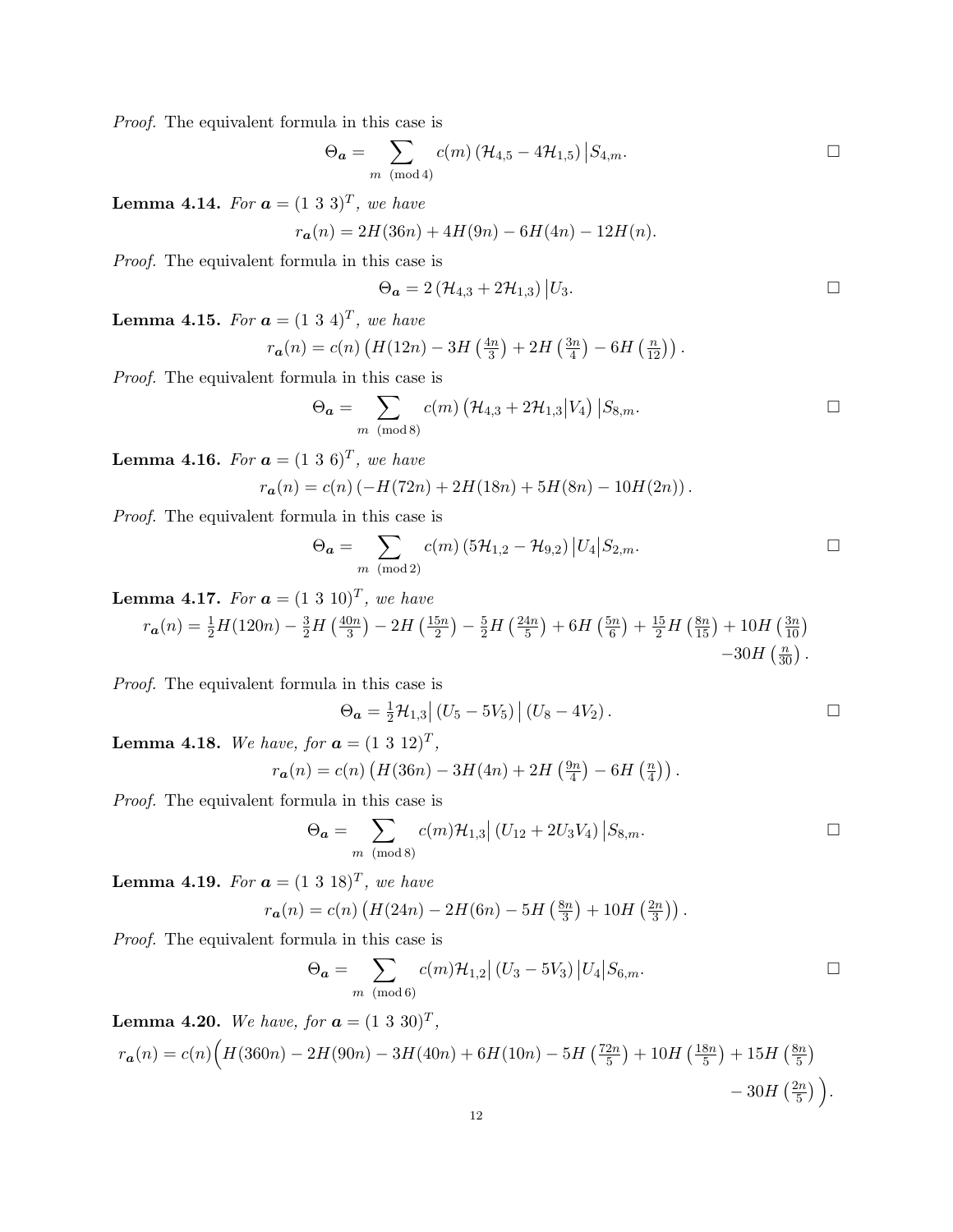*Proof.* The equivalent formula in this case is

$$\Theta_{\boldsymbol{a}} = \sum_{m \pmod 4} c(m) \left(\mathcal{H}_{4,5} - 4\mathcal{H}_{1,5}\right) \big| S_{4,m}. \qquad \square$$

**Lemma 4.14.** *For $\boldsymbol{a} = (1\ 3\ 3)^T$, we have*

$$r_{\boldsymbol{a}}(n) = 2H(36n) + 4H(9n) - 6H(4n) - 12H(n).$$

*Proof.* The equivalent formula in this case is

$$\Theta_{\boldsymbol{a}} = 2\left(\mathcal{H}_{4,3} + 2\mathcal{H}_{1,3}\right) \big| U_3. \qquad \square$$

**Lemma 4.15.** *For $\boldsymbol{a} = (1\ 3\ 4)^T$, we have*

$$r_{\boldsymbol{a}}(n) = c(n) \left(H(12n) - 3H\left(\tfrac{4n}{3}\right) + 2H\left(\tfrac{3n}{4}\right) - 6H\left(\tfrac{n}{12}\right)\right).$$

*Proof.* The equivalent formula in this case is

$$\Theta_{\boldsymbol{a}} = \sum_{m \pmod 8} c(m) \left(\mathcal{H}_{4,3} + 2\mathcal{H}_{1,3} \big| V_4\right) \big| S_{8,m}. \qquad \square$$

**Lemma 4.16.** *For $\boldsymbol{a} = (1\ 3\ 6)^T$, we have*

$$r_{\boldsymbol{a}}(n) = c(n) \left(-H(72n) + 2H(18n) + 5H(8n) - 10H(2n)\right).$$

*Proof.* The equivalent formula in this case is

$$\Theta_{\boldsymbol{a}} = \sum_{m \pmod 2} c(m) \left(5\mathcal{H}_{1,2} - \mathcal{H}_{9,2}\right) \big| U_4 \big| S_{2,m}. \qquad \square$$

**Lemma 4.17.** *For $\boldsymbol{a} = (1\ 3\ 10)^T$, we have*

$$r_{\boldsymbol{a}}(n) = \tfrac{1}{2}H(120n) - \tfrac{3}{2}H\left(\tfrac{40n}{3}\right) - 2H\left(\tfrac{15n}{2}\right) - \tfrac{5}{2}H\left(\tfrac{24n}{5}\right) + 6H\left(\tfrac{5n}{6}\right) + \tfrac{15}{2}H\left(\tfrac{8n}{15}\right) + 10H\left(\tfrac{3n}{10}\right) - 30H\left(\tfrac{n}{30}\right).$$

*Proof.* The equivalent formula in this case is

$$\Theta_{\boldsymbol{a}} = \tfrac{1}{2}\mathcal{H}_{1,3} \big| \left(U_5 - 5V_5\right) \big| \left(U_8 - 4V_2\right). \qquad \square$$

**Lemma 4.18.** *We have, for $\boldsymbol{a} = (1\ 3\ 12)^T$,*

$$r_{\boldsymbol{a}}(n) = c(n) \left(H(36n) - 3H(4n) + 2H\left(\tfrac{9n}{4}\right) - 6H\left(\tfrac{n}{4}\right)\right).$$

*Proof.* The equivalent formula in this case is

$$\Theta_{\boldsymbol{a}} = \sum_{m \pmod 8} c(m) \mathcal{H}_{1,3} \big| \left(U_{12} + 2U_3V_4\right) \big| S_{8,m}. \qquad \square$$

**Lemma 4.19.** *For $\boldsymbol{a} = (1\ 3\ 18)^T$, we have*

$$r_{\boldsymbol{a}}(n) = c(n) \left(H(24n) - 2H(6n) - 5H\left(\tfrac{8n}{3}\right) + 10H\left(\tfrac{2n}{3}\right)\right).$$

*Proof.* The equivalent formula in this case is

$$\Theta_{\boldsymbol{a}} = \sum_{m \pmod 6} c(m) \mathcal{H}_{1,2} \big| \left(U_3 - 5V_3\right) \big| U_4 \big| S_{6,m}. \qquad \square$$

**Lemma 4.20.** *We have, for $\boldsymbol{a} = (1\ 3\ 30)^T$,*

$$r_{\boldsymbol{a}}(n) = c(n) \Big( H(360n) - 2H(90n) - 3H(40n) + 6H(10n) - 5H\left(\tfrac{72n}{5}\right) + 10H\left(\tfrac{18n}{5}\right) + 15H\left(\tfrac{8n}{5}\right) - 30H\left(\tfrac{2n}{5}\right) \Big).$$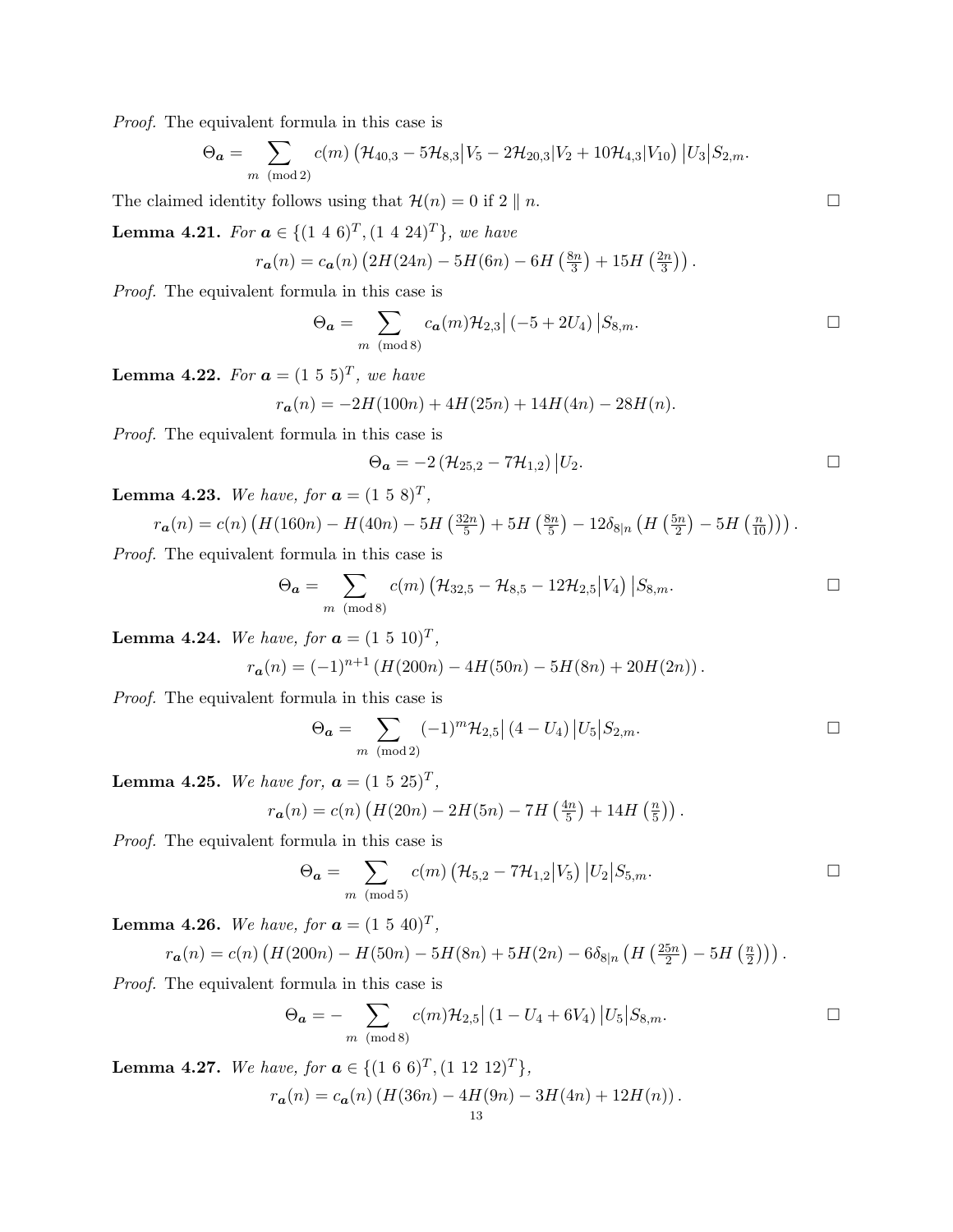*Proof.* The equivalent formula in this case is

$$\Theta_{\boldsymbol{a}} = \sum_{m \pmod 2} c(m) \left(\mathcal{H}_{40,3} - 5\mathcal{H}_{8,3}\big|V_5 - 2\mathcal{H}_{20,3}\big|V_2 + 10\mathcal{H}_{4,3}\big|V_{10}\right)\big|U_3\big|S_{2,m}.$$

The claimed identity follows using that $\mathcal{H}(n) = 0$ if $2 \parallel n$. □

**Lemma 4.21.** *For $\boldsymbol{a} \in \{(1\ 4\ 6)^T, (1\ 4\ 24)^T\}$, we have*

$$r_{\boldsymbol{a}}(n) = c_{\boldsymbol{a}}(n) \left(2H(24n) - 5H(6n) - 6H\left(\tfrac{8n}{3}\right) + 15H\left(\tfrac{2n}{3}\right)\right).$$

*Proof.* The equivalent formula in this case is

$$\Theta_{\boldsymbol{a}} = \sum_{m \pmod 8} c_{\boldsymbol{a}}(m)\mathcal{H}_{2,3}\big| \left(-5 + 2U_4\right)\big|S_{8,m}.$$

□

**Lemma 4.22.** *For $\boldsymbol{a} = (1\ 5\ 5)^T$, we have*

$$r_{\boldsymbol{a}}(n) = -2H(100n) + 4H(25n) + 14H(4n) - 28H(n).$$

*Proof.* The equivalent formula in this case is

$$\Theta_{\boldsymbol{a}} = -2\left(\mathcal{H}_{25,2} - 7\mathcal{H}_{1,2}\right)\big|U_2.$$

□

**Lemma 4.23.** *We have, for $\boldsymbol{a} = (1\ 5\ 8)^T$,*

$$r_{\boldsymbol{a}}(n) = c(n) \left(H(160n) - H(40n) - 5H\left(\tfrac{32n}{5}\right) + 5H\left(\tfrac{8n}{5}\right) - 12\delta_{8|n}\left(H\left(\tfrac{5n}{2}\right) - 5H\left(\tfrac{n}{10}\right)\right)\right).$$

*Proof.* The equivalent formula in this case is

$$\Theta_{\boldsymbol{a}} = \sum_{m \pmod 8} c(m) \left(\mathcal{H}_{32,5} - \mathcal{H}_{8,5} - 12\mathcal{H}_{2,5}\big|V_4\right)\big|S_{8,m}.$$

□

**Lemma 4.24.** *We have, for $\boldsymbol{a} = (1\ 5\ 10)^T$,*

$$r_{\boldsymbol{a}}(n) = (-1)^{n+1}\left(H(200n) - 4H(50n) - 5H(8n) + 20H(2n)\right).$$

*Proof.* The equivalent formula in this case is

$$\Theta_{\boldsymbol{a}} = \sum_{m \pmod 2} (-1)^m \mathcal{H}_{2,5}\big| \left(4 - U_4\right)\big|U_5\big|S_{2,m}.$$

□

**Lemma 4.25.** *We have for, $\boldsymbol{a} = (1\ 5\ 25)^T$,*

$$r_{\boldsymbol{a}}(n) = c(n)\left(H(20n) - 2H(5n) - 7H\left(\tfrac{4n}{5}\right) + 14H\left(\tfrac{n}{5}\right)\right).$$

*Proof.* The equivalent formula in this case is

$$\Theta_{\boldsymbol{a}} = \sum_{m \pmod 5} c(m) \left(\mathcal{H}_{5,2} - 7\mathcal{H}_{1,2}\big|V_5\right)\big|U_2\big|S_{5,m}.$$

□

**Lemma 4.26.** *We have, for $\boldsymbol{a} = (1\ 5\ 40)^T$,*

$$r_{\boldsymbol{a}}(n) = c(n)\left(H(200n) - H(50n) - 5H(8n) + 5H(2n) - 6\delta_{8|n}\left(H\left(\tfrac{25n}{2}\right) - 5H\left(\tfrac{n}{2}\right)\right)\right).$$

*Proof.* The equivalent formula in this case is

$$\Theta_{\boldsymbol{a}} = -\sum_{m \pmod 8} c(m)\mathcal{H}_{2,5}\big| \left(1 - U_4 + 6V_4\right)\big|U_5\big|S_{8,m}.$$

□

**Lemma 4.27.** *We have, for $\boldsymbol{a} \in \{(1\ 6\ 6)^T, (1\ 12\ 12)^T\}$,*

$$r_{\boldsymbol{a}}(n) = c_{\boldsymbol{a}}(n)\left(H(36n) - 4H(9n) - 3H(4n) + 12H(n)\right).$$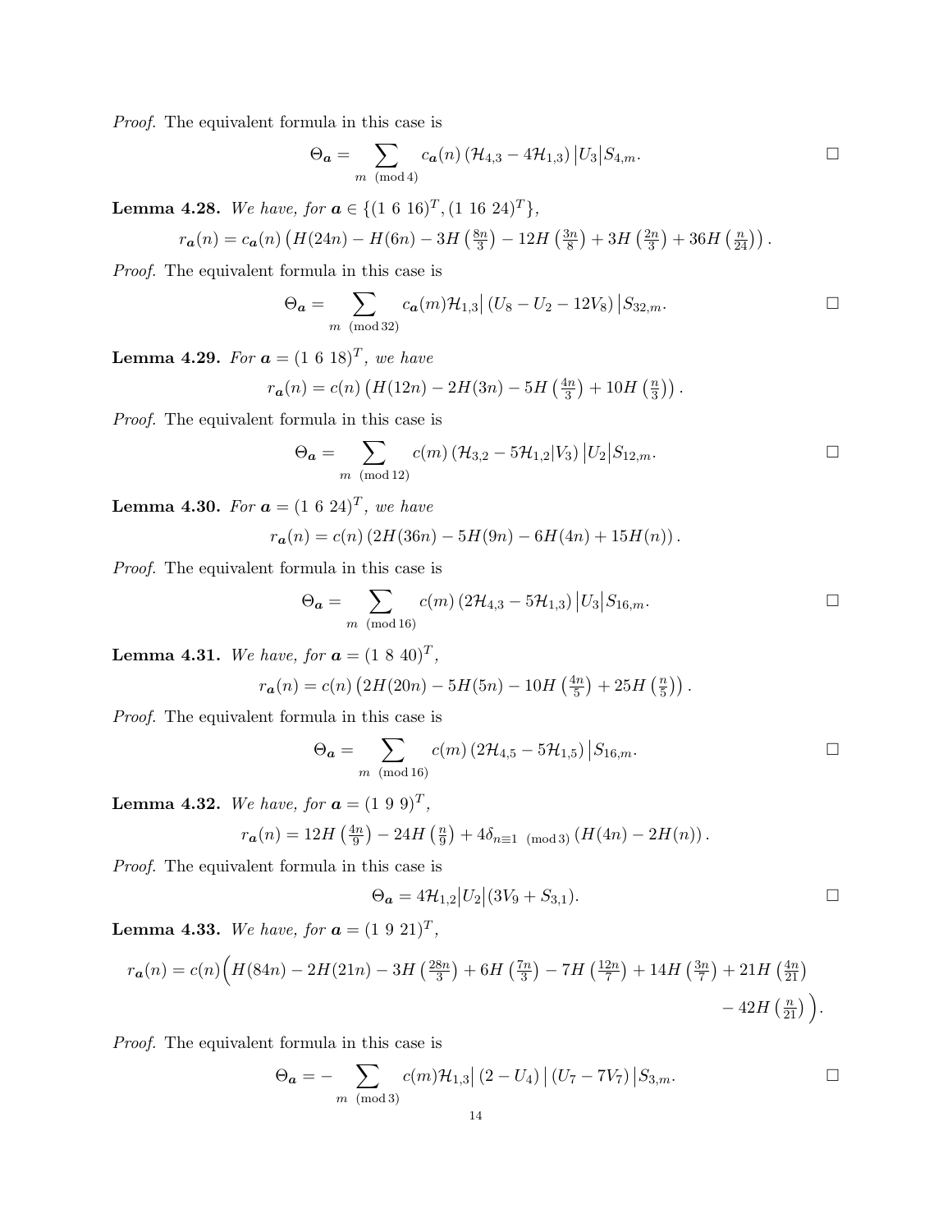*Proof.* The equivalent formula in this case is

$$\Theta_{\boldsymbol{a}} = \sum_{m \pmod 4} c_{\boldsymbol{a}}(n) \left(\mathcal{H}_{4,3} - 4\mathcal{H}_{1,3}\right) \big| U_3 \big| S_{4,m}. \qquad \square$$

**Lemma 4.28.** *We have, for* $\boldsymbol{a} \in \{(1\ 6\ 16)^T, (1\ 16\ 24)^T\}$,

$$r_{\boldsymbol{a}}(n) = c_{\boldsymbol{a}}(n) \left(H(24n) - H(6n) - 3H\left(\tfrac{8n}{3}\right) - 12H\left(\tfrac{3n}{8}\right) + 3H\left(\tfrac{2n}{3}\right) + 36H\left(\tfrac{n}{24}\right)\right).$$

*Proof.* The equivalent formula in this case is

$$\Theta_{\boldsymbol{a}} = \sum_{m \pmod{32}} c_{\boldsymbol{a}}(m) \mathcal{H}_{1,3} \big| \left(U_8 - U_2 - 12V_8\right) \big| S_{32,m}. \qquad \square$$

**Lemma 4.29.** *For* $\boldsymbol{a} = (1\ 6\ 18)^T$, *we have*

$$r_{\boldsymbol{a}}(n) = c(n) \left(H(12n) - 2H(3n) - 5H\left(\tfrac{4n}{3}\right) + 10H\left(\tfrac{n}{3}\right)\right).$$

*Proof.* The equivalent formula in this case is

$$\Theta_{\boldsymbol{a}} = \sum_{m \pmod{12}} c(m) \left(\mathcal{H}_{3,2} - 5\mathcal{H}_{1,2}|V_3\right) \big| U_2 \big| S_{12,m}. \qquad \square$$

**Lemma 4.30.** *For* $\boldsymbol{a} = (1\ 6\ 24)^T$, *we have*

$$r_{\boldsymbol{a}}(n) = c(n) \left(2H(36n) - 5H(9n) - 6H(4n) + 15H(n)\right).$$

*Proof.* The equivalent formula in this case is

$$\Theta_{\boldsymbol{a}} = \sum_{m \pmod{16}} c(m) \left(2\mathcal{H}_{4,3} - 5\mathcal{H}_{1,3}\right) \big| U_3 \big| S_{16,m}. \qquad \square$$

**Lemma 4.31.** *We have, for* $\boldsymbol{a} = (1\ 8\ 40)^T$,

$$r_{\boldsymbol{a}}(n) = c(n) \left(2H(20n) - 5H(5n) - 10H\left(\tfrac{4n}{5}\right) + 25H\left(\tfrac{n}{5}\right)\right).$$

*Proof.* The equivalent formula in this case is

$$\Theta_{\boldsymbol{a}} = \sum_{m \pmod{16}} c(m) \left(2\mathcal{H}_{4,5} - 5\mathcal{H}_{1,5}\right) \big| S_{16,m}. \qquad \square$$

**Lemma 4.32.** *We have, for* $\boldsymbol{a} = (1\ 9\ 9)^T$,

$$r_{\boldsymbol{a}}(n) = 12H\left(\tfrac{4n}{9}\right) - 24H\left(\tfrac{n}{9}\right) + 4\delta_{n \equiv 1 \pmod 3} \left(H(4n) - 2H(n)\right).$$

*Proof.* The equivalent formula in this case is

$$\Theta_{\boldsymbol{a}} = 4\mathcal{H}_{1,2} \big| U_2 \big| (3V_9 + S_{3,1}). \qquad \square$$

**Lemma 4.33.** *We have, for* $\boldsymbol{a} = (1\ 9\ 21)^T$,

$$r_{\boldsymbol{a}}(n) = c(n) \Big( H(84n) - 2H(21n) - 3H\left(\tfrac{28n}{3}\right) + 6H\left(\tfrac{7n}{3}\right) - 7H\left(\tfrac{12n}{7}\right) + 14H\left(\tfrac{3n}{7}\right) + 21H\left(\tfrac{4n}{21}\right) - 42H\left(\tfrac{n}{21}\right) \Big).$$

*Proof.* The equivalent formula in this case is

$$\Theta_{\boldsymbol{a}} = -\sum_{m \pmod 3} c(m) \mathcal{H}_{1,3} \big| \left(2 - U_4\right) \big| \left(U_7 - 7V_7\right) \big| S_{3,m}. \qquad \square$$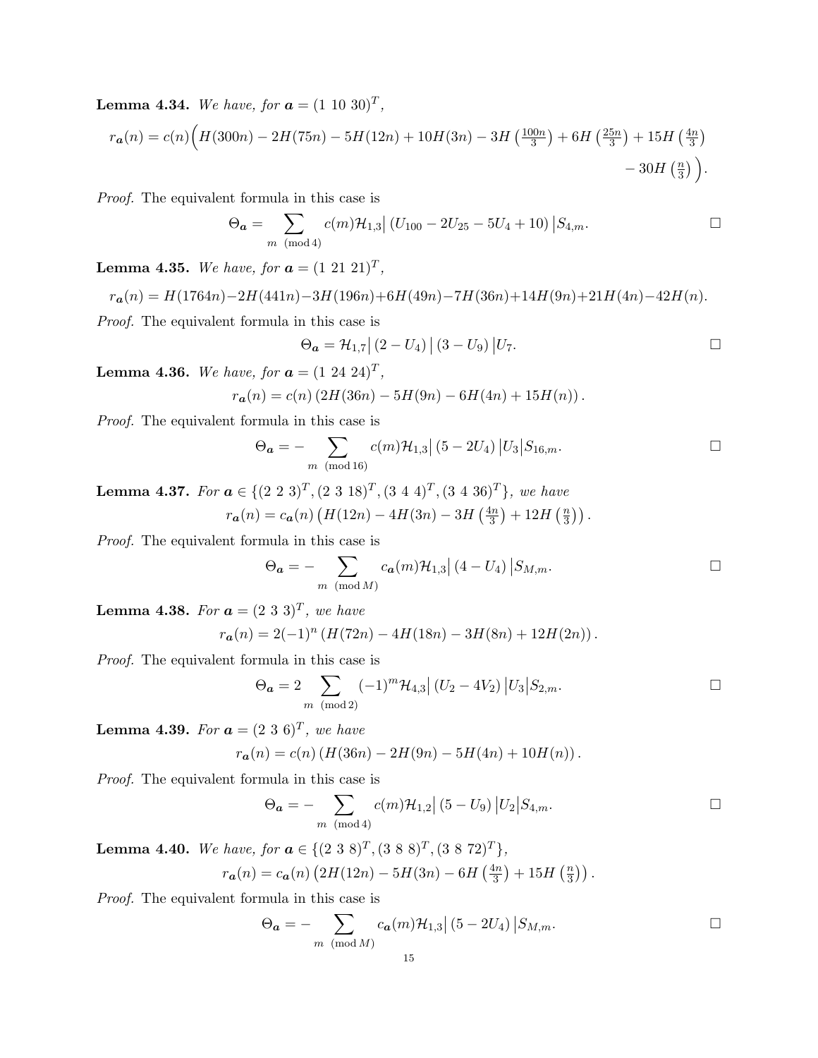**Lemma 4.34.** *We have, for* $\boldsymbol{a} = (1\ 10\ 30)^T$,

$$r_{\boldsymbol{a}}(n) = c(n)\Big(H(300n) - 2H(75n) - 5H(12n) + 10H(3n) - 3H\left(\tfrac{100n}{3}\right) + 6H\left(\tfrac{25n}{3}\right) + 15H\left(\tfrac{4n}{3}\right) - 30H\left(\tfrac{n}{3}\right)\Big).$$

*Proof.* The equivalent formula in this case is

$$\Theta_{\boldsymbol{a}} = \sum_{m \pmod 4} c(m)\mathcal{H}_{1,3}\big|\left(U_{100} - 2U_{25} - 5U_4 + 10\right)\big|S_{4,m}.$$

□

**Lemma 4.35.** *We have, for* $\boldsymbol{a} = (1\ 21\ 21)^T$,

$$r_{\boldsymbol{a}}(n) = H(1764n) - 2H(441n) - 3H(196n) + 6H(49n) - 7H(36n) + 14H(9n) + 21H(4n) - 42H(n).$$

*Proof.* The equivalent formula in this case is

$$\Theta_{\boldsymbol{a}} = \mathcal{H}_{1,7}\big|\left(2 - U_4\right)\big|\left(3 - U_9\right)\big|U_7.$$

□

**Lemma 4.36.** *We have, for* $\boldsymbol{a} = (1\ 24\ 24)^T$,

$$r_{\boldsymbol{a}}(n) = c(n)\left(2H(36n) - 5H(9n) - 6H(4n) + 15H(n)\right).$$

*Proof.* The equivalent formula in this case is

$$\Theta_{\boldsymbol{a}} = -\sum_{m \pmod{16}} c(m)\mathcal{H}_{1,3}\big|\left(5 - 2U_4\right)\big|U_3\big|S_{16,m}.$$

□

**Lemma 4.37.** *For* $\boldsymbol{a} \in \{(2\ 2\ 3)^T, (2\ 3\ 18)^T, (3\ 4\ 4)^T, (3\ 4\ 36)^T\}$, *we have*

$$r_{\boldsymbol{a}}(n) = c_{\boldsymbol{a}}(n)\left(H(12n) - 4H(3n) - 3H\left(\tfrac{4n}{3}\right) + 12H\left(\tfrac{n}{3}\right)\right).$$

*Proof.* The equivalent formula in this case is

$$\Theta_{\boldsymbol{a}} = -\sum_{m \pmod M} c_{\boldsymbol{a}}(m)\mathcal{H}_{1,3}\big|\left(4 - U_4\right)\big|S_{M,m}.$$

□

**Lemma 4.38.** *For* $\boldsymbol{a} = (2\ 3\ 3)^T$, *we have*

$$r_{\boldsymbol{a}}(n) = 2(-1)^n\left(H(72n) - 4H(18n) - 3H(8n) + 12H(2n)\right).$$

*Proof.* The equivalent formula in this case is

$$\Theta_{\boldsymbol{a}} = 2\sum_{m \pmod 2} (-1)^m\mathcal{H}_{4,3}\big|\left(U_2 - 4V_2\right)\big|U_3\big|S_{2,m}.$$

□

**Lemma 4.39.** *For* $\boldsymbol{a} = (2\ 3\ 6)^T$, *we have*

$$r_{\boldsymbol{a}}(n) = c(n)\left(H(36n) - 2H(9n) - 5H(4n) + 10H(n)\right).$$

*Proof.* The equivalent formula in this case is

$$\Theta_{\boldsymbol{a}} = -\sum_{m \pmod 4} c(m)\mathcal{H}_{1,2}\big|\left(5 - U_9\right)\big|U_2\big|S_{4,m}.$$

□

**Lemma 4.40.** *We have, for* $\boldsymbol{a} \in \{(2\ 3\ 8)^T, (3\ 8\ 8)^T, (3\ 8\ 72)^T\}$,

$$r_{\boldsymbol{a}}(n) = c_{\boldsymbol{a}}(n)\left(2H(12n) - 5H(3n) - 6H\left(\tfrac{4n}{3}\right) + 15H\left(\tfrac{n}{3}\right)\right).$$

*Proof.* The equivalent formula in this case is

$$\Theta_{\boldsymbol{a}} = -\sum_{m \pmod M} c_{\boldsymbol{a}}(m)\mathcal{H}_{1,3}\big|\left(5 - 2U_4\right)\big|S_{M,m}.$$

□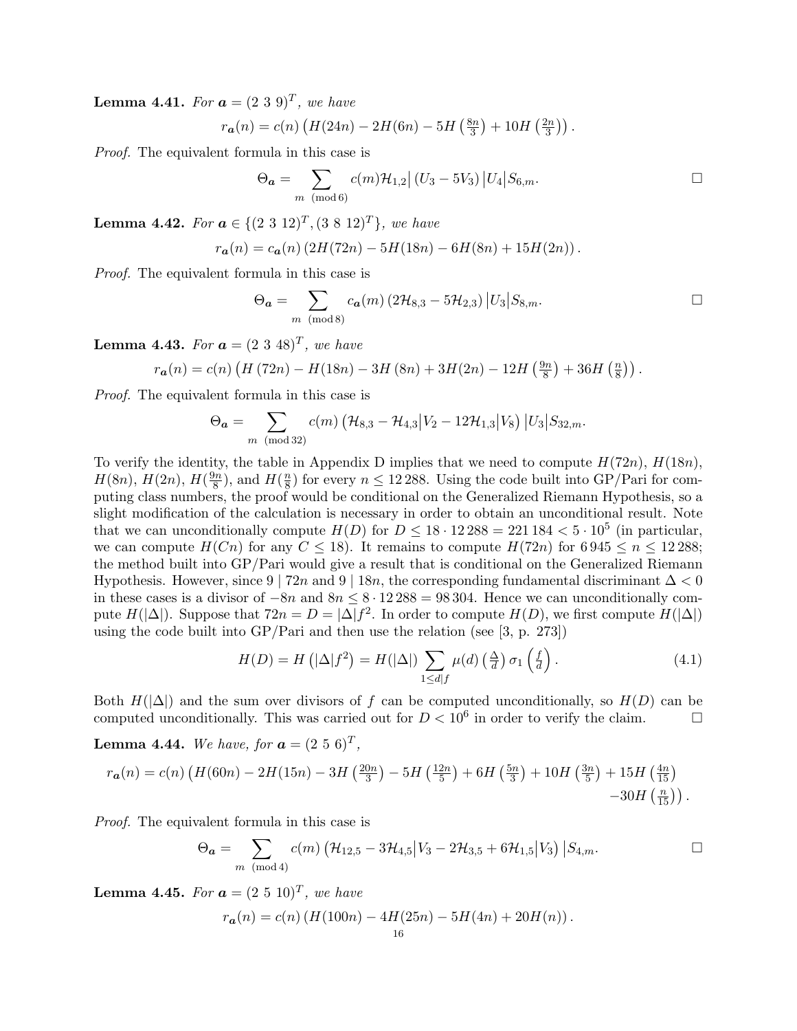**Lemma 4.41.** *For $\boldsymbol{a} = (2\ 3\ 9)^T$, we have*

$$r_{\boldsymbol{a}}(n) = c(n)\left(H(24n) - 2H(6n) - 5H\left(\tfrac{8n}{3}\right) + 10H\left(\tfrac{2n}{3}\right)\right).$$

*Proof.* The equivalent formula in this case is

$$\Theta_{\boldsymbol{a}} = \sum_{m \pmod 6} c(m)\mathcal{H}_{1,2}\big|\left(U_3 - 5V_3\right)\big|U_4\big|S_{6,m}.$$

□

**Lemma 4.42.** *For $\boldsymbol{a} \in \{(2\ 3\ 12)^T, (3\ 8\ 12)^T\}$, we have*

$$r_{\boldsymbol{a}}(n) = c_{\boldsymbol{a}}(n)\left(2H(72n) - 5H(18n) - 6H(8n) + 15H(2n)\right).$$

*Proof.* The equivalent formula in this case is

$$\Theta_{\boldsymbol{a}} = \sum_{m \pmod 8} c_{\boldsymbol{a}}(m)\left(2\mathcal{H}_{8,3} - 5\mathcal{H}_{2,3}\right)\big|U_3\big|S_{8,m}.$$

□

**Lemma 4.43.** *For $\boldsymbol{a} = (2\ 3\ 48)^T$, we have*

$$r_{\boldsymbol{a}}(n) = c(n)\left(H\left(72n\right) - H(18n) - 3H\left(8n\right) + 3H(2n) - 12H\left(\tfrac{9n}{8}\right) + 36H\left(\tfrac{n}{8}\right)\right).$$

*Proof.* The equivalent formula in this case is

$$\Theta_{\boldsymbol{a}} = \sum_{m \pmod{32}} c(m)\left(\mathcal{H}_{8,3} - \mathcal{H}_{4,3}\big|V_2 - 12\mathcal{H}_{1,3}\big|V_8\right)\big|U_3\big|S_{32,m}.$$

To verify the identity, the table in Appendix D implies that we need to compute $H(72n)$, $H(18n)$, $H(8n)$, $H(2n)$, $H(\frac{9n}{8})$, and $H(\frac{n}{8})$ for every $n \leq 12\,288$. Using the code built into GP/Pari for computing class numbers, the proof would be conditional on the Generalized Riemann Hypothesis, so a slight modification of the calculation is necessary in order to obtain an unconditional result. Note that we can unconditionally compute $H(D)$ for $D \leq 18 \cdot 12\,288 = 221\,184 < 5 \cdot 10^5$ (in particular, we can compute $H(Cn)$ for any $C \leq 18$). It remains to compute $H(72n)$ for $6\,945 \leq n \leq 12\,288$; the method built into GP/Pari would give a result that is conditional on the Generalized Riemann Hypothesis. However, since $9 \mid 72n$ and $9 \mid 18n$, the corresponding fundamental discriminant $\Delta < 0$ in these cases is a divisor of $-8n$ and $8n \leq 8 \cdot 12\,288 = 98\,304$. Hence we can unconditionally compute $H(|\Delta|)$. Suppose that $72n = D = |\Delta| f^2$. In order to compute $H(D)$, we first compute $H(|\Delta|)$ using the code built into GP/Pari and then use the relation (see [3, p. 273])

$$H(D) = H\left(|\Delta| f^2\right) = H(|\Delta|)\sum_{1 \leq d \mid f} \mu(d)\left(\tfrac{\Delta}{d}\right)\sigma_1\left(\tfrac{f}{d}\right). \tag{4.1}$$

Both $H(|\Delta|)$ and the sum over divisors of $f$ can be computed unconditionally, so $H(D)$ can be computed unconditionally. This was carried out for $D < 10^6$ in order to verify the claim. □

**Lemma 4.44.** *We have, for $\boldsymbol{a} = (2\ 5\ 6)^T$,*

$$r_{\boldsymbol{a}}(n) = c(n)\left(H(60n) - 2H(15n) - 3H\left(\tfrac{20n}{3}\right) - 5H\left(\tfrac{12n}{5}\right) + 6H\left(\tfrac{5n}{3}\right) + 10H\left(\tfrac{3n}{5}\right) + 15H\left(\tfrac{4n}{15}\right) - 30H\left(\tfrac{n}{15}\right)\right).$$

*Proof.* The equivalent formula in this case is

$$\Theta_{\boldsymbol{a}} = \sum_{m \pmod 4} c(m)\left(\mathcal{H}_{12,5} - 3\mathcal{H}_{4,5}\big|V_3 - 2\mathcal{H}_{3,5} + 6\mathcal{H}_{1,5}\big|V_3\right)\big|S_{4,m}.$$

□

**Lemma 4.45.** *For $\boldsymbol{a} = (2\ 5\ 10)^T$, we have*

$$r_{\boldsymbol{a}}(n) = c(n)\left(H(100n) - 4H(25n) - 5H(4n) + 20H(n)\right).$$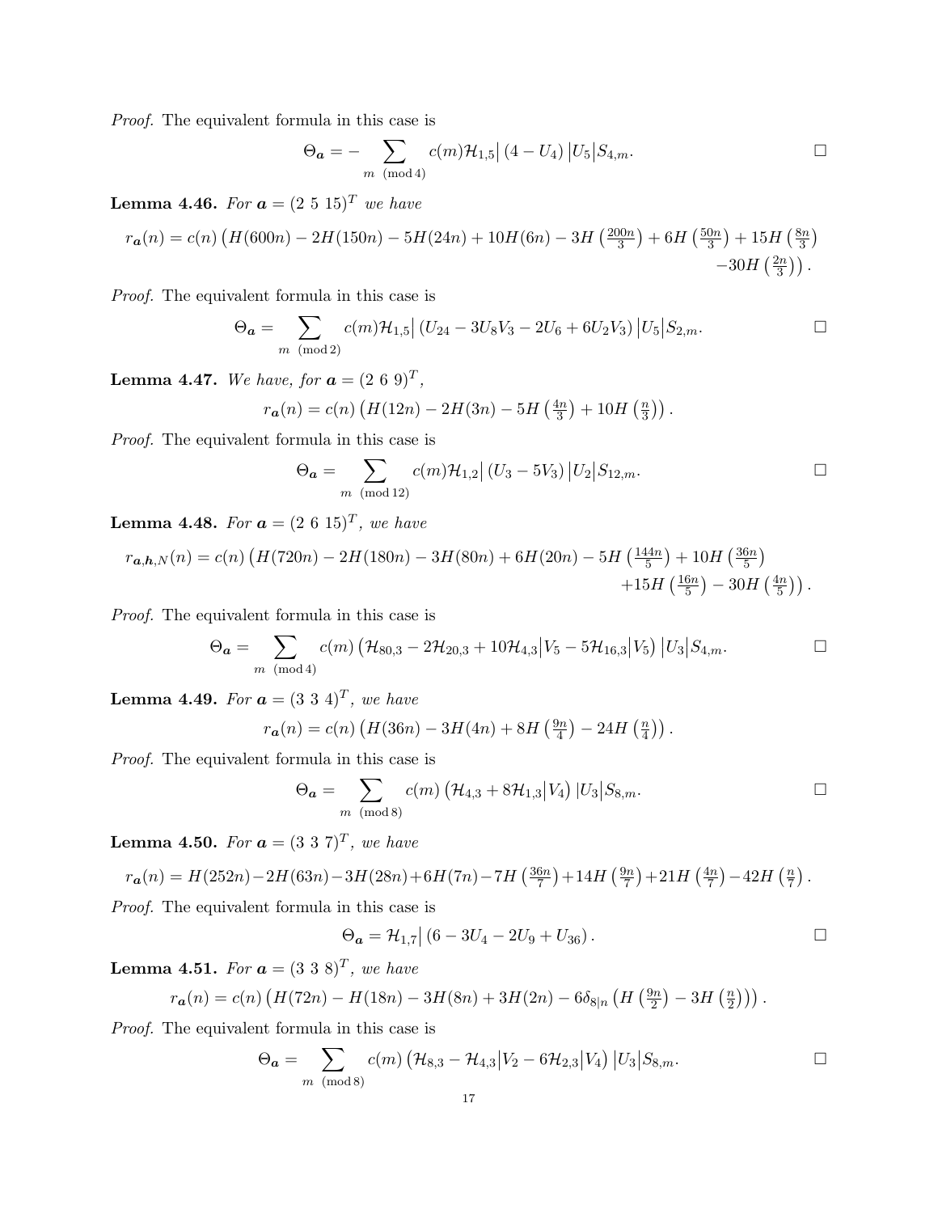*Proof.* The equivalent formula in this case is

$$\Theta_{\boldsymbol{a}} = -\sum_{m \pmod 4} c(m)\mathcal{H}_{1,5}\big| (4 - U_4) \big|U_5\big|S_{4,m}. \qquad \square$$

**Lemma 4.46.** *For $\boldsymbol{a} = (2\ 5\ 15)^T$ we have*

$$r_{\boldsymbol{a}}(n) = c(n)\left(H(600n) - 2H(150n) - 5H(24n) + 10H(6n) - 3H\left(\tfrac{200n}{3}\right) + 6H\left(\tfrac{50n}{3}\right) + 15H\left(\tfrac{8n}{3}\right) - 30H\left(\tfrac{2n}{3}\right)\right).$$

*Proof.* The equivalent formula in this case is

$$\Theta_{\boldsymbol{a}} = \sum_{m \pmod 2} c(m)\mathcal{H}_{1,5}\big| (U_{24} - 3U_8V_3 - 2U_6 + 6U_2V_3) \big|U_5\big|S_{2,m}. \qquad \square$$

**Lemma 4.47.** *We have, for $\boldsymbol{a} = (2\ 6\ 9)^T$,*

$$r_{\boldsymbol{a}}(n) = c(n)\left(H(12n) - 2H(3n) - 5H\left(\tfrac{4n}{3}\right) + 10H\left(\tfrac{n}{3}\right)\right).$$

*Proof.* The equivalent formula in this case is

$$\Theta_{\boldsymbol{a}} = \sum_{m \pmod{12}} c(m)\mathcal{H}_{1,2}\big| (U_3 - 5V_3) \big|U_2\big|S_{12,m}. \qquad \square$$

**Lemma 4.48.** *For $\boldsymbol{a} = (2\ 6\ 15)^T$, we have*

$$r_{\boldsymbol{a},\boldsymbol{h},N}(n) = c(n)\left(H(720n) - 2H(180n) - 3H(80n) + 6H(20n) - 5H\left(\tfrac{144n}{5}\right) + 10H\left(\tfrac{36n}{5}\right) + 15H\left(\tfrac{16n}{5}\right) - 30H\left(\tfrac{4n}{5}\right)\right).$$

*Proof.* The equivalent formula in this case is

$$\Theta_{\boldsymbol{a}} = \sum_{m \pmod 4} c(m)\left(\mathcal{H}_{80,3} - 2\mathcal{H}_{20,3} + 10\mathcal{H}_{4,3}\big|V_5 - 5\mathcal{H}_{16,3}\big|V_5\right)\big|U_3\big|S_{4,m}. \qquad \square$$

**Lemma 4.49.** *For $\boldsymbol{a} = (3\ 3\ 4)^T$, we have*

$$r_{\boldsymbol{a}}(n) = c(n)\left(H(36n) - 3H(4n) + 8H\left(\tfrac{9n}{4}\right) - 24H\left(\tfrac{n}{4}\right)\right).$$

*Proof.* The equivalent formula in this case is

$$\Theta_{\boldsymbol{a}} = \sum_{m \pmod 8} c(m)\left(\mathcal{H}_{4,3} + 8\mathcal{H}_{1,3}\big|V_4\right)|U_3\big|S_{8,m}. \qquad \square$$

**Lemma 4.50.** *For $\boldsymbol{a} = (3\ 3\ 7)^T$, we have*

$$r_{\boldsymbol{a}}(n) = H(252n) - 2H(63n) - 3H(28n) + 6H(7n) - 7H\left(\tfrac{36n}{7}\right) + 14H\left(\tfrac{9n}{7}\right) + 21H\left(\tfrac{4n}{7}\right) - 42H\left(\tfrac{n}{7}\right).$$

*Proof.* The equivalent formula in this case is

$$\Theta_{\boldsymbol{a}} = \mathcal{H}_{1,7}\big| (6 - 3U_4 - 2U_9 + U_{36}). \qquad \square$$

**Lemma 4.51.** *For $\boldsymbol{a} = (3\ 3\ 8)^T$, we have*

$$r_{\boldsymbol{a}}(n) = c(n)\left(H(72n) - H(18n) - 3H(8n) + 3H(2n) - 6\delta_{8|n}\left(H\left(\tfrac{9n}{2}\right) - 3H\left(\tfrac{n}{2}\right)\right)\right).$$

*Proof.* The equivalent formula in this case is

$$\Theta_{\boldsymbol{a}} = \sum_{m \pmod 8} c(m)\left(\mathcal{H}_{8,3} - \mathcal{H}_{4,3}\big|V_2 - 6\mathcal{H}_{2,3}\big|V_4\right)|U_3\big|S_{8,m}. \qquad \square$$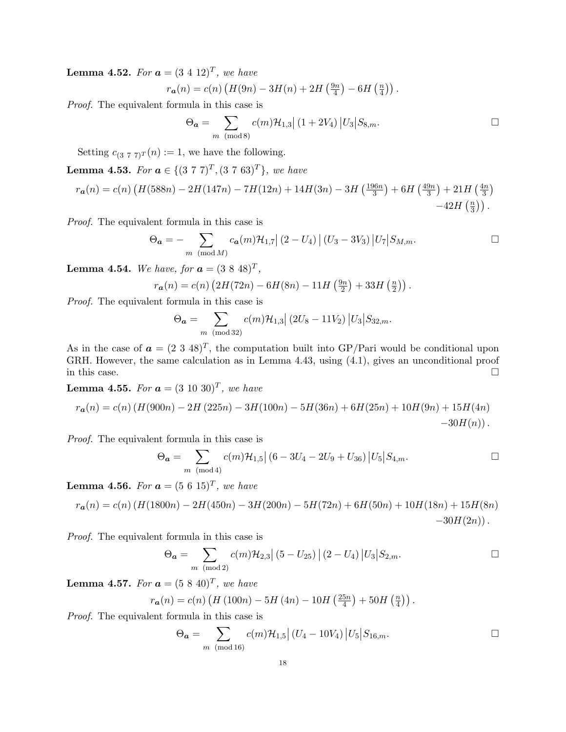**Lemma 4.52.** *For $\boldsymbol{a} = (3\ 4\ 12)^T$, we have*

$$r_{\boldsymbol{a}}(n) = c(n)\left(H(9n) - 3H(n) + 2H\left(\tfrac{9n}{4}\right) - 6H\left(\tfrac{n}{4}\right)\right).$$

*Proof.* The equivalent formula in this case is

$$\Theta_{\boldsymbol{a}} = \sum_{m \pmod 8} c(m)\mathcal{H}_{1,3}\big|\left(1 + 2V_4\right)\big|U_3\big|S_{8,m}. \qquad \square$$

Setting $c_{(3\ 7\ 7)^T}(n) := 1$, we have the following.

**Lemma 4.53.** *For $\boldsymbol{a} \in \{(3\ 7\ 7)^T, (3\ 7\ 63)^T\}$, we have*

$$r_{\boldsymbol{a}}(n) = c(n)\left(H(588n) - 2H(147n) - 7H(12n) + 14H(3n) - 3H\left(\tfrac{196n}{3}\right) + 6H\left(\tfrac{49n}{3}\right) + 21H\left(\tfrac{4n}{3}\right) - 42H\left(\tfrac{n}{3}\right)\right).$$

*Proof.* The equivalent formula in this case is

$$\Theta_{\boldsymbol{a}} = -\sum_{m \pmod M} c_{\boldsymbol{a}}(m)\mathcal{H}_{1,7}\big|\left(2 - U_4\right)\big|\left(U_3 - 3V_3\right)\big|U_7\big|S_{M,m}. \qquad \square$$

**Lemma 4.54.** *We have, for $\boldsymbol{a} = (3\ 8\ 48)^T$,*

$$r_{\boldsymbol{a}}(n) = c(n)\left(2H(72n) - 6H(8n) - 11H\left(\tfrac{9n}{2}\right) + 33H\left(\tfrac{n}{2}\right)\right).$$

*Proof.* The equivalent formula in this case is

$$\Theta_{\boldsymbol{a}} = \sum_{m \pmod{32}} c(m)\mathcal{H}_{1,3}\big|\left(2U_8 - 11V_2\right)\big|U_3\big|S_{32,m}.$$

As in the case of $\boldsymbol{a} = (2\ 3\ 48)^T$, the computation built into GP/Pari would be conditional upon GRH. However, the same calculation as in Lemma 4.43, using (4.1), gives an unconditional proof in this case. $\square$

**Lemma 4.55.** *For $\boldsymbol{a} = (3\ 10\ 30)^T$, we have*

$$r_{\boldsymbol{a}}(n) = c(n)\left(H(900n) - 2H(225n) - 3H(100n) - 5H(36n) + 6H(25n) + 10H(9n) + 15H(4n) - 30H(n)\right).$$

*Proof.* The equivalent formula in this case is

$$\Theta_{\boldsymbol{a}} = \sum_{m \pmod 4} c(m)\mathcal{H}_{1,5}\big|\left(6 - 3U_4 - 2U_9 + U_{36}\right)\big|U_5\big|S_{4,m}. \qquad \square$$

**Lemma 4.56.** *For $\boldsymbol{a} = (5\ 6\ 15)^T$, we have*

$$r_{\boldsymbol{a}}(n) = c(n)\left(H(1800n) - 2H(450n) - 3H(200n) - 5H(72n) + 6H(50n) + 10H(18n) + 15H(8n) - 30H(2n)\right).$$

*Proof.* The equivalent formula in this case is

$$\Theta_{\boldsymbol{a}} = \sum_{m \pmod 2} c(m)\mathcal{H}_{2,3}\big|\left(5 - U_{25}\right)\big|\left(2 - U_4\right)\big|U_3\big|S_{2,m}. \qquad \square$$

**Lemma 4.57.** *For $\boldsymbol{a} = (5\ 8\ 40)^T$, we have*

$$r_{\boldsymbol{a}}(n) = c(n)\left(H(100n) - 5H(4n) - 10H\left(\tfrac{25n}{4}\right) + 50H\left(\tfrac{n}{4}\right)\right).$$

*Proof.* The equivalent formula in this case is

$$\Theta_{\boldsymbol{a}} = \sum_{m \pmod{16}} c(m)\mathcal{H}_{1,5}\big|\left(U_4 - 10V_4\right)\big|U_5\big|S_{16,m}. \qquad \square$$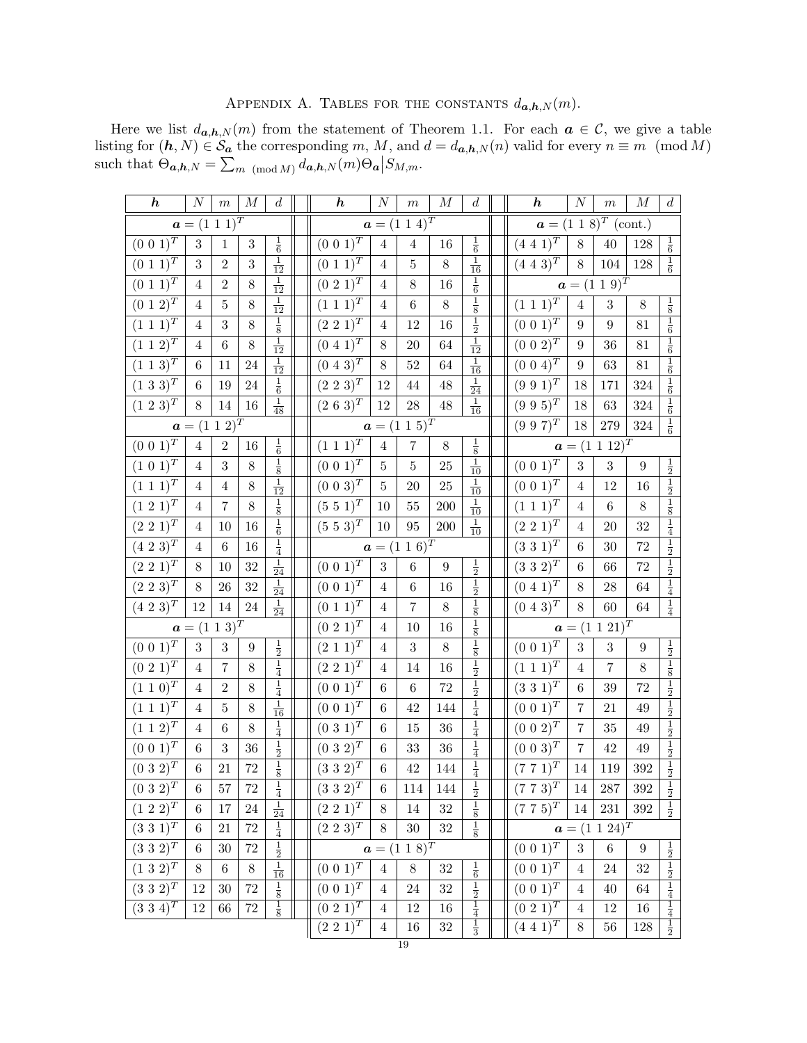## Appendix A. Tables for the constants $d_{\boldsymbol{a},\boldsymbol{h},N}(m)$.

Here we list $d_{\boldsymbol{a},\boldsymbol{h},N}(m)$ from the statement of Theorem 1.1. For each $\boldsymbol{a} \in \mathcal{C}$, we give a table listing for $(\boldsymbol{h}, N) \in \mathcal{S}_{\boldsymbol{a}}$ the corresponding $m$, $M$, and $d = d_{\boldsymbol{a},\boldsymbol{h},N}(n)$ valid for every $n \equiv m \pmod M$ such that $\Theta_{\boldsymbol{a},\boldsymbol{h},N} = \sum_{m \pmod M} d_{\boldsymbol{a},\boldsymbol{h},N}(m)\Theta_{\boldsymbol{a}}\big|S_{M,m}$.

| $\boldsymbol{h}$ | $N$ | $m$ | $M$ | $d$ |
|---|---|---|---|---|
| $\boldsymbol{a} = (1\ 1\ 1)^T$ | | | | |
| $(0\ 0\ 1)^T$ | 3 | 1 | 3 | $\frac{1}{6}$ |
| $(0\ 1\ 1)^T$ | 3 | 2 | 3 | $\frac{1}{12}$ |
| $(0\ 1\ 1)^T$ | 4 | 2 | 8 | $\frac{1}{12}$ |
| $(0\ 1\ 2)^T$ | 4 | 5 | 8 | $\frac{1}{12}$ |
| $(1\ 1\ 1)^T$ | 4 | 3 | 8 | $\frac{1}{8}$ |
| $(1\ 1\ 2)^T$ | 4 | 6 | 8 | $\frac{1}{12}$ |
| $(1\ 1\ 3)^T$ | 6 | 11 | 24 | $\frac{1}{12}$ |
| $(1\ 3\ 3)^T$ | 6 | 19 | 24 | $\frac{1}{6}$ |
| $(1\ 2\ 3)^T$ | 8 | 14 | 16 | $\frac{1}{48}$ |
| $\boldsymbol{a} = (1\ 1\ 2)^T$ | | | | |
| $(0\ 0\ 1)^T$ | 4 | 2 | 16 | $\frac{1}{6}$ |
| $(1\ 0\ 1)^T$ | 4 | 3 | 8 | $\frac{1}{8}$ |
| $(1\ 1\ 1)^T$ | 4 | 4 | 8 | $\frac{1}{12}$ |
| $(1\ 2\ 1)^T$ | 4 | 7 | 8 | $\frac{1}{8}$ |
| $(2\ 2\ 1)^T$ | 4 | 10 | 16 | $\frac{1}{6}$ |
| $(4\ 2\ 3)^T$ | 4 | 6 | 16 | $\frac{1}{4}$ |
| $(2\ 2\ 1)^T$ | 8 | 10 | 32 | $\frac{1}{24}$ |
| $(2\ 2\ 3)^T$ | 8 | 26 | 32 | $\frac{1}{24}$ |
| $(4\ 2\ 3)^T$ | 12 | 14 | 24 | $\frac{1}{24}$ |
| $\boldsymbol{a} = (1\ 1\ 3)^T$ | | | | |
| $(0\ 0\ 1)^T$ | 3 | 3 | 9 | $\frac{1}{2}$ |
| $(0\ 2\ 1)^T$ | 4 | 7 | 8 | $\frac{1}{4}$ |
| $(1\ 1\ 0)^T$ | 4 | 2 | 8 | $\frac{1}{4}$ |
| $(1\ 1\ 1)^T$ | 4 | 5 | 8 | $\frac{1}{16}$ |
| $(1\ 1\ 2)^T$ | 4 | 6 | 8 | $\frac{1}{4}$ |
| $(0\ 0\ 1)^T$ | 6 | 3 | 36 | $\frac{1}{2}$ |
| $(0\ 3\ 2)^T$ | 6 | 21 | 72 | $\frac{1}{8}$ |
| $(0\ 3\ 2)^T$ | 6 | 57 | 72 | $\frac{1}{4}$ |
| $(1\ 2\ 2)^T$ | 6 | 17 | 24 | $\frac{1}{24}$ |
| $(3\ 3\ 1)^T$ | 6 | 21 | 72 | $\frac{1}{4}$ |
| $(3\ 3\ 2)^T$ | 6 | 30 | 72 | $\frac{1}{2}$ |
| $(1\ 3\ 2)^T$ | 8 | 6 | 8 | $\frac{1}{16}$ |
| $(3\ 3\ 2)^T$ | 12 | 30 | 72 | $\frac{1}{8}$ |
| $(3\ 3\ 4)^T$ | 12 | 66 | 72 | $\frac{1}{8}$ |
| $\boldsymbol{a} = (1\ 1\ 4)^T$ | | | | |
| $(0\ 0\ 1)^T$ | 4 | 4 | 16 | $\frac{1}{6}$ |
| $(0\ 1\ 1)^T$ | 4 | 5 | 8 | $\frac{1}{16}$ |
| $(0\ 2\ 1)^T$ | 4 | 8 | 16 | $\frac{1}{6}$ |
| $(1\ 1\ 1)^T$ | 4 | 6 | 8 | $\frac{1}{8}$ |
| $(2\ 2\ 1)^T$ | 4 | 12 | 16 | $\frac{1}{2}$ |
| $(0\ 4\ 1)^T$ | 8 | 20 | 64 | $\frac{1}{12}$ |
| $(0\ 4\ 3)^T$ | 8 | 52 | 64 | $\frac{1}{16}$ |
| $(2\ 2\ 3)^T$ | 12 | 44 | 48 | $\frac{1}{24}$ |
| $(2\ 6\ 3)^T$ | 12 | 28 | 48 | $\frac{1}{16}$ |
| $\boldsymbol{a} = (1\ 1\ 5)^T$ | | | | |
| $(1\ 1\ 1)^T$ | 4 | 7 | 8 | $\frac{1}{8}$ |
| $(0\ 0\ 1)^T$ | 5 | 5 | 25 | $\frac{1}{10}$ |
| $(0\ 0\ 3)^T$ | 5 | 20 | 25 | $\frac{1}{10}$ |
| $(5\ 5\ 1)^T$ | 10 | 55 | 200 | $\frac{1}{10}$ |
| $(5\ 5\ 3)^T$ | 10 | 95 | 200 | $\frac{1}{10}$ |
| $\boldsymbol{a} = (1\ 1\ 6)^T$ | | | | |
| $(0\ 0\ 1)^T$ | 3 | 6 | 9 | $\frac{1}{2}$ |
| $(0\ 0\ 1)^T$ | 4 | 6 | 16 | $\frac{1}{2}$ |
| $(0\ 1\ 1)^T$ | 4 | 7 | 8 | $\frac{1}{8}$ |
| $(0\ 2\ 1)^T$ | 4 | 10 | 16 | $\frac{1}{8}$ |
| $(2\ 1\ 1)^T$ | 4 | 3 | 8 | $\frac{1}{8}$ |
| $(2\ 2\ 1)^T$ | 4 | 14 | 16 | $\frac{1}{2}$ |
| $(0\ 0\ 1)^T$ | 6 | 6 | 72 | $\frac{1}{2}$ |
| $(0\ 0\ 1)^T$ | 6 | 42 | 144 | $\frac{1}{4}$ |
| $(0\ 3\ 1)^T$ | 6 | 15 | 36 | $\frac{1}{4}$ |
| $(0\ 3\ 2)^T$ | 6 | 33 | 36 | $\frac{1}{4}$ |
| $(3\ 3\ 2)^T$ | 6 | 42 | 144 | $\frac{1}{4}$ |
| $(3\ 3\ 2)^T$ | 6 | 114 | 144 | $\frac{1}{2}$ |
| $(2\ 2\ 1)^T$ | 8 | 14 | 32 | $\frac{1}{8}$ |
| $(2\ 2\ 3)^T$ | 8 | 30 | 32 | $\frac{1}{8}$ |
| $\boldsymbol{a} = (1\ 1\ 8)^T$ | | | | |
| $(0\ 0\ 1)^T$ | 4 | 8 | 32 | $\frac{1}{6}$ |
| $(0\ 0\ 1)^T$ | 4 | 24 | 32 | $\frac{1}{2}$ |
| $(0\ 2\ 1)^T$ | 4 | 12 | 16 | $\frac{1}{4}$ |
| $(2\ 2\ 1)^T$ | 4 | 16 | 32 | $\frac{1}{3}$ |
| $(4\ 4\ 1)^T$ | 8 | 40 | 128 | $\frac{1}{6}$ |
| $(4\ 4\ 3)^T$ | 8 | 104 | 128 | $\frac{1}{6}$ |
| $\boldsymbol{a} = (1\ 1\ 9)^T$ | | | | |
| $(1\ 1\ 1)^T$ | 4 | 3 | 8 | $\frac{1}{8}$ |
| $(0\ 0\ 1)^T$ | 9 | 9 | 81 | $\frac{1}{6}$ |
| $(0\ 0\ 2)^T$ | 9 | 36 | 81 | $\frac{1}{6}$ |
| $(0\ 0\ 4)^T$ | 9 | 63 | 81 | $\frac{1}{6}$ |
| $(9\ 9\ 1)^T$ | 18 | 171 | 324 | $\frac{1}{6}$ |
| $(9\ 9\ 5)^T$ | 18 | 63 | 324 | $\frac{1}{6}$ |
| $(9\ 9\ 7)^T$ | 18 | 279 | 324 | $\frac{1}{6}$ |
| $\boldsymbol{a} = (1\ 1\ 12)^T$ | | | | |
| $(0\ 0\ 1)^T$ | 3 | 3 | 9 | $\frac{1}{2}$ |
| $(0\ 0\ 1)^T$ | 4 | 12 | 16 | $\frac{1}{2}$ |
| $(1\ 1\ 1)^T$ | 4 | 6 | 8 | $\frac{1}{8}$ |
| $(2\ 2\ 1)^T$ | 4 | 20 | 32 | $\frac{1}{4}$ |
| $(3\ 3\ 1)^T$ | 6 | 30 | 72 | $\frac{1}{2}$ |
| $(3\ 3\ 2)^T$ | 6 | 66 | 72 | $\frac{1}{2}$ |
| $(0\ 4\ 1)^T$ | 8 | 28 | 64 | $\frac{1}{4}$ |
| $(0\ 4\ 3)^T$ | 8 | 60 | 64 | $\frac{1}{4}$ |
| $\boldsymbol{a} = (1\ 1\ 21)^T$ | | | | |
| $(0\ 0\ 1)^T$ | 3 | 3 | 9 | $\frac{1}{2}$ |
| $(1\ 1\ 1)^T$ | 4 | 7 | 8 | $\frac{1}{8}$ |
| $(3\ 3\ 1)^T$ | 6 | 39 | 72 | $\frac{1}{2}$ |
| $(0\ 0\ 1)^T$ | 7 | 21 | 49 | $\frac{1}{2}$ |
| $(0\ 0\ 2)^T$ | 7 | 35 | 49 | $\frac{1}{2}$ |
| $(0\ 0\ 3)^T$ | 7 | 42 | 49 | $\frac{1}{2}$ |
| $(7\ 7\ 1)^T$ | 14 | 119 | 392 | $\frac{1}{2}$ |
| $(7\ 7\ 3)^T$ | 14 | 287 | 392 | $\frac{1}{2}$ |
| $(7\ 7\ 5)^T$ | 14 | 231 | 392 | $\frac{1}{2}$ |
| $\boldsymbol{a} = (1\ 1\ 24)^T$ | | | | |
| $(0\ 0\ 1)^T$ | 3 | 6 | 9 | $\frac{1}{2}$ |
| $(0\ 0\ 1)^T$ | 4 | 24 | 32 | $\frac{1}{2}$ |
| $(0\ 0\ 1)^T$ | 4 | 40 | 64 | $\frac{1}{4}$ |
| $(0\ 2\ 1)^T$ | 4 | 12 | 16 | $\frac{1}{4}$ |
| $(4\ 4\ 1)^T$ | 8 | 56 | 128 | $\frac{1}{2}$ |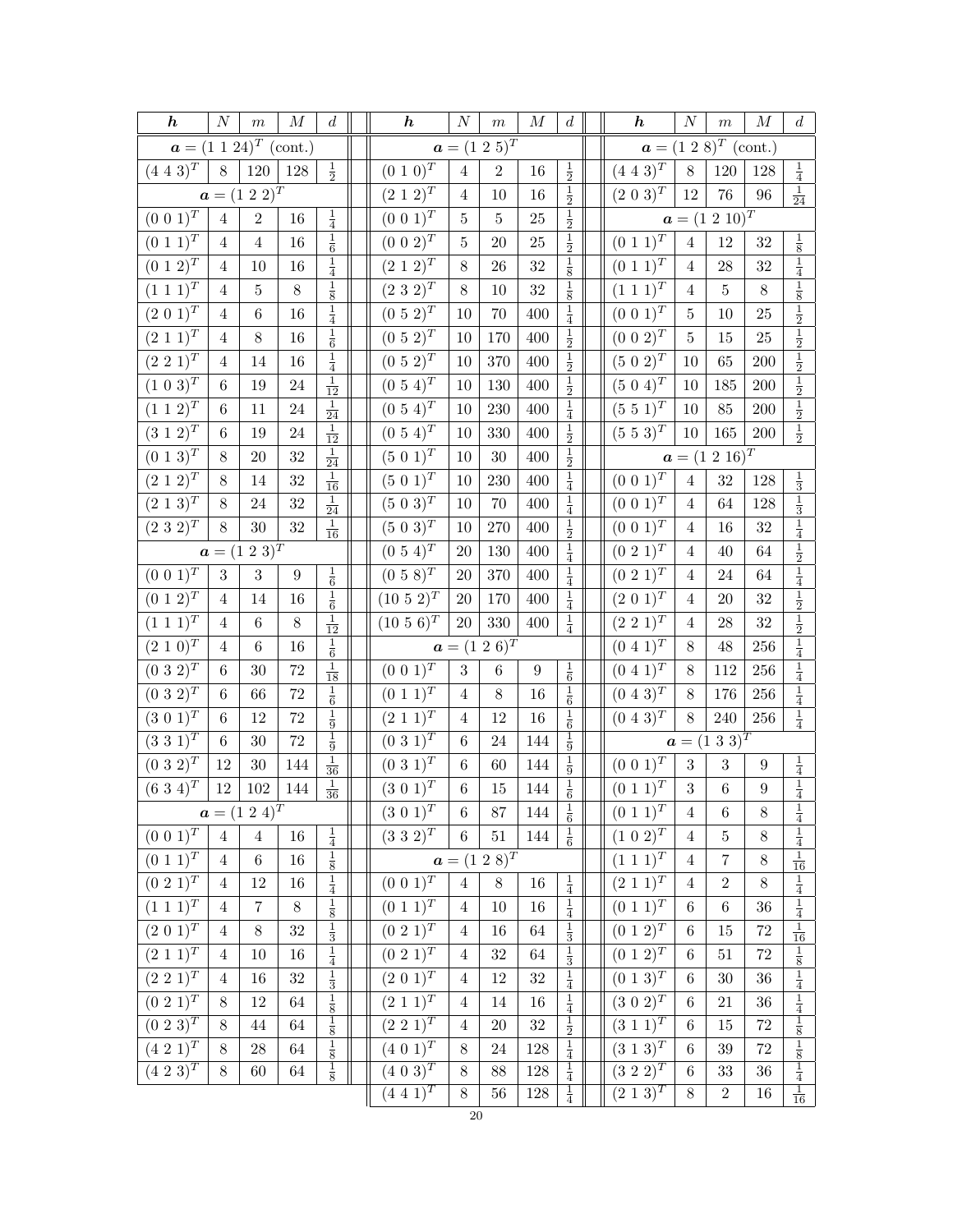| $\boldsymbol{h}$ | $N$ | $m$ | $M$ | $d$ |
|---|---|---|---|---|
| $\boldsymbol{a} = (1\ 1\ 24)^T$ (cont.) | | | | |
| $(4\ 4\ 3)^T$ | 8 | 120 | 128 | $\frac{1}{2}$ |
| $\boldsymbol{a} = (1\ 2\ 2)^T$ | | | | |
| $(0\ 0\ 1)^T$ | 4 | 2 | 16 | $\frac{1}{4}$ |
| $(0\ 1\ 1)^T$ | 4 | 4 | 16 | $\frac{1}{6}$ |
| $(0\ 1\ 2)^T$ | 4 | 10 | 16 | $\frac{1}{4}$ |
| $(1\ 1\ 1)^T$ | 4 | 5 | 8 | $\frac{1}{8}$ |
| $(2\ 0\ 1)^T$ | 4 | 6 | 16 | $\frac{1}{4}$ |
| $(2\ 1\ 1)^T$ | 4 | 8 | 16 | $\frac{1}{6}$ |
| $(2\ 2\ 1)^T$ | 4 | 14 | 16 | $\frac{1}{4}$ |
| $(1\ 0\ 3)^T$ | 6 | 19 | 24 | $\frac{1}{12}$ |
| $(1\ 1\ 2)^T$ | 6 | 11 | 24 | $\frac{1}{24}$ |
| $(3\ 1\ 2)^T$ | 6 | 19 | 24 | $\frac{1}{12}$ |
| $(0\ 1\ 3)^T$ | 8 | 20 | 32 | $\frac{1}{24}$ |
| $(2\ 1\ 2)^T$ | 8 | 14 | 32 | $\frac{1}{16}$ |
| $(2\ 1\ 3)^T$ | 8 | 24 | 32 | $\frac{1}{24}$ |
| $(2\ 3\ 2)^T$ | 8 | 30 | 32 | $\frac{1}{16}$ |
| $\boldsymbol{a} = (1\ 2\ 3)^T$ | | | | |
| $(0\ 0\ 1)^T$ | 3 | 3 | 9 | $\frac{1}{6}$ |
| $(0\ 1\ 2)^T$ | 4 | 14 | 16 | $\frac{1}{6}$ |
| $(1\ 1\ 1)^T$ | 4 | 6 | 8 | $\frac{1}{12}$ |
| $(2\ 1\ 0)^T$ | 4 | 6 | 16 | $\frac{1}{6}$ |
| $(0\ 3\ 2)^T$ | 6 | 30 | 72 | $\frac{1}{18}$ |
| $(0\ 3\ 2)^T$ | 6 | 66 | 72 | $\frac{1}{6}$ |
| $(3\ 0\ 1)^T$ | 6 | 12 | 72 | $\frac{1}{9}$ |
| $(3\ 3\ 1)^T$ | 6 | 30 | 72 | $\frac{1}{9}$ |
| $(0\ 3\ 2)^T$ | 12 | 30 | 144 | $\frac{1}{36}$ |
| $(6\ 3\ 4)^T$ | 12 | 102 | 144 | $\frac{1}{36}$ |
| $\boldsymbol{a} = (1\ 2\ 4)^T$ | | | | |
| $(0\ 0\ 1)^T$ | 4 | 4 | 16 | $\frac{1}{4}$ |
| $(0\ 1\ 1)^T$ | 4 | 6 | 16 | $\frac{1}{8}$ |
| $(0\ 2\ 1)^T$ | 4 | 12 | 16 | $\frac{1}{4}$ |
| $(1\ 1\ 1)^T$ | 4 | 7 | 8 | $\frac{1}{8}$ |
| $(2\ 0\ 1)^T$ | 4 | 8 | 32 | $\frac{1}{3}$ |
| $(2\ 1\ 1)^T$ | 4 | 10 | 16 | $\frac{1}{4}$ |
| $(2\ 2\ 1)^T$ | 4 | 16 | 32 | $\frac{1}{3}$ |
| $(0\ 2\ 1)^T$ | 8 | 12 | 64 | $\frac{1}{8}$ |
| $(0\ 2\ 3)^T$ | 8 | 44 | 64 | $\frac{1}{8}$ |
| $(4\ 2\ 1)^T$ | 8 | 28 | 64 | $\frac{1}{8}$ |
| $(4\ 2\ 3)^T$ | 8 | 60 | 64 | $\frac{1}{8}$ |

| $\boldsymbol{h}$ | $N$ | $m$ | $M$ | $d$ |
|---|---|---|---|---|
| $\boldsymbol{a} = (1\ 2\ 5)^T$ | | | | |
| $(0\ 1\ 0)^T$ | 4 | 2 | 16 | $\frac{1}{2}$ |
| $(2\ 1\ 2)^T$ | 4 | 10 | 16 | $\frac{1}{2}$ |
| $(0\ 0\ 1)^T$ | 5 | 5 | 25 | $\frac{1}{2}$ |
| $(0\ 0\ 2)^T$ | 5 | 20 | 25 | $\frac{1}{2}$ |
| $(2\ 1\ 2)^T$ | 8 | 26 | 32 | $\frac{1}{8}$ |
| $(2\ 3\ 2)^T$ | 8 | 10 | 32 | $\frac{1}{8}$ |
| $(0\ 5\ 2)^T$ | 10 | 70 | 400 | $\frac{1}{4}$ |
| $(0\ 5\ 2)^T$ | 10 | 170 | 400 | $\frac{1}{2}$ |
| $(0\ 5\ 2)^T$ | 10 | 370 | 400 | $\frac{1}{2}$ |
| $(0\ 5\ 4)^T$ | 10 | 130 | 400 | $\frac{1}{2}$ |
| $(0\ 5\ 4)^T$ | 10 | 230 | 400 | $\frac{1}{4}$ |
| $(0\ 5\ 4)^T$ | 10 | 330 | 400 | $\frac{1}{2}$ |
| $(5\ 0\ 1)^T$ | 10 | 30 | 400 | $\frac{1}{2}$ |
| $(5\ 0\ 1)^T$ | 10 | 230 | 400 | $\frac{1}{4}$ |
| $(5\ 0\ 3)^T$ | 10 | 70 | 400 | $\frac{1}{4}$ |
| $(5\ 0\ 3)^T$ | 10 | 270 | 400 | $\frac{1}{2}$ |
| $(0\ 5\ 4)^T$ | 20 | 130 | 400 | $\frac{1}{4}$ |
| $(0\ 5\ 8)^T$ | 20 | 370 | 400 | $\frac{1}{4}$ |
| $(10\ 5\ 2)^T$ | 20 | 170 | 400 | $\frac{1}{4}$ |
| $(10\ 5\ 6)^T$ | 20 | 330 | 400 | $\frac{1}{4}$ |
| $\boldsymbol{a} = (1\ 2\ 6)^T$ | | | | |
| $(0\ 0\ 1)^T$ | 3 | 6 | 9 | $\frac{1}{6}$ |
| $(0\ 1\ 1)^T$ | 4 | 8 | 16 | $\frac{1}{6}$ |
| $(2\ 1\ 1)^T$ | 4 | 12 | 16 | $\frac{1}{6}$ |
| $(0\ 3\ 1)^T$ | 6 | 24 | 144 | $\frac{1}{9}$ |
| $(0\ 3\ 1)^T$ | 6 | 60 | 144 | $\frac{1}{9}$ |
| $(3\ 0\ 1)^T$ | 6 | 15 | 144 | $\frac{1}{6}$ |
| $(3\ 0\ 1)^T$ | 6 | 87 | 144 | $\frac{1}{6}$ |
| $(3\ 3\ 2)^T$ | 6 | 51 | 144 | $\frac{1}{6}$ |
| $\boldsymbol{a} = (1\ 2\ 8)^T$ | | | | |
| $(0\ 0\ 1)^T$ | 4 | 8 | 16 | $\frac{1}{4}$ |
| $(0\ 1\ 1)^T$ | 4 | 10 | 16 | $\frac{1}{4}$ |
| $(0\ 2\ 1)^T$ | 4 | 16 | 64 | $\frac{1}{3}$ |
| $(0\ 2\ 1)^T$ | 4 | 32 | 64 | $\frac{1}{3}$ |
| $(2\ 0\ 1)^T$ | 4 | 12 | 32 | $\frac{1}{4}$ |
| $(2\ 1\ 1)^T$ | 4 | 14 | 16 | $\frac{1}{4}$ |
| $(2\ 2\ 1)^T$ | 4 | 20 | 32 | $\frac{1}{2}$ |
| $(4\ 0\ 1)^T$ | 8 | 24 | 128 | $\frac{1}{4}$ |
| $(4\ 0\ 3)^T$ | 8 | 88 | 128 | $\frac{1}{4}$ |
| $(4\ 4\ 1)^T$ | 8 | 56 | 128 | $\frac{1}{4}$ |

| $\boldsymbol{h}$ | $N$ | $m$ | $M$ | $d$ |
|---|---|---|---|---|
| $\boldsymbol{a} = (1\ 2\ 8)^T$ (cont.) | | | | |
| $(4\ 4\ 3)^T$ | 8 | 120 | 128 | $\frac{1}{4}$ |
| $(2\ 0\ 3)^T$ | 12 | 76 | 96 | $\frac{1}{24}$ |
| $\boldsymbol{a} = (1\ 2\ 10)^T$ | | | | |
| $(0\ 1\ 1)^T$ | 4 | 12 | 32 | $\frac{1}{8}$ |
| $(0\ 1\ 1)^T$ | 4 | 28 | 32 | $\frac{1}{4}$ |
| $(1\ 1\ 1)^T$ | 4 | 5 | 8 | $\frac{1}{8}$ |
| $(0\ 0\ 1)^T$ | 5 | 10 | 25 | $\frac{1}{2}$ |
| $(0\ 0\ 2)^T$ | 5 | 15 | 25 | $\frac{1}{2}$ |
| $(5\ 0\ 2)^T$ | 10 | 65 | 200 | $\frac{1}{2}$ |
| $(5\ 0\ 4)^T$ | 10 | 185 | 200 | $\frac{1}{2}$ |
| $(5\ 5\ 1)^T$ | 10 | 85 | 200 | $\frac{1}{2}$ |
| $(5\ 5\ 3)^T$ | 10 | 165 | 200 | $\frac{1}{2}$ |
| $\boldsymbol{a} = (1\ 2\ 16)^T$ | | | | |
| $(0\ 0\ 1)^T$ | 4 | 32 | 128 | $\frac{1}{3}$ |
| $(0\ 0\ 1)^T$ | 4 | 64 | 128 | $\frac{1}{3}$ |
| $(0\ 0\ 1)^T$ | 4 | 16 | 32 | $\frac{1}{4}$ |
| $(0\ 2\ 1)^T$ | 4 | 40 | 64 | $\frac{1}{2}$ |
| $(0\ 2\ 1)^T$ | 4 | 24 | 64 | $\frac{1}{4}$ |
| $(2\ 0\ 1)^T$ | 4 | 20 | 32 | $\frac{1}{2}$ |
| $(2\ 2\ 1)^T$ | 4 | 28 | 32 | $\frac{1}{2}$ |
| $(0\ 4\ 1)^T$ | 8 | 48 | 256 | $\frac{1}{4}$ |
| $(0\ 4\ 1)^T$ | 8 | 112 | 256 | $\frac{1}{4}$ |
| $(0\ 4\ 3)^T$ | 8 | 176 | 256 | $\frac{1}{4}$ |
| $(0\ 4\ 3)^T$ | 8 | 240 | 256 | $\frac{1}{4}$ |
| $\boldsymbol{a} = (1\ 3\ 3)^T$ | | | | |
| $(0\ 0\ 1)^T$ | 3 | 3 | 9 | $\frac{1}{4}$ |
| $(0\ 1\ 1)^T$ | 3 | 6 | 9 | $\frac{1}{4}$ |
| $(0\ 1\ 1)^T$ | 4 | 6 | 8 | $\frac{1}{4}$ |
| $(1\ 0\ 2)^T$ | 4 | 5 | 8 | $\frac{1}{4}$ |
| $(1\ 1\ 1)^T$ | 4 | 7 | 8 | $\frac{1}{16}$ |
| $(2\ 1\ 1)^T$ | 4 | 2 | 8 | $\frac{1}{4}$ |
| $(0\ 1\ 1)^T$ | 6 | 6 | 36 | $\frac{1}{4}$ |
| $(0\ 1\ 2)^T$ | 6 | 15 | 72 | $\frac{1}{16}$ |
| $(0\ 1\ 2)^T$ | 6 | 51 | 72 | $\frac{1}{8}$ |
| $(0\ 1\ 3)^T$ | 6 | 30 | 36 | $\frac{1}{4}$ |
| $(3\ 0\ 2)^T$ | 6 | 21 | 36 | $\frac{1}{4}$ |
| $(3\ 1\ 1)^T$ | 6 | 15 | 72 | $\frac{1}{8}$ |
| $(3\ 1\ 3)^T$ | 6 | 39 | 72 | $\frac{1}{8}$ |
| $(3\ 2\ 2)^T$ | 6 | 33 | 36 | $\frac{1}{4}$ |
| $(2\ 1\ 3)^T$ | 8 | 2 | 16 | $\frac{1}{16}$ |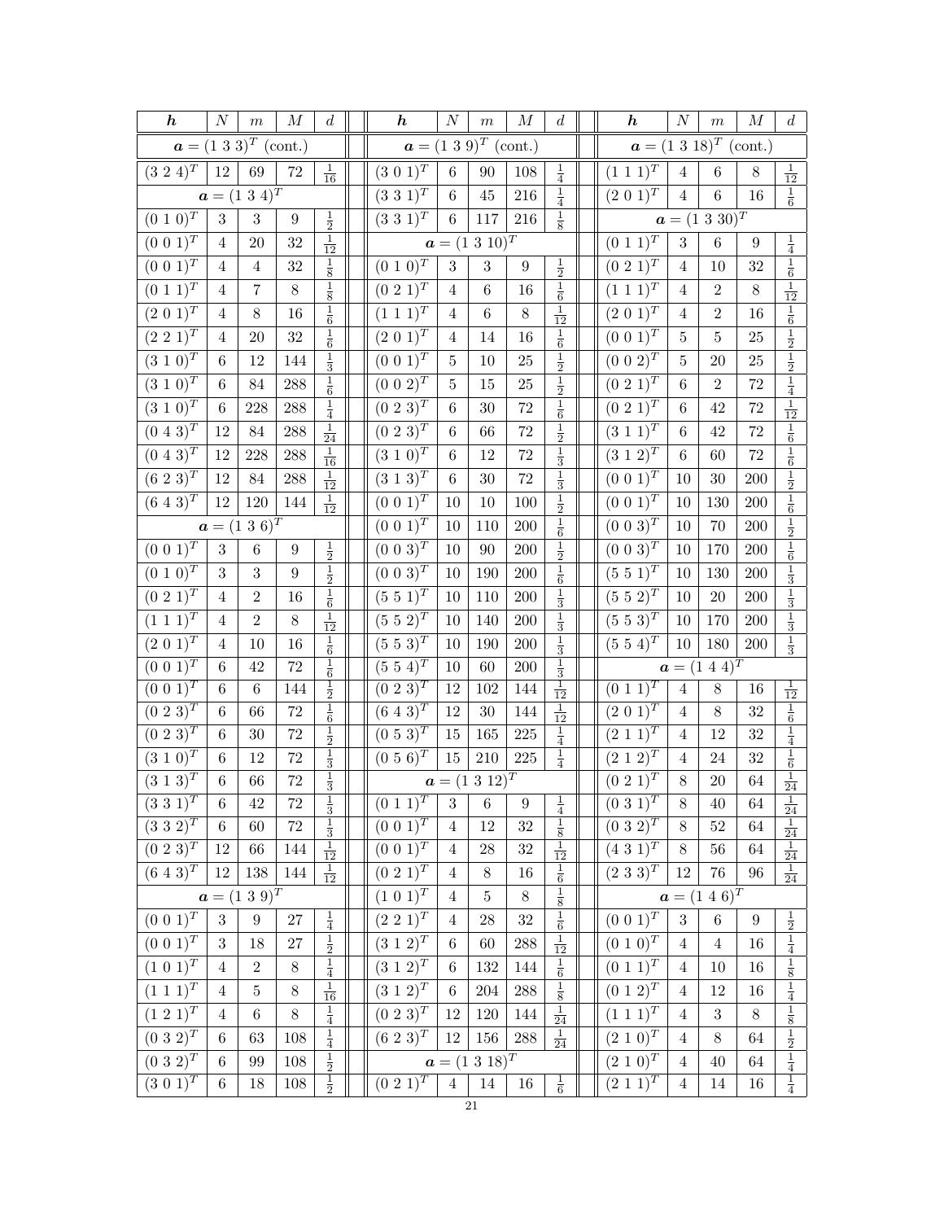| $\boldsymbol{h}$ | $N$ | $m$ | $M$ | $d$ | | $\boldsymbol{h}$ | $N$ | $m$ | $M$ | $d$ | | $\boldsymbol{h}$ | $N$ | $m$ | $M$ | $d$ |
|---|---|---|---|---|---|---|---|---|---|---|---|---|---|---|---|---|
| $\boldsymbol{a} = (1\ 3\ 3)^T$ (cont.) | | | | | | $\boldsymbol{a} = (1\ 3\ 9)^T$ (cont.) | | | | | | $\boldsymbol{a} = (1\ 3\ 18)^T$ (cont.) | | | | |
| $(3\ 2\ 4)^T$ | 12 | 69 | 72 | $\frac{1}{16}$ | | $(3\ 0\ 1)^T$ | 6 | 90 | 108 | $\frac{1}{4}$ | | $(1\ 1\ 1)^T$ | 4 | 6 | 8 | $\frac{1}{12}$ |
| $\boldsymbol{a} = (1\ 3\ 4)^T$ | | | | | | $(3\ 3\ 1)^T$ | 6 | 45 | 216 | $\frac{1}{4}$ | | $(2\ 0\ 1)^T$ | 4 | 6 | 16 | $\frac{1}{6}$ |
| $(0\ 1\ 0)^T$ | 3 | 3 | 9 | $\frac{1}{2}$ | | $(3\ 3\ 1)^T$ | 6 | 117 | 216 | $\frac{1}{8}$ | | $\boldsymbol{a} = (1\ 3\ 30)^T$ | | | | |
| $(0\ 0\ 1)^T$ | 4 | 20 | 32 | $\frac{1}{12}$ | | $\boldsymbol{a} = (1\ 3\ 10)^T$ | | | | | | $(0\ 1\ 1)^T$ | 3 | 6 | 9 | $\frac{1}{4}$ |
| $(0\ 0\ 1)^T$ | 4 | 4 | 32 | $\frac{1}{8}$ | | $(0\ 1\ 0)^T$ | 3 | 3 | 9 | $\frac{1}{2}$ | | $(0\ 2\ 1)^T$ | 4 | 10 | 32 | $\frac{1}{6}$ |
| $(0\ 1\ 1)^T$ | 4 | 7 | 8 | $\frac{1}{8}$ | | $(0\ 2\ 1)^T$ | 4 | 6 | 16 | $\frac{1}{6}$ | | $(1\ 1\ 1)^T$ | 4 | 2 | 8 | $\frac{1}{12}$ |
| $(2\ 0\ 1)^T$ | 4 | 8 | 16 | $\frac{1}{6}$ | | $(1\ 1\ 1)^T$ | 4 | 6 | 8 | $\frac{1}{12}$ | | $(2\ 0\ 1)^T$ | 4 | 2 | 16 | $\frac{1}{6}$ |
| $(2\ 2\ 1)^T$ | 4 | 20 | 32 | $\frac{1}{6}$ | | $(2\ 0\ 1)^T$ | 4 | 14 | 16 | $\frac{1}{6}$ | | $(0\ 0\ 1)^T$ | 5 | 5 | 25 | $\frac{1}{2}$ |
| $(3\ 1\ 0)^T$ | 6 | 12 | 144 | $\frac{1}{3}$ | | $(0\ 0\ 1)^T$ | 5 | 10 | 25 | $\frac{1}{2}$ | | $(0\ 0\ 2)^T$ | 5 | 20 | 25 | $\frac{1}{2}$ |
| $(3\ 1\ 0)^T$ | 6 | 84 | 288 | $\frac{1}{6}$ | | $(0\ 0\ 2)^T$ | 5 | 15 | 25 | $\frac{1}{2}$ | | $(0\ 2\ 1)^T$ | 6 | 2 | 72 | $\frac{1}{4}$ |
| $(3\ 1\ 0)^T$ | 6 | 228 | 288 | $\frac{1}{4}$ | | $(0\ 2\ 3)^T$ | 6 | 30 | 72 | $\frac{1}{6}$ | | $(0\ 2\ 1)^T$ | 6 | 42 | 72 | $\frac{1}{12}$ |
| $(0\ 4\ 3)^T$ | 12 | 84 | 288 | $\frac{1}{24}$ | | $(0\ 2\ 3)^T$ | 6 | 66 | 72 | $\frac{1}{2}$ | | $(3\ 1\ 1)^T$ | 6 | 42 | 72 | $\frac{1}{6}$ |
| $(0\ 4\ 3)^T$ | 12 | 228 | 288 | $\frac{1}{16}$ | | $(3\ 1\ 0)^T$ | 6 | 12 | 72 | $\frac{1}{3}$ | | $(3\ 1\ 2)^T$ | 6 | 60 | 72 | $\frac{1}{6}$ |
| $(6\ 2\ 3)^T$ | 12 | 84 | 288 | $\frac{1}{12}$ | | $(3\ 1\ 3)^T$ | 6 | 30 | 72 | $\frac{1}{3}$ | | $(0\ 0\ 1)^T$ | 10 | 30 | 200 | $\frac{1}{2}$ |
| $(6\ 4\ 3)^T$ | 12 | 120 | 144 | $\frac{1}{12}$ | | $(0\ 0\ 1)^T$ | 10 | 10 | 100 | $\frac{1}{2}$ | | $(0\ 0\ 1)^T$ | 10 | 130 | 200 | $\frac{1}{6}$ |
| $\boldsymbol{a} = (1\ 3\ 6)^T$ | | | | | | $(0\ 0\ 1)^T$ | 10 | 110 | 200 | $\frac{1}{6}$ | | $(0\ 0\ 3)^T$ | 10 | 70 | 200 | $\frac{1}{2}$ |
| $(0\ 0\ 1)^T$ | 3 | 6 | 9 | $\frac{1}{2}$ | | $(0\ 0\ 3)^T$ | 10 | 90 | 200 | $\frac{1}{2}$ | | $(0\ 0\ 3)^T$ | 10 | 170 | 200 | $\frac{1}{6}$ |
| $(0\ 1\ 0)^T$ | 3 | 3 | 9 | $\frac{1}{2}$ | | $(0\ 0\ 3)^T$ | 10 | 190 | 200 | $\frac{1}{6}$ | | $(5\ 5\ 1)^T$ | 10 | 130 | 200 | $\frac{1}{3}$ |
| $(0\ 2\ 1)^T$ | 4 | 2 | 16 | $\frac{1}{6}$ | | $(5\ 5\ 1)^T$ | 10 | 110 | 200 | $\frac{1}{3}$ | | $(5\ 5\ 2)^T$ | 10 | 20 | 200 | $\frac{1}{3}$ |
| $(1\ 1\ 1)^T$ | 4 | 2 | 8 | $\frac{1}{12}$ | | $(5\ 5\ 2)^T$ | 10 | 140 | 200 | $\frac{1}{3}$ | | $(5\ 5\ 3)^T$ | 10 | 170 | 200 | $\frac{1}{3}$ |
| $(2\ 0\ 1)^T$ | 4 | 10 | 16 | $\frac{1}{6}$ | | $(5\ 5\ 3)^T$ | 10 | 190 | 200 | $\frac{1}{3}$ | | $(5\ 5\ 4)^T$ | 10 | 180 | 200 | $\frac{1}{3}$ |
| $(0\ 0\ 1)^T$ | 6 | 42 | 72 | $\frac{1}{6}$ | | $(5\ 5\ 4)^T$ | 10 | 60 | 200 | $\frac{1}{3}$ | | $\boldsymbol{a} = (1\ 4\ 4)^T$ | | | | |
| $(0\ 0\ 1)^T$ | 6 | 6 | 144 | $\frac{1}{2}$ | | $(0\ 2\ 3)^T$ | 12 | 102 | 144 | $\frac{1}{12}$ | | $(0\ 1\ 1)^T$ | 4 | 8 | 16 | $\frac{1}{12}$ |
| $(0\ 2\ 3)^T$ | 6 | 66 | 72 | $\frac{1}{6}$ | | $(6\ 4\ 3)^T$ | 12 | 30 | 144 | $\frac{1}{12}$ | | $(2\ 0\ 1)^T$ | 4 | 8 | 32 | $\frac{1}{6}$ |
| $(0\ 2\ 3)^T$ | 6 | 30 | 72 | $\frac{1}{2}$ | | $(0\ 5\ 3)^T$ | 15 | 165 | 225 | $\frac{1}{4}$ | | $(2\ 1\ 1)^T$ | 4 | 12 | 32 | $\frac{1}{4}$ |
| $(3\ 1\ 0)^T$ | 6 | 12 | 72 | $\frac{1}{3}$ | | $(0\ 5\ 6)^T$ | 15 | 210 | 225 | $\frac{1}{4}$ | | $(2\ 1\ 2)^T$ | 4 | 24 | 32 | $\frac{1}{6}$ |
| $(3\ 1\ 3)^T$ | 6 | 66 | 72 | $\frac{1}{3}$ | | $\boldsymbol{a} = (1\ 3\ 12)^T$ | | | | | | $(0\ 2\ 1)^T$ | 8 | 20 | 64 | $\frac{1}{24}$ |
| $(3\ 3\ 1)^T$ | 6 | 42 | 72 | $\frac{1}{3}$ | | $(0\ 1\ 1)^T$ | 3 | 6 | 9 | $\frac{1}{4}$ | | $(0\ 3\ 1)^T$ | 8 | 40 | 64 | $\frac{1}{24}$ |
| $(3\ 3\ 2)^T$ | 6 | 60 | 72 | $\frac{1}{3}$ | | $(0\ 0\ 1)^T$ | 4 | 12 | 32 | $\frac{1}{8}$ | | $(0\ 3\ 2)^T$ | 8 | 52 | 64 | $\frac{1}{24}$ |
| $(0\ 2\ 3)^T$ | 12 | 66 | 144 | $\frac{1}{12}$ | | $(0\ 0\ 1)^T$ | 4 | 28 | 32 | $\frac{1}{12}$ | | $(4\ 3\ 1)^T$ | 8 | 56 | 64 | $\frac{1}{24}$ |
| $(6\ 4\ 3)^T$ | 12 | 138 | 144 | $\frac{1}{12}$ | | $(0\ 2\ 1)^T$ | 4 | 8 | 16 | $\frac{1}{6}$ | | $(2\ 3\ 3)^T$ | 12 | 76 | 96 | $\frac{1}{24}$ |
| $\boldsymbol{a} = (1\ 3\ 9)^T$ | | | | | | $(1\ 0\ 1)^T$ | 4 | 5 | 8 | $\frac{1}{8}$ | | $\boldsymbol{a} = (1\ 4\ 6)^T$ | | | | |
| $(0\ 0\ 1)^T$ | 3 | 9 | 27 | $\frac{1}{4}$ | | $(2\ 2\ 1)^T$ | 4 | 28 | 32 | $\frac{1}{6}$ | | $(0\ 0\ 1)^T$ | 3 | 6 | 9 | $\frac{1}{2}$ |
| $(0\ 0\ 1)^T$ | 3 | 18 | 27 | $\frac{1}{2}$ | | $(3\ 1\ 2)^T$ | 6 | 60 | 288 | $\frac{1}{12}$ | | $(0\ 1\ 0)^T$ | 4 | 4 | 16 | $\frac{1}{4}$ |
| $(1\ 0\ 1)^T$ | 4 | 2 | 8 | $\frac{1}{4}$ | | $(3\ 1\ 2)^T$ | 6 | 132 | 144 | $\frac{1}{6}$ | | $(0\ 1\ 1)^T$ | 4 | 10 | 16 | $\frac{1}{8}$ |
| $(1\ 1\ 1)^T$ | 4 | 5 | 8 | $\frac{1}{16}$ | | $(3\ 1\ 2)^T$ | 6 | 204 | 288 | $\frac{1}{8}$ | | $(0\ 1\ 2)^T$ | 4 | 12 | 16 | $\frac{1}{4}$ |
| $(1\ 2\ 1)^T$ | 4 | 6 | 8 | $\frac{1}{4}$ | | $(0\ 2\ 3)^T$ | 12 | 120 | 144 | $\frac{1}{24}$ | | $(1\ 1\ 1)^T$ | 4 | 3 | 8 | $\frac{1}{8}$ |
| $(0\ 3\ 2)^T$ | 6 | 63 | 108 | $\frac{1}{4}$ | | $(6\ 2\ 3)^T$ | 12 | 156 | 288 | $\frac{1}{24}$ | | $(2\ 1\ 0)^T$ | 4 | 8 | 64 | $\frac{1}{2}$ |
| $(0\ 3\ 2)^T$ | 6 | 99 | 108 | $\frac{1}{2}$ | | $\boldsymbol{a} = (1\ 3\ 18)^T$ | | | | | | $(2\ 1\ 0)^T$ | 4 | 40 | 64 | $\frac{1}{4}$ |
| $(3\ 0\ 1)^T$ | 6 | 18 | 108 | $\frac{1}{2}$ | | $(0\ 2\ 1)^T$ | 4 | 14 | 16 | $\frac{1}{6}$ | | $(2\ 1\ 1)^T$ | 4 | 14 | 16 | $\frac{1}{4}$ |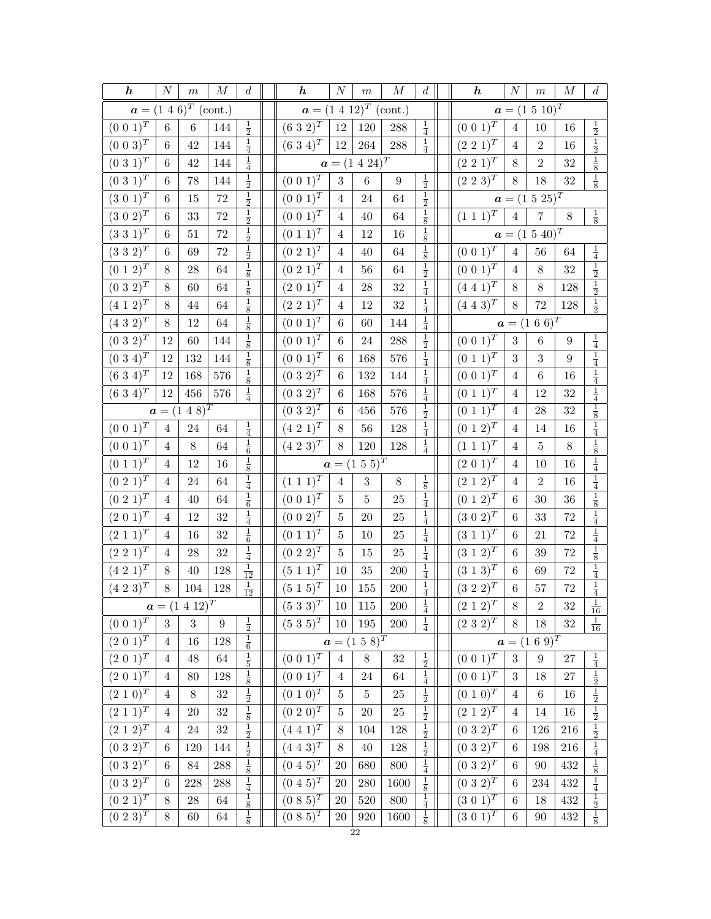| $\boldsymbol{h}$ | $N$ | $m$ | $M$ | $d$ | | $\boldsymbol{h}$ | $N$ | $m$ | $M$ | $d$ | | $\boldsymbol{h}$ | $N$ | $m$ | $M$ | $d$ |
|---|---|---|---|---|---|---|---|---|---|---|---|---|---|---|---|---|
| $\boldsymbol{a} = (1\ 4\ 6)^T$ (cont.) | | | | | | $\boldsymbol{a} = (1\ 4\ 12)^T$ (cont.) | | | | | | $\boldsymbol{a} = (1\ 5\ 10)^T$ | | | | |
| $(0\ 0\ 1)^T$ | 6 | 6 | 144 | $\frac{1}{2}$ | | $(6\ 3\ 2)^T$ | 12 | 120 | 288 | $\frac{1}{4}$ | | $(0\ 0\ 1)^T$ | 4 | 10 | 16 | $\frac{1}{2}$ |
| $(0\ 0\ 3)^T$ | 6 | 42 | 144 | $\frac{1}{4}$ | | $(6\ 3\ 4)^T$ | 12 | 264 | 288 | $\frac{1}{4}$ | | $(2\ 2\ 1)^T$ | 4 | 2 | 16 | $\frac{1}{2}$ |
| $(0\ 3\ 1)^T$ | 6 | 42 | 144 | $\frac{1}{4}$ | | $\boldsymbol{a} = (1\ 4\ 24)^T$ | | | | | | $(2\ 2\ 1)^T$ | 8 | 2 | 32 | $\frac{1}{8}$ |
| $(0\ 3\ 1)^T$ | 6 | 78 | 144 | $\frac{1}{2}$ | | $(0\ 0\ 1)^T$ | 3 | 6 | 9 | $\frac{1}{2}$ | | $(2\ 2\ 3)^T$ | 8 | 18 | 32 | $\frac{1}{8}$ |
| $(3\ 0\ 1)^T$ | 6 | 15 | 72 | $\frac{1}{2}$ | | $(0\ 0\ 1)^T$ | 4 | 24 | 64 | $\frac{1}{2}$ | | $\boldsymbol{a} = (1\ 5\ 25)^T$ | | | | |
| $(3\ 0\ 2)^T$ | 6 | 33 | 72 | $\frac{1}{2}$ | | $(0\ 0\ 1)^T$ | 4 | 40 | 64 | $\frac{1}{8}$ | | $(1\ 1\ 1)^T$ | 4 | 7 | 8 | $\frac{1}{8}$ |
| $(3\ 3\ 1)^T$ | 6 | 51 | 72 | $\frac{1}{2}$ | | $(0\ 1\ 1)^T$ | 4 | 12 | 16 | $\frac{1}{8}$ | | $\boldsymbol{a} = (1\ 5\ 40)^T$ | | | | |
| $(3\ 3\ 2)^T$ | 6 | 69 | 72 | $\frac{1}{2}$ | | $(0\ 2\ 1)^T$ | 4 | 40 | 64 | $\frac{1}{8}$ | | $(0\ 0\ 1)^T$ | 4 | 56 | 64 | $\frac{1}{4}$ |
| $(0\ 1\ 2)^T$ | 8 | 28 | 64 | $\frac{1}{8}$ | | $(0\ 2\ 1)^T$ | 4 | 56 | 64 | $\frac{1}{2}$ | | $(0\ 0\ 1)^T$ | 4 | 8 | 32 | $\frac{1}{2}$ |
| $(0\ 3\ 2)^T$ | 8 | 60 | 64 | $\frac{1}{8}$ | | $(2\ 0\ 1)^T$ | 4 | 28 | 32 | $\frac{1}{4}$ | | $(4\ 4\ 1)^T$ | 8 | 8 | 128 | $\frac{1}{2}$ |
| $(4\ 1\ 2)^T$ | 8 | 44 | 64 | $\frac{1}{8}$ | | $(2\ 2\ 1)^T$ | 4 | 12 | 32 | $\frac{1}{4}$ | | $(4\ 4\ 3)^T$ | 8 | 72 | 128 | $\frac{1}{2}$ |
| $(4\ 3\ 2)^T$ | 8 | 12 | 64 | $\frac{1}{8}$ | | $(0\ 0\ 1)^T$ | 6 | 60 | 144 | $\frac{1}{4}$ | | $\boldsymbol{a} = (1\ 6\ 6)^T$ | | | | |
| $(0\ 3\ 2)^T$ | 12 | 60 | 144 | $\frac{1}{8}$ | | $(0\ 0\ 1)^T$ | 6 | 24 | 288 | $\frac{1}{2}$ | | $(0\ 0\ 1)^T$ | 3 | 6 | 9 | $\frac{1}{4}$ |
| $(0\ 3\ 4)^T$ | 12 | 132 | 144 | $\frac{1}{8}$ | | $(0\ 0\ 1)^T$ | 6 | 168 | 576 | $\frac{1}{4}$ | | $(0\ 1\ 1)^T$ | 3 | 3 | 9 | $\frac{1}{4}$ |
| $(6\ 3\ 4)^T$ | 12 | 168 | 576 | $\frac{1}{8}$ | | $(0\ 3\ 2)^T$ | 6 | 132 | 144 | $\frac{1}{4}$ | | $(0\ 0\ 1)^T$ | 4 | 6 | 16 | $\frac{1}{4}$ |
| $(6\ 3\ 4)^T$ | 12 | 456 | 576 | $\frac{1}{4}$ | | $(0\ 3\ 2)^T$ | 6 | 168 | 576 | $\frac{1}{4}$ | | $(0\ 1\ 1)^T$ | 4 | 12 | 32 | $\frac{1}{4}$ |
| $\boldsymbol{a} = (1\ 4\ 8)^T$ | | | | | | $(0\ 3\ 2)^T$ | 6 | 456 | 576 | $\frac{1}{2}$ | | $(0\ 1\ 1)^T$ | 4 | 28 | 32 | $\frac{1}{8}$ |
| $(0\ 0\ 1)^T$ | 4 | 24 | 64 | $\frac{1}{4}$ | | $(4\ 2\ 1)^T$ | 8 | 56 | 128 | $\frac{1}{4}$ | | $(0\ 1\ 2)^T$ | 4 | 14 | 16 | $\frac{1}{4}$ |
| $(0\ 0\ 1)^T$ | 4 | 8 | 64 | $\frac{1}{6}$ | | $(4\ 2\ 3)^T$ | 8 | 120 | 128 | $\frac{1}{4}$ | | $(1\ 1\ 1)^T$ | 4 | 5 | 8 | $\frac{1}{8}$ |
| $(0\ 1\ 1)^T$ | 4 | 12 | 16 | $\frac{1}{8}$ | | $\boldsymbol{a} = (1\ 5\ 5)^T$ | | | | | | $(2\ 0\ 1)^T$ | 4 | 10 | 16 | $\frac{1}{4}$ |
| $(0\ 2\ 1)^T$ | 4 | 24 | 64 | $\frac{1}{4}$ | | $(1\ 1\ 1)^T$ | 4 | 3 | 8 | $\frac{1}{8}$ | | $(2\ 1\ 2)^T$ | 4 | 2 | 16 | $\frac{1}{4}$ |
| $(0\ 2\ 1)^T$ | 4 | 40 | 64 | $\frac{1}{6}$ | | $(0\ 0\ 1)^T$ | 5 | 5 | 25 | $\frac{1}{4}$ | | $(0\ 1\ 2)^T$ | 6 | 30 | 36 | $\frac{1}{8}$ |
| $(2\ 0\ 1)^T$ | 4 | 12 | 32 | $\frac{1}{4}$ | | $(0\ 0\ 2)^T$ | 5 | 20 | 25 | $\frac{1}{4}$ | | $(3\ 0\ 2)^T$ | 6 | 33 | 72 | $\frac{1}{4}$ |
| $(2\ 1\ 1)^T$ | 4 | 16 | 32 | $\frac{1}{6}$ | | $(0\ 1\ 1)^T$ | 5 | 10 | 25 | $\frac{1}{4}$ | | $(3\ 1\ 1)^T$ | 6 | 21 | 72 | $\frac{1}{4}$ |
| $(2\ 2\ 1)^T$ | 4 | 28 | 32 | $\frac{1}{4}$ | | $(0\ 2\ 2)^T$ | 5 | 15 | 25 | $\frac{1}{4}$ | | $(3\ 1\ 2)^T$ | 6 | 39 | 72 | $\frac{1}{8}$ |
| $(4\ 2\ 1)^T$ | 8 | 40 | 128 | $\frac{1}{12}$ | | $(5\ 1\ 1)^T$ | 10 | 35 | 200 | $\frac{1}{4}$ | | $(3\ 1\ 3)^T$ | 6 | 69 | 72 | $\frac{1}{4}$ |
| $(4\ 2\ 3)^T$ | 8 | 104 | 128 | $\frac{1}{12}$ | | $(5\ 1\ 5)^T$ | 10 | 155 | 200 | $\frac{1}{4}$ | | $(3\ 2\ 2)^T$ | 6 | 57 | 72 | $\frac{1}{4}$ |
| $\boldsymbol{a} = (1\ 4\ 12)^T$ | | | | | | $(5\ 3\ 3)^T$ | 10 | 115 | 200 | $\frac{1}{4}$ | | $(2\ 1\ 2)^T$ | 8 | 2 | 32 | $\frac{1}{16}$ |
| $(0\ 0\ 1)^T$ | 3 | 3 | 9 | $\frac{1}{2}$ | | $(5\ 3\ 5)^T$ | 10 | 195 | 200 | $\frac{1}{4}$ | | $(2\ 3\ 2)^T$ | 8 | 18 | 32 | $\frac{1}{16}$ |
| $(2\ 0\ 1)^T$ | 4 | 16 | 128 | $\frac{1}{6}$ | | $\boldsymbol{a} = (1\ 5\ 8)^T$ | | | | | | $\boldsymbol{a} = (1\ 6\ 9)^T$ | | | | |
| $(2\ 0\ 1)^T$ | 4 | 48 | 64 | $\frac{1}{5}$ | | $(0\ 0\ 1)^T$ | 4 | 8 | 32 | $\frac{1}{2}$ | | $(0\ 0\ 1)^T$ | 3 | 9 | 27 | $\frac{1}{4}$ |
| $(2\ 0\ 1)^T$ | 4 | 80 | 128 | $\frac{1}{8}$ | | $(0\ 0\ 1)^T$ | 4 | 24 | 64 | $\frac{1}{4}$ | | $(0\ 0\ 1)^T$ | 3 | 18 | 27 | $\frac{1}{2}$ |
| $(2\ 1\ 0)^T$ | 4 | 8 | 32 | $\frac{1}{2}$ | | $(0\ 1\ 0)^T$ | 5 | 5 | 25 | $\frac{1}{2}$ | | $(0\ 1\ 0)^T$ | 4 | 6 | 16 | $\frac{1}{2}$ |
| $(2\ 1\ 1)^T$ | 4 | 20 | 32 | $\frac{1}{8}$ | | $(0\ 2\ 0)^T$ | 5 | 20 | 25 | $\frac{1}{2}$ | | $(2\ 1\ 2)^T$ | 4 | 14 | 16 | $\frac{1}{2}$ |
| $(2\ 1\ 2)^T$ | 4 | 24 | 32 | $\frac{1}{2}$ | | $(4\ 4\ 1)^T$ | 8 | 104 | 128 | $\frac{1}{2}$ | | $(0\ 3\ 2)^T$ | 6 | 126 | 216 | $\frac{1}{2}$ |
| $(0\ 3\ 2)^T$ | 6 | 120 | 144 | $\frac{1}{2}$ | | $(4\ 4\ 3)^T$ | 8 | 40 | 128 | $\frac{1}{2}$ | | $(0\ 3\ 2)^T$ | 6 | 198 | 216 | $\frac{1}{4}$ |
| $(0\ 3\ 2)^T$ | 6 | 84 | 288 | $\frac{1}{8}$ | | $(0\ 4\ 5)^T$ | 20 | 680 | 800 | $\frac{1}{4}$ | | $(0\ 3\ 2)^T$ | 6 | 90 | 432 | $\frac{1}{8}$ |
| $(0\ 3\ 2)^T$ | 6 | 228 | 288 | $\frac{1}{4}$ | | $(0\ 4\ 5)^T$ | 20 | 280 | 1600 | $\frac{1}{8}$ | | $(0\ 3\ 2)^T$ | 6 | 234 | 432 | $\frac{1}{4}$ |
| $(0\ 2\ 1)^T$ | 8 | 28 | 64 | $\frac{1}{8}$ | | $(0\ 8\ 5)^T$ | 20 | 520 | 800 | $\frac{1}{4}$ | | $(3\ 0\ 1)^T$ | 6 | 18 | 432 | $\frac{1}{2}$ |
| $(0\ 2\ 3)^T$ | 8 | 60 | 64 | $\frac{1}{8}$ | | $(0\ 8\ 5)^T$ | 20 | 920 | 1600 | $\frac{1}{8}$ | | $(3\ 0\ 1)^T$ | 6 | 90 | 432 | $\frac{1}{8}$ |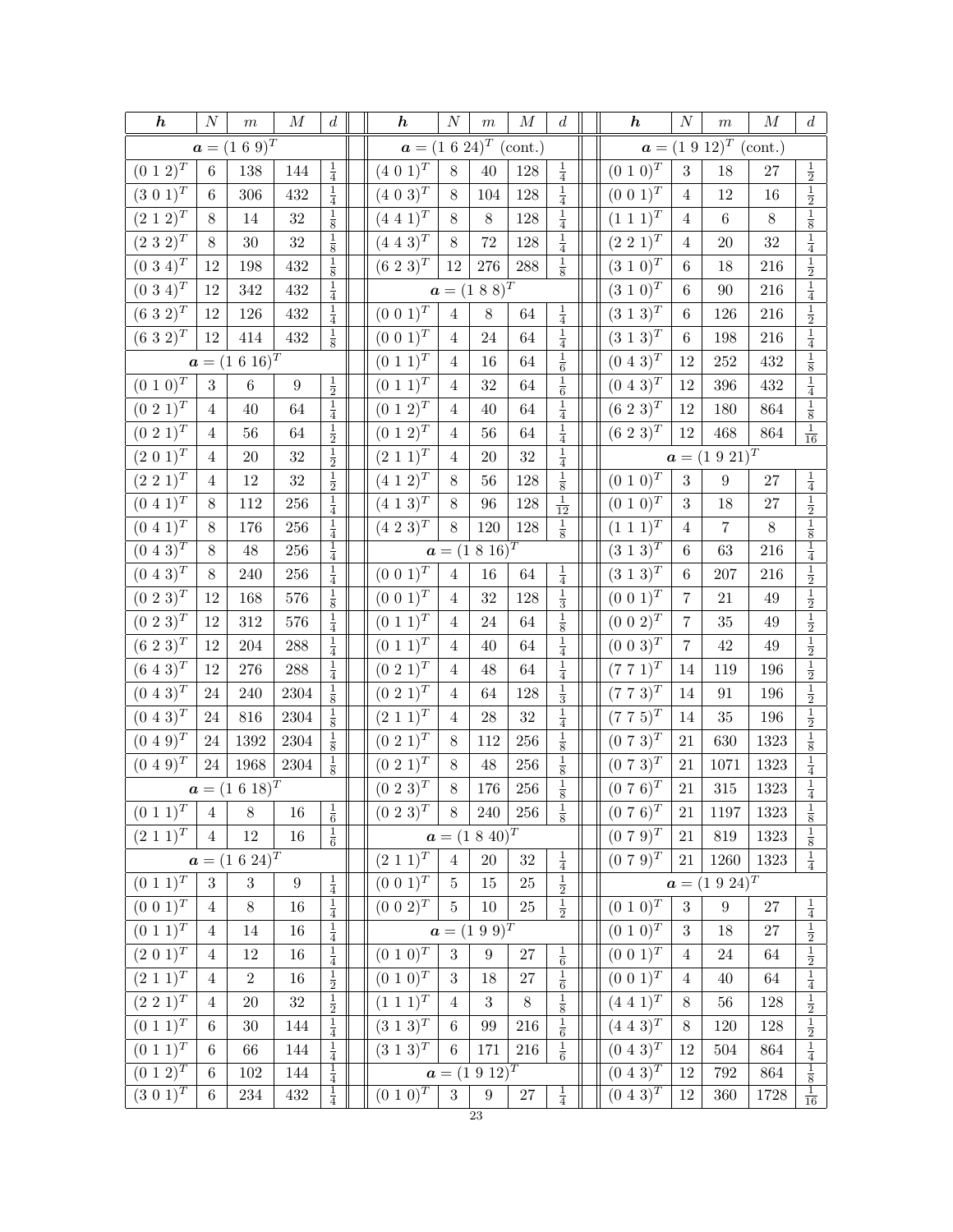| $\boldsymbol{h}$ | $N$ | $m$ | $M$ | $d$ | | $\boldsymbol{h}$ | $N$ | $m$ | $M$ | $d$ | | $\boldsymbol{h}$ | $N$ | $m$ | $M$ | $d$ |
|---|---|---|---|---|---|---|---|---|---|---|---|---|---|---|---|---|
| $\boldsymbol{a} = (1\ 6\ 9)^T$ | | | | | | $\boldsymbol{a} = (1\ 6\ 24)^T$ (cont.) | | | | | | $\boldsymbol{a} = (1\ 9\ 12)^T$ (cont.) | | | | |
| $(0\ 1\ 2)^T$ | 6 | 138 | 144 | $\frac{1}{4}$ | | $(4\ 0\ 1)^T$ | 8 | 40 | 128 | $\frac{1}{4}$ | | $(0\ 1\ 0)^T$ | 3 | 18 | 27 | $\frac{1}{2}$ |
| $(3\ 0\ 1)^T$ | 6 | 306 | 432 | $\frac{1}{4}$ | | $(4\ 0\ 3)^T$ | 8 | 104 | 128 | $\frac{1}{4}$ | | $(0\ 0\ 1)^T$ | 4 | 12 | 16 | $\frac{1}{2}$ |
| $(2\ 1\ 2)^T$ | 8 | 14 | 32 | $\frac{1}{8}$ | | $(4\ 4\ 1)^T$ | 8 | 8 | 128 | $\frac{1}{4}$ | | $(1\ 1\ 1)^T$ | 4 | 6 | 8 | $\frac{1}{8}$ |
| $(2\ 3\ 2)^T$ | 8 | 30 | 32 | $\frac{1}{8}$ | | $(4\ 4\ 3)^T$ | 8 | 72 | 128 | $\frac{1}{4}$ | | $(2\ 2\ 1)^T$ | 4 | 20 | 32 | $\frac{1}{4}$ |
| $(0\ 3\ 4)^T$ | 12 | 198 | 432 | $\frac{1}{8}$ | | $(6\ 2\ 3)^T$ | 12 | 276 | 288 | $\frac{1}{8}$ | | $(3\ 1\ 0)^T$ | 6 | 18 | 216 | $\frac{1}{2}$ |
| $(0\ 3\ 4)^T$ | 12 | 342 | 432 | $\frac{1}{4}$ | | $\boldsymbol{a} = (1\ 8\ 8)^T$ | | | | | | $(3\ 1\ 0)^T$ | 6 | 90 | 216 | $\frac{1}{4}$ |
| $(6\ 3\ 2)^T$ | 12 | 126 | 432 | $\frac{1}{4}$ | | $(0\ 0\ 1)^T$ | 4 | 8 | 64 | $\frac{1}{4}$ | | $(3\ 1\ 3)^T$ | 6 | 126 | 216 | $\frac{1}{2}$ |
| $(6\ 3\ 2)^T$ | 12 | 414 | 432 | $\frac{1}{8}$ | | $(0\ 0\ 1)^T$ | 4 | 24 | 64 | $\frac{1}{4}$ | | $(3\ 1\ 3)^T$ | 6 | 198 | 216 | $\frac{1}{4}$ |
| $\boldsymbol{a} = (1\ 6\ 16)^T$ | | | | | | $(0\ 1\ 1)^T$ | 4 | 16 | 64 | $\frac{1}{6}$ | | $(0\ 4\ 3)^T$ | 12 | 252 | 432 | $\frac{1}{8}$ |
| $(0\ 1\ 0)^T$ | 3 | 6 | 9 | $\frac{1}{2}$ | | $(0\ 1\ 1)^T$ | 4 | 32 | 64 | $\frac{1}{6}$ | | $(0\ 4\ 3)^T$ | 12 | 396 | 432 | $\frac{1}{4}$ |
| $(0\ 2\ 1)^T$ | 4 | 40 | 64 | $\frac{1}{4}$ | | $(0\ 1\ 2)^T$ | 4 | 40 | 64 | $\frac{1}{4}$ | | $(6\ 2\ 3)^T$ | 12 | 180 | 864 | $\frac{1}{8}$ |
| $(0\ 2\ 1)^T$ | 4 | 56 | 64 | $\frac{1}{2}$ | | $(0\ 1\ 2)^T$ | 4 | 56 | 64 | $\frac{1}{4}$ | | $(6\ 2\ 3)^T$ | 12 | 468 | 864 | $\frac{1}{16}$ |
| $(2\ 0\ 1)^T$ | 4 | 20 | 32 | $\frac{1}{2}$ | | $(2\ 1\ 1)^T$ | 4 | 20 | 32 | $\frac{1}{4}$ | | $\boldsymbol{a} = (1\ 9\ 21)^T$ | | | | |
| $(2\ 2\ 1)^T$ | 4 | 12 | 32 | $\frac{1}{2}$ | | $(4\ 1\ 2)^T$ | 8 | 56 | 128 | $\frac{1}{8}$ | | $(0\ 1\ 0)^T$ | 3 | 9 | 27 | $\frac{1}{4}$ |
| $(0\ 4\ 1)^T$ | 8 | 112 | 256 | $\frac{1}{4}$ | | $(4\ 1\ 3)^T$ | 8 | 96 | 128 | $\frac{1}{12}$ | | $(0\ 1\ 0)^T$ | 3 | 18 | 27 | $\frac{1}{2}$ |
| $(0\ 4\ 1)^T$ | 8 | 176 | 256 | $\frac{1}{4}$ | | $(4\ 2\ 3)^T$ | 8 | 120 | 128 | $\frac{1}{8}$ | | $(1\ 1\ 1)^T$ | 4 | 7 | 8 | $\frac{1}{8}$ |
| $(0\ 4\ 3)^T$ | 8 | 48 | 256 | $\frac{1}{4}$ | | $\boldsymbol{a} = (1\ 8\ 16)^T$ | | | | | | $(3\ 1\ 3)^T$ | 6 | 63 | 216 | $\frac{1}{4}$ |
| $(0\ 4\ 3)^T$ | 8 | 240 | 256 | $\frac{1}{4}$ | | $(0\ 0\ 1)^T$ | 4 | 16 | 64 | $\frac{1}{4}$ | | $(3\ 1\ 3)^T$ | 6 | 207 | 216 | $\frac{1}{2}$ |
| $(0\ 2\ 3)^T$ | 12 | 168 | 576 | $\frac{1}{8}$ | | $(0\ 0\ 1)^T$ | 4 | 32 | 128 | $\frac{1}{3}$ | | $(0\ 0\ 1)^T$ | 7 | 21 | 49 | $\frac{1}{2}$ |
| $(0\ 2\ 3)^T$ | 12 | 312 | 576 | $\frac{1}{4}$ | | $(0\ 1\ 1)^T$ | 4 | 24 | 64 | $\frac{1}{8}$ | | $(0\ 0\ 2)^T$ | 7 | 35 | 49 | $\frac{1}{2}$ |
| $(6\ 2\ 3)^T$ | 12 | 204 | 288 | $\frac{1}{4}$ | | $(0\ 1\ 1)^T$ | 4 | 40 | 64 | $\frac{1}{4}$ | | $(0\ 0\ 3)^T$ | 7 | 42 | 49 | $\frac{1}{2}$ |
| $(6\ 4\ 3)^T$ | 12 | 276 | 288 | $\frac{1}{4}$ | | $(0\ 2\ 1)^T$ | 4 | 48 | 64 | $\frac{1}{4}$ | | $(7\ 7\ 1)^T$ | 14 | 119 | 196 | $\frac{1}{2}$ |
| $(0\ 4\ 3)^T$ | 24 | 240 | 2304 | $\frac{1}{8}$ | | $(0\ 2\ 1)^T$ | 4 | 64 | 128 | $\frac{1}{3}$ | | $(7\ 7\ 3)^T$ | 14 | 91 | 196 | $\frac{1}{2}$ |
| $(0\ 4\ 3)^T$ | 24 | 816 | 2304 | $\frac{1}{8}$ | | $(2\ 1\ 1)^T$ | 4 | 28 | 32 | $\frac{1}{4}$ | | $(7\ 7\ 5)^T$ | 14 | 35 | 196 | $\frac{1}{2}$ |
| $(0\ 4\ 9)^T$ | 24 | 1392 | 2304 | $\frac{1}{8}$ | | $(0\ 2\ 1)^T$ | 8 | 112 | 256 | $\frac{1}{8}$ | | $(0\ 7\ 3)^T$ | 21 | 630 | 1323 | $\frac{1}{8}$ |
| $(0\ 4\ 9)^T$ | 24 | 1968 | 2304 | $\frac{1}{8}$ | | $(0\ 2\ 1)^T$ | 8 | 48 | 256 | $\frac{1}{8}$ | | $(0\ 7\ 3)^T$ | 21 | 1071 | 1323 | $\frac{1}{4}$ |
| $\boldsymbol{a} = (1\ 6\ 18)^T$ | | | | | | $(0\ 2\ 3)^T$ | 8 | 176 | 256 | $\frac{1}{8}$ | | $(0\ 7\ 6)^T$ | 21 | 315 | 1323 | $\frac{1}{4}$ |
| $(0\ 1\ 1)^T$ | 4 | 8 | 16 | $\frac{1}{6}$ | | $(0\ 2\ 3)^T$ | 8 | 240 | 256 | $\frac{1}{8}$ | | $(0\ 7\ 6)^T$ | 21 | 1197 | 1323 | $\frac{1}{8}$ |
| $(2\ 1\ 1)^T$ | 4 | 12 | 16 | $\frac{1}{6}$ | | $\boldsymbol{a} = (1\ 8\ 40)^T$ | | | | | | $(0\ 7\ 9)^T$ | 21 | 819 | 1323 | $\frac{1}{8}$ |
| $\boldsymbol{a} = (1\ 6\ 24)^T$ | | | | | | $(2\ 1\ 1)^T$ | 4 | 20 | 32 | $\frac{1}{4}$ | | $(0\ 7\ 9)^T$ | 21 | 1260 | 1323 | $\frac{1}{4}$ |
| $(0\ 1\ 1)^T$ | 3 | 3 | 9 | $\frac{1}{4}$ | | $(0\ 0\ 1)^T$ | 5 | 15 | 25 | $\frac{1}{2}$ | | $\boldsymbol{a} = (1\ 9\ 24)^T$ | | | | |
| $(0\ 0\ 1)^T$ | 4 | 8 | 16 | $\frac{1}{4}$ | | $(0\ 0\ 2)^T$ | 5 | 10 | 25 | $\frac{1}{2}$ | | $(0\ 1\ 0)^T$ | 3 | 9 | 27 | $\frac{1}{4}$ |
| $(0\ 1\ 1)^T$ | 4 | 14 | 16 | $\frac{1}{4}$ | | $\boldsymbol{a} = (1\ 9\ 9)^T$ | | | | | | $(0\ 1\ 0)^T$ | 3 | 18 | 27 | $\frac{1}{2}$ |
| $(2\ 0\ 1)^T$ | 4 | 12 | 16 | $\frac{1}{4}$ | | $(0\ 1\ 0)^T$ | 3 | 9 | 27 | $\frac{1}{6}$ | | $(0\ 0\ 1)^T$ | 4 | 24 | 64 | $\frac{1}{2}$ |
| $(2\ 1\ 1)^T$ | 4 | 2 | 16 | $\frac{1}{2}$ | | $(0\ 1\ 0)^T$ | 3 | 18 | 27 | $\frac{1}{6}$ | | $(0\ 0\ 1)^T$ | 4 | 40 | 64 | $\frac{1}{4}$ |
| $(2\ 2\ 1)^T$ | 4 | 20 | 32 | $\frac{1}{2}$ | | $(1\ 1\ 1)^T$ | 4 | 3 | 8 | $\frac{1}{8}$ | | $(4\ 4\ 1)^T$ | 8 | 56 | 128 | $\frac{1}{2}$ |
| $(0\ 1\ 1)^T$ | 6 | 30 | 144 | $\frac{1}{4}$ | | $(3\ 1\ 3)^T$ | 6 | 99 | 216 | $\frac{1}{6}$ | | $(4\ 4\ 3)^T$ | 8 | 120 | 128 | $\frac{1}{2}$ |
| $(0\ 1\ 1)^T$ | 6 | 66 | 144 | $\frac{1}{4}$ | | $(3\ 1\ 3)^T$ | 6 | 171 | 216 | $\frac{1}{6}$ | | $(0\ 4\ 3)^T$ | 12 | 504 | 864 | $\frac{1}{4}$ |
| $(0\ 1\ 2)^T$ | 6 | 102 | 144 | $\frac{1}{4}$ | | $\boldsymbol{a} = (1\ 9\ 12)^T$ | | | | | | $(0\ 4\ 3)^T$ | 12 | 792 | 864 | $\frac{1}{8}$ |
| $(3\ 0\ 1)^T$ | 6 | 234 | 432 | $\frac{1}{4}$ | | $(0\ 1\ 0)^T$ | 3 | 9 | 27 | $\frac{1}{4}$ | | $(0\ 4\ 3)^T$ | 12 | 360 | 1728 | $\frac{1}{16}$ |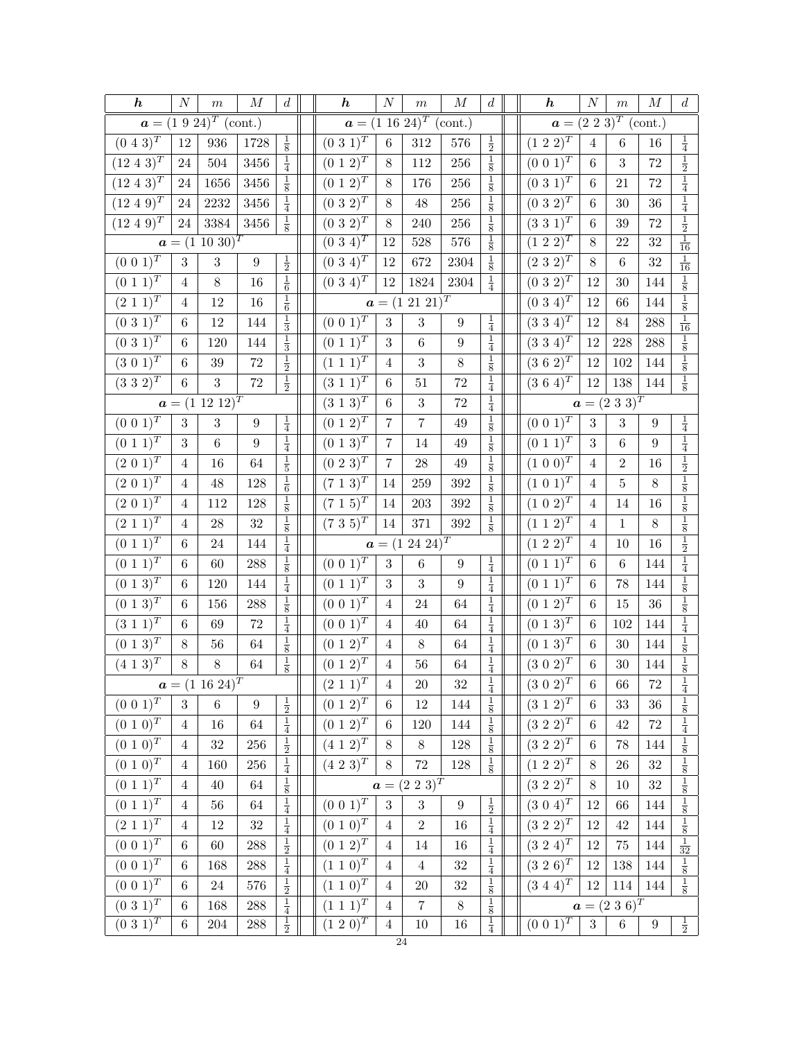| $\boldsymbol{h}$ | $N$ | $m$ | $M$ | $d$ | $\boldsymbol{h}$ | $N$ | $m$ | $M$ | $d$ | $\boldsymbol{h}$ | $N$ | $m$ | $M$ | $d$ |
|---|---|---|---|---|---|---|---|---|---|---|---|---|---|---|
| $\boldsymbol{a} = (1\ 9\ 24)^T$ (cont.) | | | | | $\boldsymbol{a} = (1\ 16\ 24)^T$ (cont.) | | | | | $\boldsymbol{a} = (2\ 2\ 3)^T$ (cont.) | | | | |
| $(0\ 4\ 3)^T$ | 12 | 936 | 1728 | $\frac{1}{8}$ | $(0\ 3\ 1)^T$ | 6 | 312 | 576 | $\frac{1}{2}$ | $(1\ 2\ 2)^T$ | 4 | 6 | 16 | $\frac{1}{4}$ |
| $(12\ 4\ 3)^T$ | 24 | 504 | 3456 | $\frac{1}{4}$ | $(0\ 1\ 2)^T$ | 8 | 112 | 256 | $\frac{1}{8}$ | $(0\ 0\ 1)^T$ | 6 | 3 | 72 | $\frac{1}{2}$ |
| $(12\ 4\ 3)^T$ | 24 | 1656 | 3456 | $\frac{1}{8}$ | $(0\ 1\ 2)^T$ | 8 | 176 | 256 | $\frac{1}{8}$ | $(0\ 3\ 1)^T$ | 6 | 21 | 72 | $\frac{1}{4}$ |
| $(12\ 4\ 9)^T$ | 24 | 2232 | 3456 | $\frac{1}{4}$ | $(0\ 3\ 2)^T$ | 8 | 48 | 256 | $\frac{1}{8}$ | $(0\ 3\ 2)^T$ | 6 | 30 | 36 | $\frac{1}{4}$ |
| $(12\ 4\ 9)^T$ | 24 | 3384 | 3456 | $\frac{1}{8}$ | $(0\ 3\ 2)^T$ | 8 | 240 | 256 | $\frac{1}{8}$ | $(3\ 3\ 1)^T$ | 6 | 39 | 72 | $\frac{1}{2}$ |
| $\boldsymbol{a} = (1\ 10\ 30)^T$ | | | | | $(0\ 3\ 4)^T$ | 12 | 528 | 576 | $\frac{1}{8}$ | $(1\ 2\ 2)^T$ | 8 | 22 | 32 | $\frac{1}{16}$ |
| $(0\ 0\ 1)^T$ | 3 | 3 | 9 | $\frac{1}{2}$ | $(0\ 3\ 4)^T$ | 12 | 672 | 2304 | $\frac{1}{8}$ | $(2\ 3\ 2)^T$ | 8 | 6 | 32 | $\frac{1}{16}$ |
| $(0\ 1\ 1)^T$ | 4 | 8 | 16 | $\frac{1}{6}$ | $(0\ 3\ 4)^T$ | 12 | 1824 | 2304 | $\frac{1}{4}$ | $(0\ 3\ 2)^T$ | 12 | 30 | 144 | $\frac{1}{8}$ |
| $(2\ 1\ 1)^T$ | 4 | 12 | 16 | $\frac{1}{6}$ | $\boldsymbol{a} = (1\ 21\ 21)^T$ | | | | | $(0\ 3\ 4)^T$ | 12 | 66 | 144 | $\frac{1}{8}$ |
| $(0\ 3\ 1)^T$ | 6 | 12 | 144 | $\frac{1}{3}$ | $(0\ 0\ 1)^T$ | 3 | 3 | 9 | $\frac{1}{4}$ | $(3\ 3\ 4)^T$ | 12 | 84 | 288 | $\frac{1}{16}$ |
| $(0\ 3\ 1)^T$ | 6 | 120 | 144 | $\frac{1}{3}$ | $(0\ 1\ 1)^T$ | 3 | 6 | 9 | $\frac{1}{4}$ | $(3\ 3\ 4)^T$ | 12 | 228 | 288 | $\frac{1}{8}$ |
| $(3\ 0\ 1)^T$ | 6 | 39 | 72 | $\frac{1}{2}$ | $(1\ 1\ 1)^T$ | 4 | 3 | 8 | $\frac{1}{8}$ | $(3\ 6\ 2)^T$ | 12 | 102 | 144 | $\frac{1}{8}$ |
| $(3\ 3\ 2)^T$ | 6 | 3 | 72 | $\frac{1}{2}$ | $(3\ 1\ 1)^T$ | 6 | 51 | 72 | $\frac{1}{4}$ | $(3\ 6\ 4)^T$ | 12 | 138 | 144 | $\frac{1}{8}$ |
| $\boldsymbol{a} = (1\ 12\ 12)^T$ | | | | | $(3\ 1\ 3)^T$ | 6 | 3 | 72 | $\frac{1}{4}$ | $\boldsymbol{a} = (2\ 3\ 3)^T$ | | | | |
| $(0\ 0\ 1)^T$ | 3 | 3 | 9 | $\frac{1}{4}$ | $(0\ 1\ 2)^T$ | 7 | 7 | 49 | $\frac{1}{8}$ | $(0\ 0\ 1)^T$ | 3 | 3 | 9 | $\frac{1}{4}$ |
| $(0\ 1\ 1)^T$ | 3 | 6 | 9 | $\frac{1}{4}$ | $(0\ 1\ 3)^T$ | 7 | 14 | 49 | $\frac{1}{8}$ | $(0\ 1\ 1)^T$ | 3 | 6 | 9 | $\frac{1}{4}$ |
| $(2\ 0\ 1)^T$ | 4 | 16 | 64 | $\frac{1}{5}$ | $(0\ 2\ 3)^T$ | 7 | 28 | 49 | $\frac{1}{8}$ | $(1\ 0\ 0)^T$ | 4 | 2 | 16 | $\frac{1}{2}$ |
| $(2\ 0\ 1)^T$ | 4 | 48 | 128 | $\frac{1}{6}$ | $(7\ 1\ 3)^T$ | 14 | 259 | 392 | $\frac{1}{8}$ | $(1\ 0\ 1)^T$ | 4 | 5 | 8 | $\frac{1}{8}$ |
| $(2\ 0\ 1)^T$ | 4 | 112 | 128 | $\frac{1}{8}$ | $(7\ 1\ 5)^T$ | 14 | 203 | 392 | $\frac{1}{8}$ | $(1\ 0\ 2)^T$ | 4 | 14 | 16 | $\frac{1}{8}$ |
| $(2\ 1\ 1)^T$ | 4 | 28 | 32 | $\frac{1}{8}$ | $(7\ 3\ 5)^T$ | 14 | 371 | 392 | $\frac{1}{8}$ | $(1\ 1\ 2)^T$ | 4 | 1 | 8 | $\frac{1}{8}$ |
| $(0\ 1\ 1)^T$ | 6 | 24 | 144 | $\frac{1}{4}$ | $\boldsymbol{a} = (1\ 24\ 24)^T$ | | | | | $(1\ 2\ 2)^T$ | 4 | 10 | 16 | $\frac{1}{2}$ |
| $(0\ 1\ 1)^T$ | 6 | 60 | 288 | $\frac{1}{8}$ | $(0\ 0\ 1)^T$ | 3 | 6 | 9 | $\frac{1}{4}$ | $(0\ 1\ 1)^T$ | 6 | 6 | 144 | $\frac{1}{4}$ |
| $(0\ 1\ 3)^T$ | 6 | 120 | 144 | $\frac{1}{4}$ | $(0\ 1\ 1)^T$ | 3 | 3 | 9 | $\frac{1}{4}$ | $(0\ 1\ 1)^T$ | 6 | 78 | 144 | $\frac{1}{8}$ |
| $(0\ 1\ 3)^T$ | 6 | 156 | 288 | $\frac{1}{8}$ | $(0\ 0\ 1)^T$ | 4 | 24 | 64 | $\frac{1}{4}$ | $(0\ 1\ 2)^T$ | 6 | 15 | 36 | $\frac{1}{8}$ |
| $(3\ 1\ 1)^T$ | 6 | 69 | 72 | $\frac{1}{4}$ | $(0\ 0\ 1)^T$ | 4 | 40 | 64 | $\frac{1}{4}$ | $(0\ 1\ 3)^T$ | 6 | 102 | 144 | $\frac{1}{4}$ |
| $(0\ 1\ 3)^T$ | 8 | 56 | 64 | $\frac{1}{8}$ | $(0\ 1\ 2)^T$ | 4 | 8 | 64 | $\frac{1}{4}$ | $(0\ 1\ 3)^T$ | 6 | 30 | 144 | $\frac{1}{8}$ |
| $(4\ 1\ 3)^T$ | 8 | 8 | 64 | $\frac{1}{8}$ | $(0\ 1\ 2)^T$ | 4 | 56 | 64 | $\frac{1}{4}$ | $(3\ 0\ 2)^T$ | 6 | 30 | 144 | $\frac{1}{8}$ |
| $\boldsymbol{a} = (1\ 16\ 24)^T$ | | | | | $(2\ 1\ 1)^T$ | 4 | 20 | 32 | $\frac{1}{4}$ | $(3\ 0\ 2)^T$ | 6 | 66 | 72 | $\frac{1}{4}$ |
| $(0\ 0\ 1)^T$ | 3 | 6 | 9 | $\frac{1}{2}$ | $(0\ 1\ 2)^T$ | 6 | 12 | 144 | $\frac{1}{8}$ | $(3\ 1\ 2)^T$ | 6 | 33 | 36 | $\frac{1}{8}$ |
| $(0\ 1\ 0)^T$ | 4 | 16 | 64 | $\frac{1}{4}$ | $(0\ 1\ 2)^T$ | 6 | 120 | 144 | $\frac{1}{8}$ | $(3\ 2\ 2)^T$ | 6 | 42 | 72 | $\frac{1}{4}$ |
| $(0\ 1\ 0)^T$ | 4 | 32 | 256 | $\frac{1}{2}$ | $(4\ 1\ 2)^T$ | 8 | 8 | 128 | $\frac{1}{8}$ | $(3\ 2\ 2)^T$ | 6 | 78 | 144 | $\frac{1}{8}$ |
| $(0\ 1\ 0)^T$ | 4 | 160 | 256 | $\frac{1}{4}$ | $(4\ 2\ 3)^T$ | 8 | 72 | 128 | $\frac{1}{8}$ | $(1\ 2\ 2)^T$ | 8 | 26 | 32 | $\frac{1}{8}$ |
| $(0\ 1\ 1)^T$ | 4 | 40 | 64 | $\frac{1}{8}$ | $\boldsymbol{a} = (2\ 2\ 3)^T$ | | | | | $(3\ 2\ 2)^T$ | 8 | 10 | 32 | $\frac{1}{8}$ |
| $(0\ 1\ 1)^T$ | 4 | 56 | 64 | $\frac{1}{4}$ | $(0\ 0\ 1)^T$ | 3 | 3 | 9 | $\frac{1}{2}$ | $(3\ 0\ 4)^T$ | 12 | 66 | 144 | $\frac{1}{8}$ |
| $(2\ 1\ 1)^T$ | 4 | 12 | 32 | $\frac{1}{4}$ | $(0\ 1\ 0)^T$ | 4 | 2 | 16 | $\frac{1}{4}$ | $(3\ 2\ 2)^T$ | 12 | 42 | 144 | $\frac{1}{8}$ |
| $(0\ 0\ 1)^T$ | 6 | 60 | 288 | $\frac{1}{2}$ | $(0\ 1\ 2)^T$ | 4 | 14 | 16 | $\frac{1}{4}$ | $(3\ 2\ 4)^T$ | 12 | 75 | 144 | $\frac{1}{32}$ |
| $(0\ 0\ 1)^T$ | 6 | 168 | 288 | $\frac{1}{4}$ | $(1\ 1\ 0)^T$ | 4 | 4 | 32 | $\frac{1}{4}$ | $(3\ 2\ 6)^T$ | 12 | 138 | 144 | $\frac{1}{8}$ |
| $(0\ 0\ 1)^T$ | 6 | 24 | 576 | $\frac{1}{2}$ | $(1\ 1\ 0)^T$ | 4 | 20 | 32 | $\frac{1}{8}$ | $(3\ 4\ 4)^T$ | 12 | 114 | 144 | $\frac{1}{8}$ |
| $(0\ 3\ 1)^T$ | 6 | 168 | 288 | $\frac{1}{4}$ | $(1\ 1\ 1)^T$ | 4 | 7 | 8 | $\frac{1}{8}$ | $\boldsymbol{a} = (2\ 3\ 6)^T$ | | | | |
| $(0\ 3\ 1)^T$ | 6 | 204 | 288 | $\frac{1}{2}$ | $(1\ 2\ 0)^T$ | 4 | 10 | 16 | $\frac{1}{4}$ | $(0\ 0\ 1)^T$ | 3 | 6 | 9 | $\frac{1}{2}$ |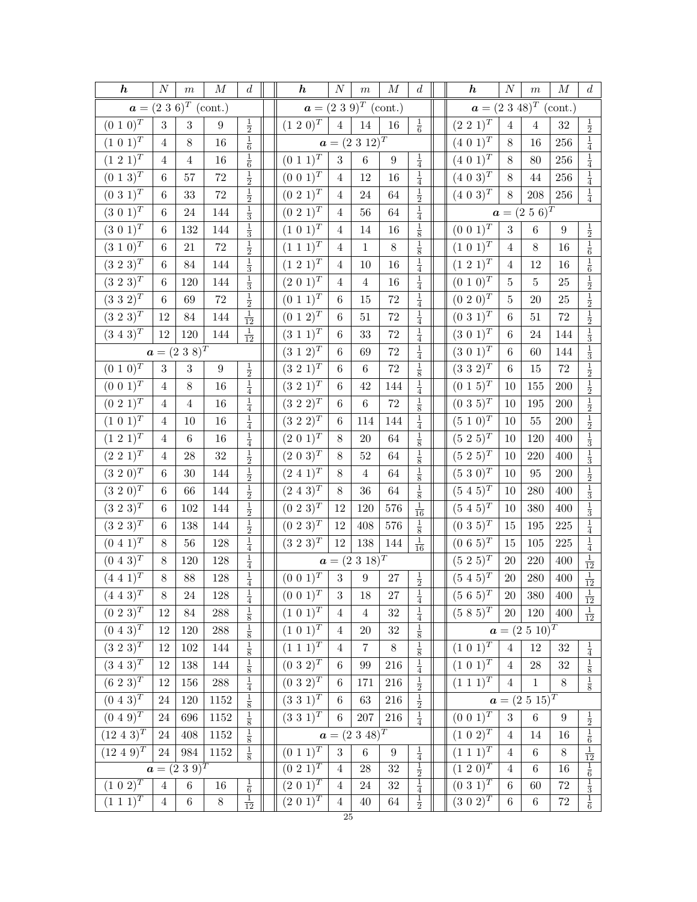| $\boldsymbol{h}$ | $N$ | $m$ | $M$ | $d$ |
|---|---|---|---|---|
| $\boldsymbol{a} = (2\ 3\ 6)^T$ (cont.) | | | | |
| $(0\ 1\ 0)^T$ | 3 | 3 | 9 | $\frac{1}{2}$ |
| $(1\ 0\ 1)^T$ | 4 | 8 | 16 | $\frac{1}{6}$ |
| $(1\ 2\ 1)^T$ | 4 | 4 | 16 | $\frac{1}{6}$ |
| $(0\ 1\ 3)^T$ | 6 | 57 | 72 | $\frac{1}{2}$ |
| $(0\ 3\ 1)^T$ | 6 | 33 | 72 | $\frac{1}{2}$ |
| $(3\ 0\ 1)^T$ | 6 | 24 | 144 | $\frac{1}{3}$ |
| $(3\ 0\ 1)^T$ | 6 | 132 | 144 | $\frac{1}{3}$ |
| $(3\ 1\ 0)^T$ | 6 | 21 | 72 | $\frac{1}{2}$ |
| $(3\ 2\ 3)^T$ | 6 | 84 | 144 | $\frac{1}{3}$ |
| $(3\ 2\ 3)^T$ | 6 | 120 | 144 | $\frac{1}{3}$ |
| $(3\ 3\ 2)^T$ | 6 | 69 | 72 | $\frac{1}{2}$ |
| $(3\ 2\ 3)^T$ | 12 | 84 | 144 | $\frac{1}{12}$ |
| $(3\ 4\ 3)^T$ | 12 | 120 | 144 | $\frac{1}{12}$ |
| $\boldsymbol{a} = (2\ 3\ 8)^T$ | | | | |
| $(0\ 1\ 0)^T$ | 3 | 3 | 9 | $\frac{1}{2}$ |
| $(0\ 0\ 1)^T$ | 4 | 8 | 16 | $\frac{1}{4}$ |
| $(0\ 2\ 1)^T$ | 4 | 4 | 16 | $\frac{1}{4}$ |
| $(1\ 0\ 1)^T$ | 4 | 10 | 16 | $\frac{1}{4}$ |
| $(1\ 2\ 1)^T$ | 4 | 6 | 16 | $\frac{1}{4}$ |
| $(2\ 2\ 1)^T$ | 4 | 28 | 32 | $\frac{1}{2}$ |
| $(3\ 2\ 0)^T$ | 6 | 30 | 144 | $\frac{1}{2}$ |
| $(3\ 2\ 0)^T$ | 6 | 66 | 144 | $\frac{1}{2}$ |
| $(3\ 2\ 3)^T$ | 6 | 102 | 144 | $\frac{1}{2}$ |
| $(3\ 2\ 3)^T$ | 6 | 138 | 144 | $\frac{1}{2}$ |
| $(0\ 4\ 1)^T$ | 8 | 56 | 128 | $\frac{1}{4}$ |
| $(0\ 4\ 3)^T$ | 8 | 120 | 128 | $\frac{1}{4}$ |
| $(4\ 4\ 1)^T$ | 8 | 88 | 128 | $\frac{1}{4}$ |
| $(4\ 4\ 3)^T$ | 8 | 24 | 128 | $\frac{1}{4}$ |
| $(0\ 2\ 3)^T$ | 12 | 84 | 288 | $\frac{1}{8}$ |
| $(0\ 4\ 3)^T$ | 12 | 120 | 288 | $\frac{1}{8}$ |
| $(3\ 2\ 3)^T$ | 12 | 102 | 144 | $\frac{1}{8}$ |
| $(3\ 4\ 3)^T$ | 12 | 138 | 144 | $\frac{1}{8}$ |
| $(6\ 2\ 3)^T$ | 12 | 156 | 288 | $\frac{1}{4}$ |
| $(0\ 4\ 3)^T$ | 24 | 120 | 1152 | $\frac{1}{8}$ |
| $(0\ 4\ 9)^T$ | 24 | 696 | 1152 | $\frac{1}{8}$ |
| $(12\ 4\ 3)^T$ | 24 | 408 | 1152 | $\frac{1}{8}$ |
| $(12\ 4\ 9)^T$ | 24 | 984 | 1152 | $\frac{1}{8}$ |
| $\boldsymbol{a} = (2\ 3\ 9)^T$ | | | | |
| $(1\ 0\ 2)^T$ | 4 | 6 | 16 | $\frac{1}{6}$ |
| $(1\ 1\ 1)^T$ | 4 | 6 | 8 | $\frac{1}{12}$ |
| $\boldsymbol{a} = (2\ 3\ 9)^T$ (cont.) | | | | |
| $(1\ 2\ 0)^T$ | 4 | 14 | 16 | $\frac{1}{6}$ |
| $\boldsymbol{a} = (2\ 3\ 12)^T$ | | | | |
| $(0\ 1\ 1)^T$ | 3 | 6 | 9 | $\frac{1}{4}$ |
| $(0\ 0\ 1)^T$ | 4 | 12 | 16 | $\frac{1}{4}$ |
| $(0\ 2\ 1)^T$ | 4 | 24 | 64 | $\frac{1}{2}$ |
| $(0\ 2\ 1)^T$ | 4 | 56 | 64 | $\frac{1}{4}$ |
| $(1\ 0\ 1)^T$ | 4 | 14 | 16 | $\frac{1}{8}$ |
| $(1\ 1\ 1)^T$ | 4 | 1 | 8 | $\frac{1}{8}$ |
| $(1\ 2\ 1)^T$ | 4 | 10 | 16 | $\frac{1}{4}$ |
| $(2\ 0\ 1)^T$ | 4 | 4 | 16 | $\frac{1}{4}$ |
| $(0\ 1\ 1)^T$ | 6 | 15 | 72 | $\frac{1}{4}$ |
| $(0\ 1\ 2)^T$ | 6 | 51 | 72 | $\frac{1}{4}$ |
| $(3\ 1\ 1)^T$ | 6 | 33 | 72 | $\frac{1}{4}$ |
| $(3\ 1\ 2)^T$ | 6 | 69 | 72 | $\frac{1}{4}$ |
| $(3\ 2\ 1)^T$ | 6 | 6 | 72 | $\frac{1}{8}$ |
| $(3\ 2\ 1)^T$ | 6 | 42 | 144 | $\frac{1}{4}$ |
| $(3\ 2\ 2)^T$ | 6 | 6 | 72 | $\frac{1}{8}$ |
| $(3\ 2\ 2)^T$ | 6 | 114 | 144 | $\frac{1}{4}$ |
| $(2\ 0\ 1)^T$ | 8 | 20 | 64 | $\frac{1}{8}$ |
| $(2\ 0\ 3)^T$ | 8 | 52 | 64 | $\frac{1}{8}$ |
| $(2\ 4\ 1)^T$ | 8 | 4 | 64 | $\frac{1}{8}$ |
| $(2\ 4\ 3)^T$ | 8 | 36 | 64 | $\frac{1}{8}$ |
| $(0\ 2\ 3)^T$ | 12 | 120 | 576 | $\frac{1}{16}$ |
| $(0\ 2\ 3)^T$ | 12 | 408 | 576 | $\frac{1}{8}$ |
| $(3\ 2\ 3)^T$ | 12 | 138 | 144 | $\frac{1}{16}$ |
| $\boldsymbol{a} = (2\ 3\ 18)^T$ | | | | |
| $(0\ 0\ 1)^T$ | 3 | 9 | 27 | $\frac{1}{2}$ |
| $(0\ 0\ 1)^T$ | 3 | 18 | 27 | $\frac{1}{4}$ |
| $(1\ 0\ 1)^T$ | 4 | 4 | 32 | $\frac{1}{4}$ |
| $(1\ 0\ 1)^T$ | 4 | 20 | 32 | $\frac{1}{8}$ |
| $(1\ 1\ 1)^T$ | 4 | 7 | 8 | $\frac{1}{8}$ |
| $(0\ 3\ 2)^T$ | 6 | 99 | 216 | $\frac{1}{4}$ |
| $(0\ 3\ 2)^T$ | 6 | 171 | 216 | $\frac{1}{2}$ |
| $(3\ 3\ 1)^T$ | 6 | 63 | 216 | $\frac{1}{2}$ |
| $(3\ 3\ 1)^T$ | 6 | 207 | 216 | $\frac{1}{4}$ |
| $\boldsymbol{a} = (2\ 3\ 48)^T$ | | | | |
| $(0\ 1\ 1)^T$ | 3 | 6 | 9 | $\frac{1}{4}$ |
| $(0\ 2\ 1)^T$ | 4 | 28 | 32 | $\frac{1}{2}$ |
| $(2\ 0\ 1)^T$ | 4 | 24 | 32 | $\frac{1}{4}$ |
| $(2\ 0\ 1)^T$ | 4 | 40 | 64 | $\frac{1}{2}$ |
| $\boldsymbol{a} = (2\ 3\ 48)^T$ (cont.) | | | | |
| $(2\ 2\ 1)^T$ | 4 | 4 | 32 | $\frac{1}{2}$ |
| $(4\ 0\ 1)^T$ | 8 | 16 | 256 | $\frac{1}{4}$ |
| $(4\ 0\ 1)^T$ | 8 | 80 | 256 | $\frac{1}{4}$ |
| $(4\ 0\ 3)^T$ | 8 | 44 | 256 | $\frac{1}{4}$ |
| $(4\ 0\ 3)^T$ | 8 | 208 | 256 | $\frac{1}{4}$ |
| $\boldsymbol{a} = (2\ 5\ 6)^T$ | | | | |
| $(0\ 0\ 1)^T$ | 3 | 6 | 9 | $\frac{1}{2}$ |
| $(1\ 0\ 1)^T$ | 4 | 8 | 16 | $\frac{1}{6}$ |
| $(1\ 2\ 1)^T$ | 4 | 12 | 16 | $\frac{1}{6}$ |
| $(0\ 1\ 0)^T$ | 5 | 5 | 25 | $\frac{1}{2}$ |
| $(0\ 2\ 0)^T$ | 5 | 20 | 25 | $\frac{1}{2}$ |
| $(0\ 3\ 1)^T$ | 6 | 51 | 72 | $\frac{1}{2}$ |
| $(3\ 0\ 1)^T$ | 6 | 24 | 144 | $\frac{1}{3}$ |
| $(3\ 0\ 1)^T$ | 6 | 60 | 144 | $\frac{1}{3}$ |
| $(3\ 3\ 2)^T$ | 6 | 15 | 72 | $\frac{1}{2}$ |
| $(0\ 1\ 5)^T$ | 10 | 155 | 200 | $\frac{1}{2}$ |
| $(0\ 3\ 5)^T$ | 10 | 195 | 200 | $\frac{1}{2}$ |
| $(5\ 1\ 0)^T$ | 10 | 55 | 200 | $\frac{1}{2}$ |
| $(5\ 2\ 5)^T$ | 10 | 120 | 400 | $\frac{1}{3}$ |
| $(5\ 2\ 5)^T$ | 10 | 220 | 400 | $\frac{1}{3}$ |
| $(5\ 3\ 0)^T$ | 10 | 95 | 200 | $\frac{1}{2}$ |
| $(5\ 4\ 5)^T$ | 10 | 280 | 400 | $\frac{1}{3}$ |
| $(5\ 4\ 5)^T$ | 10 | 380 | 400 | $\frac{1}{3}$ |
| $(0\ 3\ 5)^T$ | 15 | 195 | 225 | $\frac{1}{4}$ |
| $(0\ 6\ 5)^T$ | 15 | 105 | 225 | $\frac{1}{4}$ |
| $(5\ 2\ 5)^T$ | 20 | 220 | 400 | $\frac{1}{12}$ |
| $(5\ 4\ 5)^T$ | 20 | 280 | 400 | $\frac{1}{12}$ |
| $(5\ 6\ 5)^T$ | 20 | 380 | 400 | $\frac{1}{12}$ |
| $(5\ 8\ 5)^T$ | 20 | 120 | 400 | $\frac{1}{12}$ |
| $\boldsymbol{a} = (2\ 5\ 10)^T$ | | | | |
| $(1\ 0\ 1)^T$ | 4 | 12 | 32 | $\frac{1}{4}$ |
| $(1\ 0\ 1)^T$ | 4 | 28 | 32 | $\frac{1}{8}$ |
| $(1\ 1\ 1)^T$ | 4 | 1 | 8 | $\frac{1}{8}$ |
| $\boldsymbol{a} = (2\ 5\ 15)^T$ | | | | |
| $(0\ 0\ 1)^T$ | 3 | 6 | 9 | $\frac{1}{2}$ |
| $(1\ 0\ 2)^T$ | 4 | 14 | 16 | $\frac{1}{6}$ |
| $(1\ 1\ 1)^T$ | 4 | 6 | 8 | $\frac{1}{12}$ |
| $(1\ 2\ 0)^T$ | 4 | 6 | 16 | $\frac{1}{6}$ |
| $(0\ 3\ 1)^T$ | 6 | 60 | 72 | $\frac{1}{3}$ |
| $(3\ 0\ 2)^T$ | 6 | 6 | 72 | $\frac{1}{6}$ |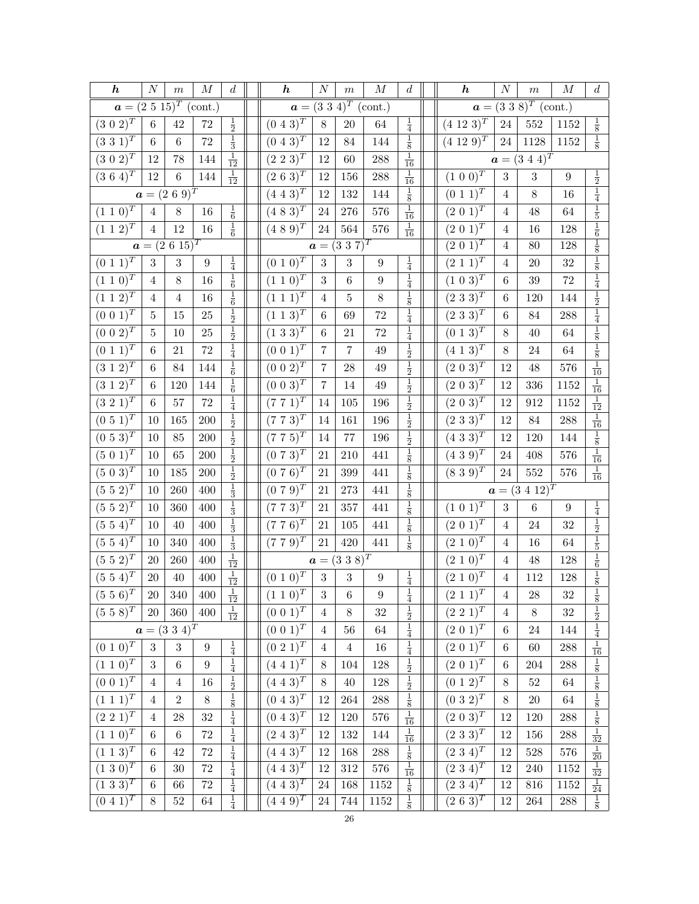| $\boldsymbol{h}$ | $N$ | $m$ | $M$ | $d$ |
|---|---|---|---|---|
| $\boldsymbol{a} = (2\ 5\ 15)^T$ (cont.) | | | | |
| $(3\ 0\ 2)^T$ | 6 | 42 | 72 | $\frac{1}{2}$ |
| $(3\ 3\ 1)^T$ | 6 | 6 | 72 | $\frac{1}{3}$ |
| $(3\ 0\ 2)^T$ | 12 | 78 | 144 | $\frac{1}{12}$ |
| $(3\ 6\ 4)^T$ | 12 | 6 | 144 | $\frac{1}{12}$ |
| $\boldsymbol{a} = (2\ 6\ 9)^T$ | | | | |
| $(1\ 1\ 0)^T$ | 4 | 8 | 16 | $\frac{1}{6}$ |
| $(1\ 1\ 2)^T$ | 4 | 12 | 16 | $\frac{1}{6}$ |
| $\boldsymbol{a} = (2\ 6\ 15)^T$ | | | | |
| $(0\ 1\ 1)^T$ | 3 | 3 | 9 | $\frac{1}{4}$ |
| $(1\ 1\ 0)^T$ | 4 | 8 | 16 | $\frac{1}{6}$ |
| $(1\ 1\ 2)^T$ | 4 | 4 | 16 | $\frac{1}{6}$ |
| $(0\ 0\ 1)^T$ | 5 | 15 | 25 | $\frac{1}{2}$ |
| $(0\ 0\ 2)^T$ | 5 | 10 | 25 | $\frac{1}{2}$ |
| $(0\ 1\ 1)^T$ | 6 | 21 | 72 | $\frac{1}{4}$ |
| $(3\ 1\ 2)^T$ | 6 | 84 | 144 | $\frac{1}{6}$ |
| $(3\ 1\ 2)^T$ | 6 | 120 | 144 | $\frac{1}{6}$ |
| $(3\ 2\ 1)^T$ | 6 | 57 | 72 | $\frac{1}{4}$ |
| $(0\ 5\ 1)^T$ | 10 | 165 | 200 | $\frac{1}{2}$ |
| $(0\ 5\ 3)^T$ | 10 | 85 | 200 | $\frac{1}{2}$ |
| $(5\ 0\ 1)^T$ | 10 | 65 | 200 | $\frac{1}{2}$ |
| $(5\ 0\ 3)^T$ | 10 | 185 | 200 | $\frac{1}{2}$ |
| $(5\ 5\ 2)^T$ | 10 | 260 | 400 | $\frac{1}{3}$ |
| $(5\ 5\ 2)^T$ | 10 | 360 | 400 | $\frac{1}{3}$ |
| $(5\ 5\ 4)^T$ | 10 | 40 | 400 | $\frac{1}{3}$ |
| $(5\ 5\ 4)^T$ | 10 | 340 | 400 | $\frac{1}{3}$ |
| $(5\ 5\ 2)^T$ | 20 | 260 | 400 | $\frac{1}{12}$ |
| $(5\ 5\ 4)^T$ | 20 | 40 | 400 | $\frac{1}{12}$ |
| $(5\ 5\ 6)^T$ | 20 | 340 | 400 | $\frac{1}{12}$ |
| $(5\ 5\ 8)^T$ | 20 | 360 | 400 | $\frac{1}{12}$ |
| $\boldsymbol{a} = (3\ 3\ 4)^T$ | | | | |
| $(0\ 1\ 0)^T$ | 3 | 3 | 9 | $\frac{1}{4}$ |
| $(1\ 1\ 0)^T$ | 3 | 6 | 9 | $\frac{1}{4}$ |
| $(0\ 0\ 1)^T$ | 4 | 4 | 16 | $\frac{1}{2}$ |
| $(1\ 1\ 1)^T$ | 4 | 2 | 8 | $\frac{1}{8}$ |
| $(2\ 2\ 1)^T$ | 4 | 28 | 32 | $\frac{1}{4}$ |
| $(1\ 1\ 0)^T$ | 6 | 6 | 72 | $\frac{1}{4}$ |
| $(1\ 1\ 3)^T$ | 6 | 42 | 72 | $\frac{1}{4}$ |
| $(1\ 3\ 0)^T$ | 6 | 30 | 72 | $\frac{1}{4}$ |
| $(1\ 3\ 3)^T$ | 6 | 66 | 72 | $\frac{1}{4}$ |
| $(0\ 4\ 1)^T$ | 8 | 52 | 64 | $\frac{1}{4}$ |

| $\boldsymbol{h}$ | $N$ | $m$ | $M$ | $d$ |
|---|---|---|---|---|
| $\boldsymbol{a} = (3\ 3\ 4)^T$ (cont.) | | | | |
| $(0\ 4\ 3)^T$ | 8 | 20 | 64 | $\frac{1}{4}$ |
| $(0\ 4\ 3)^T$ | 12 | 84 | 144 | $\frac{1}{8}$ |
| $(2\ 2\ 3)^T$ | 12 | 60 | 288 | $\frac{1}{16}$ |
| $(2\ 6\ 3)^T$ | 12 | 156 | 288 | $\frac{1}{16}$ |
| $(4\ 4\ 3)^T$ | 12 | 132 | 144 | $\frac{1}{8}$ |
| $(4\ 8\ 3)^T$ | 24 | 276 | 576 | $\frac{1}{16}$ |
| $(4\ 8\ 9)^T$ | 24 | 564 | 576 | $\frac{1}{16}$ |
| $\boldsymbol{a} = (3\ 3\ 7)^T$ | | | | |
| $(0\ 1\ 0)^T$ | 3 | 3 | 9 | $\frac{1}{4}$ |
| $(1\ 1\ 0)^T$ | 3 | 6 | 9 | $\frac{1}{4}$ |
| $(1\ 1\ 1)^T$ | 4 | 5 | 8 | $\frac{1}{8}$ |
| $(1\ 1\ 3)^T$ | 6 | 69 | 72 | $\frac{1}{4}$ |
| $(1\ 3\ 3)^T$ | 6 | 21 | 72 | $\frac{1}{4}$ |
| $(0\ 0\ 1)^T$ | 7 | 7 | 49 | $\frac{1}{2}$ |
| $(0\ 0\ 2)^T$ | 7 | 28 | 49 | $\frac{1}{2}$ |
| $(0\ 0\ 3)^T$ | 7 | 14 | 49 | $\frac{1}{2}$ |
| $(7\ 7\ 1)^T$ | 14 | 105 | 196 | $\frac{1}{2}$ |
| $(7\ 7\ 3)^T$ | 14 | 161 | 196 | $\frac{1}{2}$ |
| $(7\ 7\ 5)^T$ | 14 | 77 | 196 | $\frac{1}{2}$ |
| $(0\ 7\ 3)^T$ | 21 | 210 | 441 | $\frac{1}{8}$ |
| $(0\ 7\ 6)^T$ | 21 | 399 | 441 | $\frac{1}{8}$ |
| $(0\ 7\ 9)^T$ | 21 | 273 | 441 | $\frac{1}{8}$ |
| $(7\ 7\ 3)^T$ | 21 | 357 | 441 | $\frac{1}{8}$ |
| $(7\ 7\ 6)^T$ | 21 | 105 | 441 | $\frac{1}{8}$ |
| $(7\ 7\ 9)^T$ | 21 | 420 | 441 | $\frac{1}{8}$ |
| $\boldsymbol{a} = (3\ 3\ 8)^T$ | | | | |
| $(0\ 1\ 0)^T$ | 3 | 3 | 9 | $\frac{1}{4}$ |
| $(1\ 1\ 0)^T$ | 3 | 6 | 9 | $\frac{1}{4}$ |
| $(0\ 0\ 1)^T$ | 4 | 8 | 32 | $\frac{1}{2}$ |
| $(0\ 0\ 1)^T$ | 4 | 56 | 64 | $\frac{1}{4}$ |
| $(0\ 2\ 1)^T$ | 4 | 4 | 16 | $\frac{1}{4}$ |
| $(4\ 4\ 1)^T$ | 8 | 104 | 128 | $\frac{1}{2}$ |
| $(4\ 4\ 3)^T$ | 8 | 40 | 128 | $\frac{1}{2}$ |
| $(0\ 4\ 3)^T$ | 12 | 264 | 288 | $\frac{1}{8}$ |
| $(0\ 4\ 3)^T$ | 12 | 120 | 576 | $\frac{1}{16}$ |
| $(2\ 4\ 3)^T$ | 12 | 132 | 144 | $\frac{1}{16}$ |
| $(4\ 4\ 3)^T$ | 12 | 168 | 288 | $\frac{1}{8}$ |
| $(4\ 4\ 3)^T$ | 12 | 312 | 576 | $\frac{1}{16}$ |
| $(4\ 4\ 3)^T$ | 24 | 168 | 1152 | $\frac{1}{8}$ |
| $(4\ 4\ 9)^T$ | 24 | 744 | 1152 | $\frac{1}{8}$ |

| $\boldsymbol{h}$ | $N$ | $m$ | $M$ | $d$ |
|---|---|---|---|---|
| $\boldsymbol{a} = (3\ 3\ 8)^T$ (cont.) | | | | |
| $(4\ 12\ 3)^T$ | 24 | 552 | 1152 | $\frac{1}{8}$ |
| $(4\ 12\ 9)^T$ | 24 | 1128 | 1152 | $\frac{1}{8}$ |
| $\boldsymbol{a} = (3\ 4\ 4)^T$ | | | | |
| $(1\ 0\ 0)^T$ | 3 | 3 | 9 | $\frac{1}{2}$ |
| $(0\ 1\ 1)^T$ | 4 | 8 | 16 | $\frac{1}{4}$ |
| $(2\ 0\ 1)^T$ | 4 | 48 | 64 | $\frac{1}{5}$ |
| $(2\ 0\ 1)^T$ | 4 | 16 | 128 | $\frac{1}{6}$ |
| $(2\ 0\ 1)^T$ | 4 | 80 | 128 | $\frac{1}{8}$ |
| $(2\ 1\ 1)^T$ | 4 | 20 | 32 | $\frac{1}{8}$ |
| $(1\ 0\ 3)^T$ | 6 | 39 | 72 | $\frac{1}{4}$ |
| $(2\ 3\ 3)^T$ | 6 | 120 | 144 | $\frac{1}{2}$ |
| $(2\ 3\ 3)^T$ | 6 | 84 | 288 | $\frac{1}{4}$ |
| $(0\ 1\ 3)^T$ | 8 | 40 | 64 | $\frac{1}{8}$ |
| $(4\ 1\ 3)^T$ | 8 | 24 | 64 | $\frac{1}{8}$ |
| $(2\ 0\ 3)^T$ | 12 | 48 | 576 | $\frac{1}{10}$ |
| $(2\ 0\ 3)^T$ | 12 | 336 | 1152 | $\frac{1}{16}$ |
| $(2\ 0\ 3)^T$ | 12 | 912 | 1152 | $\frac{1}{12}$ |
| $(2\ 3\ 3)^T$ | 12 | 84 | 288 | $\frac{1}{16}$ |
| $(4\ 3\ 3)^T$ | 12 | 120 | 144 | $\frac{1}{8}$ |
| $(4\ 3\ 9)^T$ | 24 | 408 | 576 | $\frac{1}{16}$ |
| $(8\ 3\ 9)^T$ | 24 | 552 | 576 | $\frac{1}{16}$ |
| $\boldsymbol{a} = (3\ 4\ 12)^T$ | | | | |
| $(1\ 0\ 1)^T$ | 3 | 6 | 9 | $\frac{1}{4}$ |
| $(2\ 0\ 1)^T$ | 4 | 24 | 32 | $\frac{1}{2}$ |
| $(2\ 1\ 0)^T$ | 4 | 16 | 64 | $\frac{1}{5}$ |
| $(2\ 1\ 0)^T$ | 4 | 48 | 128 | $\frac{1}{6}$ |
| $(2\ 1\ 0)^T$ | 4 | 112 | 128 | $\frac{1}{8}$ |
| $(2\ 1\ 1)^T$ | 4 | 28 | 32 | $\frac{1}{8}$ |
| $(2\ 2\ 1)^T$ | 4 | 8 | 32 | $\frac{1}{2}$ |
| $(2\ 0\ 1)^T$ | 6 | 24 | 144 | $\frac{1}{4}$ |
| $(2\ 0\ 1)^T$ | 6 | 60 | 288 | $\frac{1}{16}$ |
| $(2\ 0\ 1)^T$ | 6 | 204 | 288 | $\frac{1}{8}$ |
| $(0\ 1\ 2)^T$ | 8 | 52 | 64 | $\frac{1}{8}$ |
| $(0\ 3\ 2)^T$ | 8 | 20 | 64 | $\frac{1}{8}$ |
| $(2\ 0\ 3)^T$ | 12 | 120 | 288 | $\frac{1}{8}$ |
| $(2\ 3\ 3)^T$ | 12 | 156 | 288 | $\frac{1}{32}$ |
| $(2\ 3\ 4)^T$ | 12 | 528 | 576 | $\frac{1}{20}$ |
| $(2\ 3\ 4)^T$ | 12 | 240 | 1152 | $\frac{1}{32}$ |
| $(2\ 3\ 4)^T$ | 12 | 816 | 1152 | $\frac{1}{24}$ |
| $(2\ 6\ 3)^T$ | 12 | 264 | 288 | $\frac{1}{8}$ |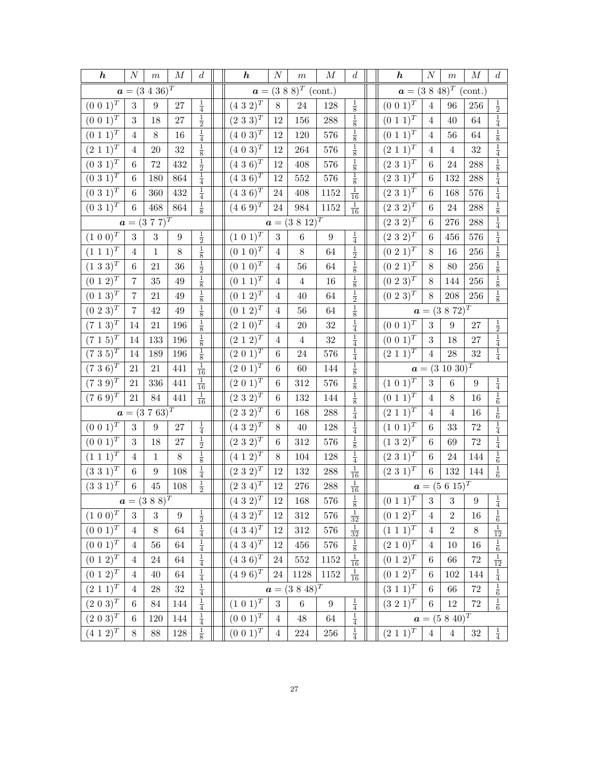| $\boldsymbol{h}$ | $N$ | $m$ | $M$ | $d$ | | $\boldsymbol{h}$ | $N$ | $m$ | $M$ | $d$ | | $\boldsymbol{h}$ | $N$ | $m$ | $M$ | $d$ |
|---|---|---|---|---|---|---|---|---|---|---|---|---|---|---|---|---|
| $\boldsymbol{a} = (3\ 4\ 36)^T$ | | | | | | $\boldsymbol{a} = (3\ 8\ 8)^T$ (cont.) | | | | | | $\boldsymbol{a} = (3\ 8\ 48)^T$ (cont.) | | | | |
| $(0\ 0\ 1)^T$ | 3 | 9 | 27 | $\frac{1}{4}$ | | $(4\ 3\ 2)^T$ | 8 | 24 | 128 | $\frac{1}{8}$ | | $(0\ 0\ 1)^T$ | 4 | 96 | 256 | $\frac{1}{2}$ |
| $(0\ 0\ 1)^T$ | 3 | 18 | 27 | $\frac{1}{2}$ | | $(2\ 3\ 3)^T$ | 12 | 156 | 288 | $\frac{1}{8}$ | | $(0\ 1\ 1)^T$ | 4 | 40 | 64 | $\frac{1}{4}$ |
| $(0\ 1\ 1)^T$ | 4 | 8 | 16 | $\frac{1}{4}$ | | $(4\ 0\ 3)^T$ | 12 | 120 | 576 | $\frac{1}{8}$ | | $(0\ 1\ 1)^T$ | 4 | 56 | 64 | $\frac{1}{8}$ |
| $(2\ 1\ 1)^T$ | 4 | 20 | 32 | $\frac{1}{8}$ | | $(4\ 0\ 3)^T$ | 12 | 264 | 576 | $\frac{1}{8}$ | | $(2\ 1\ 1)^T$ | 4 | 4 | 32 | $\frac{1}{4}$ |
| $(0\ 3\ 1)^T$ | 6 | 72 | 432 | $\frac{1}{2}$ | | $(4\ 3\ 6)^T$ | 12 | 408 | 576 | $\frac{1}{8}$ | | $(2\ 3\ 1)^T$ | 6 | 24 | 288 | $\frac{1}{8}$ |
| $(0\ 3\ 1)^T$ | 6 | 180 | 864 | $\frac{1}{4}$ | | $(4\ 3\ 6)^T$ | 12 | 552 | 576 | $\frac{1}{8}$ | | $(2\ 3\ 1)^T$ | 6 | 132 | 288 | $\frac{1}{4}$ |
| $(0\ 3\ 1)^T$ | 6 | 360 | 432 | $\frac{1}{4}$ | | $(4\ 3\ 6)^T$ | 24 | 408 | 1152 | $\frac{1}{16}$ | | $(2\ 3\ 1)^T$ | 6 | 168 | 576 | $\frac{1}{4}$ |
| $(0\ 3\ 1)^T$ | 6 | 468 | 864 | $\frac{1}{8}$ | | $(4\ 6\ 9)^T$ | 24 | 984 | 1152 | $\frac{1}{16}$ | | $(2\ 3\ 2)^T$ | 6 | 24 | 288 | $\frac{1}{8}$ |
| $\boldsymbol{a} = (3\ 7\ 7)^T$ | | | | | | $\boldsymbol{a} = (3\ 8\ 12)^T$ | | | | | | $(2\ 3\ 2)^T$ | 6 | 276 | 288 | $\frac{1}{4}$ |
| $(1\ 0\ 0)^T$ | 3 | 3 | 9 | $\frac{1}{2}$ | | $(1\ 0\ 1)^T$ | 3 | 6 | 9 | $\frac{1}{4}$ | | $(2\ 3\ 2)^T$ | 6 | 456 | 576 | $\frac{1}{4}$ |
| $(1\ 1\ 1)^T$ | 4 | 1 | 8 | $\frac{1}{8}$ | | $(0\ 1\ 0)^T$ | 4 | 8 | 64 | $\frac{1}{2}$ | | $(0\ 2\ 1)^T$ | 8 | 16 | 256 | $\frac{1}{8}$ |
| $(1\ 3\ 3)^T$ | 6 | 21 | 36 | $\frac{1}{2}$ | | $(0\ 1\ 0)^T$ | 4 | 56 | 64 | $\frac{1}{8}$ | | $(0\ 2\ 1)^T$ | 8 | 80 | 256 | $\frac{1}{8}$ |
| $(0\ 1\ 2)^T$ | 7 | 35 | 49 | $\frac{1}{8}$ | | $(0\ 1\ 1)^T$ | 4 | 4 | 16 | $\frac{1}{8}$ | | $(0\ 2\ 3)^T$ | 8 | 144 | 256 | $\frac{1}{8}$ |
| $(0\ 1\ 3)^T$ | 7 | 21 | 49 | $\frac{1}{8}$ | | $(0\ 1\ 2)^T$ | 4 | 40 | 64 | $\frac{1}{2}$ | | $(0\ 2\ 3)^T$ | 8 | 208 | 256 | $\frac{1}{8}$ |
| $(0\ 2\ 3)^T$ | 7 | 42 | 49 | $\frac{1}{8}$ | | $(0\ 1\ 2)^T$ | 4 | 56 | 64 | $\frac{1}{8}$ | | $\boldsymbol{a} = (3\ 8\ 72)^T$ | | | | |
| $(7\ 1\ 3)^T$ | 14 | 21 | 196 | $\frac{1}{8}$ | | $(2\ 1\ 0)^T$ | 4 | 20 | 32 | $\frac{1}{4}$ | | $(0\ 0\ 1)^T$ | 3 | 9 | 27 | $\frac{1}{2}$ |
| $(7\ 1\ 5)^T$ | 14 | 133 | 196 | $\frac{1}{8}$ | | $(2\ 1\ 2)^T$ | 4 | 4 | 32 | $\frac{1}{4}$ | | $(0\ 0\ 1)^T$ | 3 | 18 | 27 | $\frac{1}{4}$ |
| $(7\ 3\ 5)^T$ | 14 | 189 | 196 | $\frac{1}{8}$ | | $(2\ 0\ 1)^T$ | 6 | 24 | 576 | $\frac{1}{4}$ | | $(2\ 1\ 1)^T$ | 4 | 28 | 32 | $\frac{1}{4}$ |
| $(7\ 3\ 6)^T$ | 21 | 21 | 441 | $\frac{1}{16}$ | | $(2\ 0\ 1)^T$ | 6 | 60 | 144 | $\frac{1}{8}$ | | $\boldsymbol{a} = (3\ 10\ 30)^T$ | | | | |
| $(7\ 3\ 9)^T$ | 21 | 336 | 441 | $\frac{1}{16}$ | | $(2\ 0\ 1)^T$ | 6 | 312 | 576 | $\frac{1}{8}$ | | $(1\ 0\ 1)^T$ | 3 | 6 | 9 | $\frac{1}{4}$ |
| $(7\ 6\ 9)^T$ | 21 | 84 | 441 | $\frac{1}{16}$ | | $(2\ 3\ 2)^T$ | 6 | 132 | 144 | $\frac{1}{8}$ | | $(0\ 1\ 1)^T$ | 4 | 8 | 16 | $\frac{1}{6}$ |
| $\boldsymbol{a} = (3\ 7\ 63)^T$ | | | | | | $(2\ 3\ 2)^T$ | 6 | 168 | 288 | $\frac{1}{4}$ | | $(2\ 1\ 1)^T$ | 4 | 4 | 16 | $\frac{1}{6}$ |
| $(0\ 0\ 1)^T$ | 3 | 9 | 27 | $\frac{1}{4}$ | | $(4\ 3\ 2)^T$ | 8 | 40 | 128 | $\frac{1}{4}$ | | $(1\ 0\ 1)^T$ | 6 | 33 | 72 | $\frac{1}{4}$ |
| $(0\ 0\ 1)^T$ | 3 | 18 | 27 | $\frac{1}{2}$ | | $(2\ 3\ 2)^T$ | 6 | 312 | 576 | $\frac{1}{8}$ | | $(1\ 3\ 2)^T$ | 6 | 69 | 72 | $\frac{1}{4}$ |
| $(1\ 1\ 1)^T$ | 4 | 1 | 8 | $\frac{1}{8}$ | | $(4\ 1\ 2)^T$ | 8 | 104 | 128 | $\frac{1}{4}$ | | $(2\ 3\ 1)^T$ | 6 | 24 | 144 | $\frac{1}{6}$ |
| $(3\ 3\ 1)^T$ | 6 | 9 | 108 | $\frac{1}{4}$ | | $(2\ 3\ 2)^T$ | 12 | 132 | 288 | $\frac{1}{16}$ | | $(2\ 3\ 1)^T$ | 6 | 132 | 144 | $\frac{1}{6}$ |
| $(3\ 3\ 1)^T$ | 6 | 45 | 108 | $\frac{1}{2}$ | | $(2\ 3\ 4)^T$ | 12 | 276 | 288 | $\frac{1}{16}$ | | $\boldsymbol{a} = (5\ 6\ 15)^T$ | | | | |
| $\boldsymbol{a} = (3\ 8\ 8)^T$ | | | | | | $(4\ 3\ 2)^T$ | 12 | 168 | 576 | $\frac{1}{8}$ | | $(0\ 1\ 1)^T$ | 3 | 3 | 9 | $\frac{1}{4}$ |
| $(1\ 0\ 0)^T$ | 3 | 3 | 9 | $\frac{1}{2}$ | | $(4\ 3\ 2)^T$ | 12 | 312 | 576 | $\frac{1}{32}$ | | $(0\ 1\ 2)^T$ | 4 | 2 | 16 | $\frac{1}{6}$ |
| $(0\ 0\ 1)^T$ | 4 | 8 | 64 | $\frac{1}{4}$ | | $(4\ 3\ 4)^T$ | 12 | 312 | 576 | $\frac{1}{32}$ | | $(1\ 1\ 1)^T$ | 4 | 2 | 8 | $\frac{1}{12}$ |
| $(0\ 0\ 1)^T$ | 4 | 56 | 64 | $\frac{1}{4}$ | | $(4\ 3\ 4)^T$ | 12 | 456 | 576 | $\frac{1}{8}$ | | $(2\ 1\ 0)^T$ | 4 | 10 | 16 | $\frac{1}{6}$ |
| $(0\ 1\ 2)^T$ | 4 | 24 | 64 | $\frac{1}{4}$ | | $(4\ 3\ 6)^T$ | 24 | 552 | 1152 | $\frac{1}{16}$ | | $(0\ 1\ 2)^T$ | 6 | 66 | 72 | $\frac{1}{12}$ |
| $(0\ 1\ 2)^T$ | 4 | 40 | 64 | $\frac{1}{4}$ | | $(4\ 9\ 6)^T$ | 24 | 1128 | 1152 | $\frac{1}{16}$ | | $(0\ 1\ 2)^T$ | 6 | 102 | 144 | $\frac{1}{4}$ |
| $(2\ 1\ 1)^T$ | 4 | 28 | 32 | $\frac{1}{4}$ | | $\boldsymbol{a} = (3\ 8\ 48)^T$ | | | | | | $(3\ 1\ 1)^T$ | 6 | 66 | 72 | $\frac{1}{6}$ |
| $(2\ 0\ 3)^T$ | 6 | 84 | 144 | $\frac{1}{4}$ | | $(1\ 0\ 1)^T$ | 3 | 6 | 9 | $\frac{1}{4}$ | | $(3\ 2\ 1)^T$ | 6 | 12 | 72 | $\frac{1}{6}$ |
| $(2\ 0\ 3)^T$ | 6 | 120 | 144 | $\frac{1}{4}$ | | $(0\ 0\ 1)^T$ | 4 | 48 | 64 | $\frac{1}{4}$ | | $\boldsymbol{a} = (5\ 8\ 40)^T$ | | | | |
| $(4\ 1\ 2)^T$ | 8 | 88 | 128 | $\frac{1}{8}$ | | $(0\ 0\ 1)^T$ | 4 | 224 | 256 | $\frac{1}{4}$ | | $(2\ 1\ 1)^T$ | 4 | 4 | 32 | $\frac{1}{4}$ |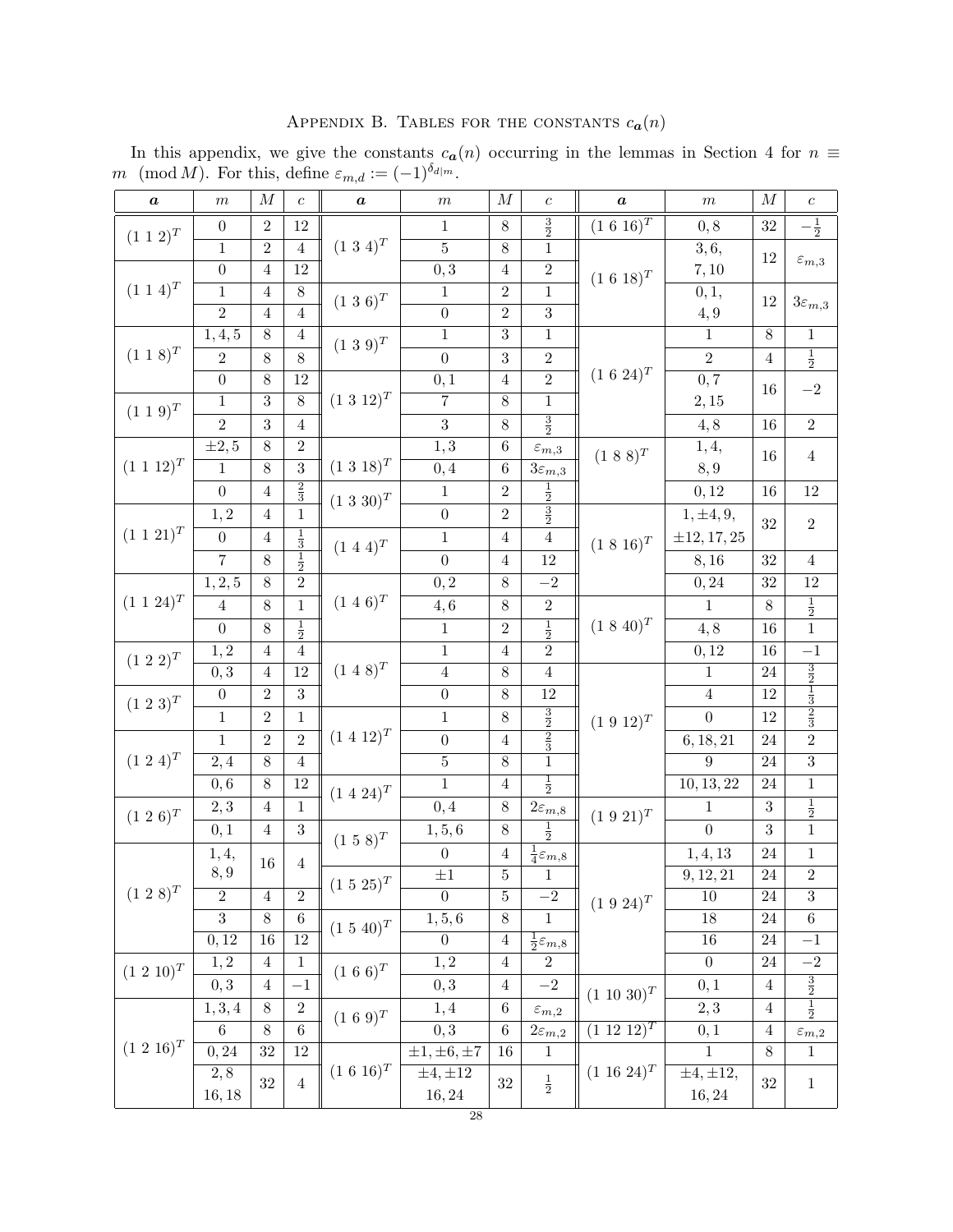## Appendix B. Tables for the constants $c_{\boldsymbol{a}}(n)$

In this appendix, we give the constants $c_{\boldsymbol{a}}(n)$ occurring in the lemmas in Section 4 for $n \equiv m \pmod{M}$. For this, define $\varepsilon_{m,d} := (-1)^{\delta_{d|m}}$.

| $\boldsymbol{a}$ | $m$ | $M$ | $c$ | $\boldsymbol{a}$ | $m$ | $M$ | $c$ | $\boldsymbol{a}$ | $m$ | $M$ | $c$ |
|---|---|---|---|---|---|---|---|---|---|---|---|
| $(1\ 1\ 2)^T$ | $0$ | $2$ | $12$ | $(1\ 3\ 4)^T$ | $1$ | $8$ | $\frac{3}{2}$ | $(1\ 6\ 16)^T$ | $0,8$ | $32$ | $-\frac{1}{2}$ |
| | $1$ | $2$ | $4$ | | $5$ | $8$ | $1$ | $(1\ 6\ 18)^T$ | $3,6,7,10$ | $12$ | $\varepsilon_{m,3}$ |
| $(1\ 1\ 4)^T$ | $0$ | $4$ | $12$ | | $0,3$ | $4$ | $2$ | | $0,1,4,9$ | $12$ | $3\varepsilon_{m,3}$ |
| | $1$ | $4$ | $8$ | $(1\ 3\ 6)^T$ | $1$ | $2$ | $1$ | $(1\ 6\ 24)^T$ | $1$ | $8$ | $1$ |
| | $2$ | $4$ | $4$ | | $0$ | $2$ | $3$ | | $2$ | $4$ | $\frac{1}{2}$ |
| $(1\ 1\ 8)^T$ | $1,4,5$ | $8$ | $4$ | $(1\ 3\ 9)^T$ | $1$ | $3$ | $1$ | | $0,7,2,15$ | $16$ | $-2$ |
| | $2$ | $8$ | $8$ | | $0$ | $3$ | $2$ | | $4,8$ | $16$ | $2$ |
| | $0$ | $8$ | $12$ | $(1\ 3\ 12)^T$ | $0,1$ | $4$ | $2$ | $(1\ 8\ 8)^T$ | $1,4,8,9$ | $16$ | $4$ |
| $(1\ 1\ 9)^T$ | $1$ | $3$ | $8$ | | $7$ | $8$ | $1$ | | $0,12$ | $16$ | $12$ |
| | $2$ | $3$ | $4$ | | $3$ | $8$ | $\frac{3}{2}$ | $(1\ 8\ 16)^T$ | $1,\pm 4,9,\pm 12,17,25$ | $32$ | $2$ |
| $(1\ 1\ 12)^T$ | $\pm 2,5$ | $8$ | $2$ | $(1\ 3\ 18)^T$ | $1,3$ | $6$ | $\varepsilon_{m,3}$ | | $8,16$ | $32$ | $4$ |
| | $1$ | $8$ | $3$ | | $0,4$ | $6$ | $3\varepsilon_{m,3}$ | | $0,24$ | $32$ | $12$ |
| | $0$ | $4$ | $\frac{2}{3}$ | $(1\ 3\ 30)^T$ | $1$ | $2$ | $\frac{1}{2}$ | $(1\ 8\ 40)^T$ | $1$ | $8$ | $\frac{1}{2}$ |
| $(1\ 1\ 21)^T$ | $1,2$ | $4$ | $1$ | | $0$ | $2$ | $\frac{3}{2}$ | | $4,8$ | $16$ | $1$ |
| | $0$ | $4$ | $\frac{1}{3}$ | $(1\ 4\ 4)^T$ | $1$ | $4$ | $4$ | | $0,12$ | $16$ | $-1$ |
| | $7$ | $8$ | $\frac{1}{2}$ | | $0$ | $4$ | $12$ | $(1\ 9\ 12)^T$ | $1$ | $24$ | $\frac{3}{2}$ |
| $(1\ 1\ 24)^T$ | $1,2,5$ | $8$ | $2$ | $(1\ 4\ 6)^T$ | $0,2$ | $8$ | $-2$ | | $4$ | $12$ | $\frac{1}{3}$ |
| | $4$ | $8$ | $1$ | | $4,6$ | $8$ | $2$ | | $0$ | $12$ | $\frac{2}{3}$ |
| | $0$ | $8$ | $\frac{1}{2}$ | | $1$ | $2$ | $\frac{1}{2}$ | | $6,18,21$ | $24$ | $2$ |
| $(1\ 2\ 2)^T$ | $1,2$ | $4$ | $4$ | $(1\ 4\ 8)^T$ | $1$ | $4$ | $2$ | | $9$ | $24$ | $3$ |
| | $0,3$ | $4$ | $12$ | | $4$ | $8$ | $4$ | | $10,13,22$ | $24$ | $1$ |
| $(1\ 2\ 3)^T$ | $0$ | $2$ | $3$ | | $0$ | $8$ | $12$ | $(1\ 9\ 21)^T$ | $1$ | $3$ | $\frac{1}{2}$ |
| | $1$ | $2$ | $1$ | $(1\ 4\ 12)^T$ | $1$ | $8$ | $\frac{3}{2}$ | | $0$ | $3$ | $1$ |
| $(1\ 2\ 4)^T$ | $1$ | $2$ | $2$ | | $0$ | $4$ | $\frac{2}{3}$ | $(1\ 9\ 24)^T$ | $1,4,13$ | $24$ | $1$ |
| | $2,4$ | $8$ | $4$ | | $5$ | $8$ | $1$ | | $9,12,21$ | $24$ | $2$ |
| | $0,6$ | $8$ | $12$ | $(1\ 4\ 24)^T$ | $1$ | $4$ | $\frac{1}{2}$ | | $10$ | $24$ | $3$ |
| $(1\ 2\ 6)^T$ | $2,3$ | $4$ | $1$ | | $0,4$ | $8$ | $2\varepsilon_{m,8}$ | | $18$ | $24$ | $6$ |
| | $0,1$ | $4$ | $3$ | $(1\ 5\ 8)^T$ | $1,5,6$ | $8$ | $\frac{1}{2}$ | | $16$ | $24$ | $-1$ |
| $(1\ 2\ 8)^T$ | $1,4,8,9$ | $16$ | $4$ | | $0$ | $4$ | $\frac{1}{4}\varepsilon_{m,8}$ | | $0$ | $24$ | $-2$ |
| | $2$ | $4$ | $2$ | $(1\ 5\ 25)^T$ | $\pm 1$ | $5$ | $1$ | $(1\ 10\ 30)^T$ | $0,1$ | $4$ | $\frac{3}{2}$ |
| | $3$ | $8$ | $6$ | | $0$ | $5$ | $-2$ | | $2,3$ | $4$ | $\frac{1}{2}$ |
| | $0,12$ | $16$ | $12$ | $(1\ 5\ 40)^T$ | $1,5,6$ | $8$ | $1$ | $(1\ 12\ 12)^T$ | $0,1$ | $4$ | $\varepsilon_{m,2}$ |
| $(1\ 2\ 10)^T$ | $1,2$ | $4$ | $1$ | | $0$ | $4$ | $\frac{1}{2}\varepsilon_{m,8}$ | $(1\ 16\ 24)^T$ | $1$ | $8$ | $1$ |
| | $0,3$ | $4$ | $-1$ | $(1\ 6\ 6)^T$ | $1,2$ | $4$ | $2$ | | $\pm 4,\pm 12,16,24$ | $32$ | $1$ |
| $(1\ 2\ 16)^T$ | $1,3,4$ | $8$ | $2$ | | $0,3$ | $4$ | $-2$ | | | | |
| | $6$ | $8$ | $6$ | $(1\ 6\ 9)^T$ | $1,4$ | $6$ | $\varepsilon_{m,2}$ | | | | |
| | $0,24$ | $32$ | $12$ | | $0,3$ | $6$ | $2\varepsilon_{m,2}$ | | | | |
| | $2,8,16,18$ | $32$ | $4$ | $(1\ 6\ 16)^T$ | $\pm 1,\pm 6,\pm 7$ | $16$ | $1$ | | | | |
| | | | | | $\pm 4,\pm 12,16,24$ | $32$ | $\frac{1}{2}$ | | | | |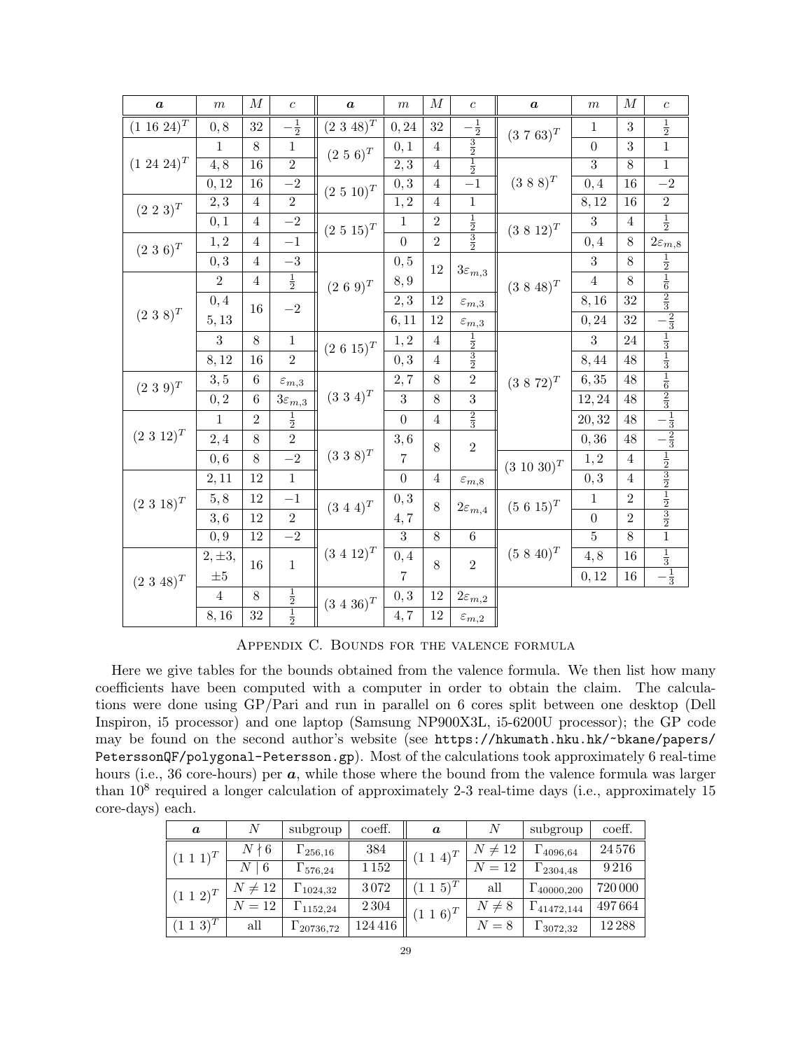| $\boldsymbol{a}$ | $m$ | $M$ | $c$ | $\boldsymbol{a}$ | $m$ | $M$ | $c$ | $\boldsymbol{a}$ | $m$ | $M$ | $c$ |
|---|---|---|---|---|---|---|---|---|---|---|---|
| $(1\ 16\ 24)^T$ | $0,8$ | $32$ | $-\frac{1}{2}$ | $(2\ 3\ 48)^T$ | $0,24$ | $32$ | $-\frac{1}{2}$ | $(3\ 7\ 63)^T$ | $1$ | $3$ | $\frac{1}{2}$ |
| $(1\ 24\ 24)^T$ | $1$ | $8$ | $1$ | $(2\ 5\ 6)^T$ | $0,1$ | $4$ | $\frac{3}{2}$ | | $0$ | $3$ | $1$ |
| | $4,8$ | $16$ | $2$ | | $2,3$ | $4$ | $\frac{1}{2}$ | $(3\ 8\ 8)^T$ | $3$ | $8$ | $1$ |
| | $0,12$ | $16$ | $-2$ | $(2\ 5\ 10)^T$ | $0,3$ | $4$ | $-1$ | | $0,4$ | $16$ | $-2$ |
| $(2\ 2\ 3)^T$ | $2,3$ | $4$ | $2$ | | $1,2$ | $4$ | $1$ | | $8,12$ | $16$ | $2$ |
| | $0,1$ | $4$ | $-2$ | $(2\ 5\ 15)^T$ | $1$ | $2$ | $\frac{1}{2}$ | $(3\ 8\ 12)^T$ | $3$ | $4$ | $\frac{1}{2}$ |
| $(2\ 3\ 6)^T$ | $1,2$ | $4$ | $-1$ | | $0$ | $2$ | $\frac{3}{2}$ | | $0,4$ | $8$ | $2\varepsilon_{m,8}$ |
| | $0,3$ | $4$ | $-3$ | $(2\ 6\ 9)^T$ | $0,5$ | $12$ | $3\varepsilon_{m,3}$ | $(3\ 8\ 48)^T$ | $3$ | $8$ | $\frac{1}{2}$ |
| $(2\ 3\ 8)^T$ | $2$ | $4$ | $\frac{1}{2}$ | | $8,9$ | | | | $4$ | $8$ | $\frac{1}{6}$ |
| | $0,4$ | $16$ | $-2$ | | $2,3$ | $12$ | $\varepsilon_{m,3}$ | | $8,16$ | $32$ | $\frac{2}{3}$ |
| | $5,13$ | | | | $6,11$ | $12$ | $\varepsilon_{m,3}$ | | $0,24$ | $32$ | $-\frac{2}{3}$ |
| | $3$ | $8$ | $1$ | $(2\ 6\ 15)^T$ | $1,2$ | $4$ | $\frac{1}{2}$ | $(3\ 8\ 72)^T$ | $3$ | $24$ | $\frac{1}{3}$ |
| | $8,12$ | $16$ | $2$ | | $0,3$ | $4$ | $\frac{3}{2}$ | | $8,44$ | $48$ | $\frac{1}{3}$ |
| $(2\ 3\ 9)^T$ | $3,5$ | $6$ | $\varepsilon_{m,3}$ | $(3\ 3\ 4)^T$ | $2,7$ | $8$ | $2$ | | $6,35$ | $48$ | $\frac{1}{6}$ |
| | $0,2$ | $6$ | $3\varepsilon_{m,3}$ | | $3$ | $8$ | $3$ | | $12,24$ | $48$ | $\frac{2}{3}$ |
| $(2\ 3\ 12)^T$ | $1$ | $2$ | $\frac{1}{2}$ | | $0$ | $4$ | $\frac{2}{3}$ | | $20,32$ | $48$ | $-\frac{1}{3}$ |
| | $2,4$ | $8$ | $2$ | $(3\ 3\ 8)^T$ | $3,6$ | $8$ | $2$ | | $0,36$ | $48$ | $-\frac{2}{3}$ |
| | $0,6$ | $8$ | $-2$ | | $7$ | | | $(3\ 10\ 30)^T$ | $1,2$ | $4$ | $\frac{1}{2}$ |
| $(2\ 3\ 18)^T$ | $2,11$ | $12$ | $1$ | | $0$ | $4$ | $\varepsilon_{m,8}$ | | $0,3$ | $4$ | $\frac{3}{2}$ |
| | $5,8$ | $12$ | $-1$ | $(3\ 4\ 4)^T$ | $0,3$ | $8$ | $2\varepsilon_{m,4}$ | $(5\ 6\ 15)^T$ | $1$ | $2$ | $\frac{1}{2}$ |
| | $3,6$ | $12$ | $2$ | | $4,7$ | | | | $0$ | $2$ | $\frac{3}{2}$ |
| | $0,9$ | $12$ | $-2$ | $(3\ 4\ 12)^T$ | $3$ | $8$ | $6$ | $(5\ 8\ 40)^T$ | $5$ | $8$ | $1$ |
| $(2\ 3\ 48)^T$ | $2,\pm 3,$ | $16$ | $1$ | | $0,4$ | $8$ | $2$ | | $4,8$ | $16$ | $\frac{1}{3}$ |
| | $\pm 5$ | | | | $7$ | | | | $0,12$ | $16$ | $-\frac{1}{3}$ |
| | $4$ | $8$ | $\frac{1}{2}$ | $(3\ 4\ 36)^T$ | $0,3$ | $12$ | $2\varepsilon_{m,2}$ | | | | |
| | $8,16$ | $32$ | $\frac{1}{2}$ | | $4,7$ | $12$ | $\varepsilon_{m,2}$ | | | | |

## Appendix C. Bounds for the valence formula

Here we give tables for the bounds obtained from the valence formula. We then list how many coefficients have been computed with a computer in order to obtain the claim. The calculations were done using GP/Pari and run in parallel on 6 cores split between one desktop (Dell Inspiron, i5 processor) and one laptop (Samsung NP900X3L, i5-6200U processor); the GP code may be found on the second author's website (see https://hkumath.hku.hk/~bkane/papers/PeterssonQF/polygonal-Petersson.gp). Most of the calculations took approximately 6 real-time hours (i.e., 36 core-hours) per $\boldsymbol{a}$, while those where the bound from the valence formula was larger than $10^8$ required a longer calculation of approximately 2-3 real-time days (i.e., approximately 15 core-days) each.

| $\boldsymbol{a}$ | $N$ | subgroup | coeff. | $\boldsymbol{a}$ | $N$ | subgroup | coeff. |
|---|---|---|---|---|---|---|---|
| $(1\ 1\ 1)^T$ | $N\nmid 6$ | $\Gamma_{256,16}$ | 384 | $(1\ 1\ 4)^T$ | $N\neq 12$ | $\Gamma_{4096,64}$ | 24 576 |
| | $N\mid 6$ | $\Gamma_{576,24}$ | 1 152 | | $N=12$ | $\Gamma_{2304,48}$ | 9 216 |
| $(1\ 1\ 2)^T$ | $N\neq 12$ | $\Gamma_{1024,32}$ | 3 072 | $(1\ 1\ 5)^T$ | all | $\Gamma_{40000,200}$ | 720 000 |
| | $N=12$ | $\Gamma_{1152,24}$ | 2 304 | $(1\ 1\ 6)^T$ | $N\neq 8$ | $\Gamma_{41472,144}$ | 497 664 |
| $(1\ 1\ 3)^T$ | all | $\Gamma_{20736,72}$ | 124 416 | | $N=8$ | $\Gamma_{3072,32}$ | 12 288 |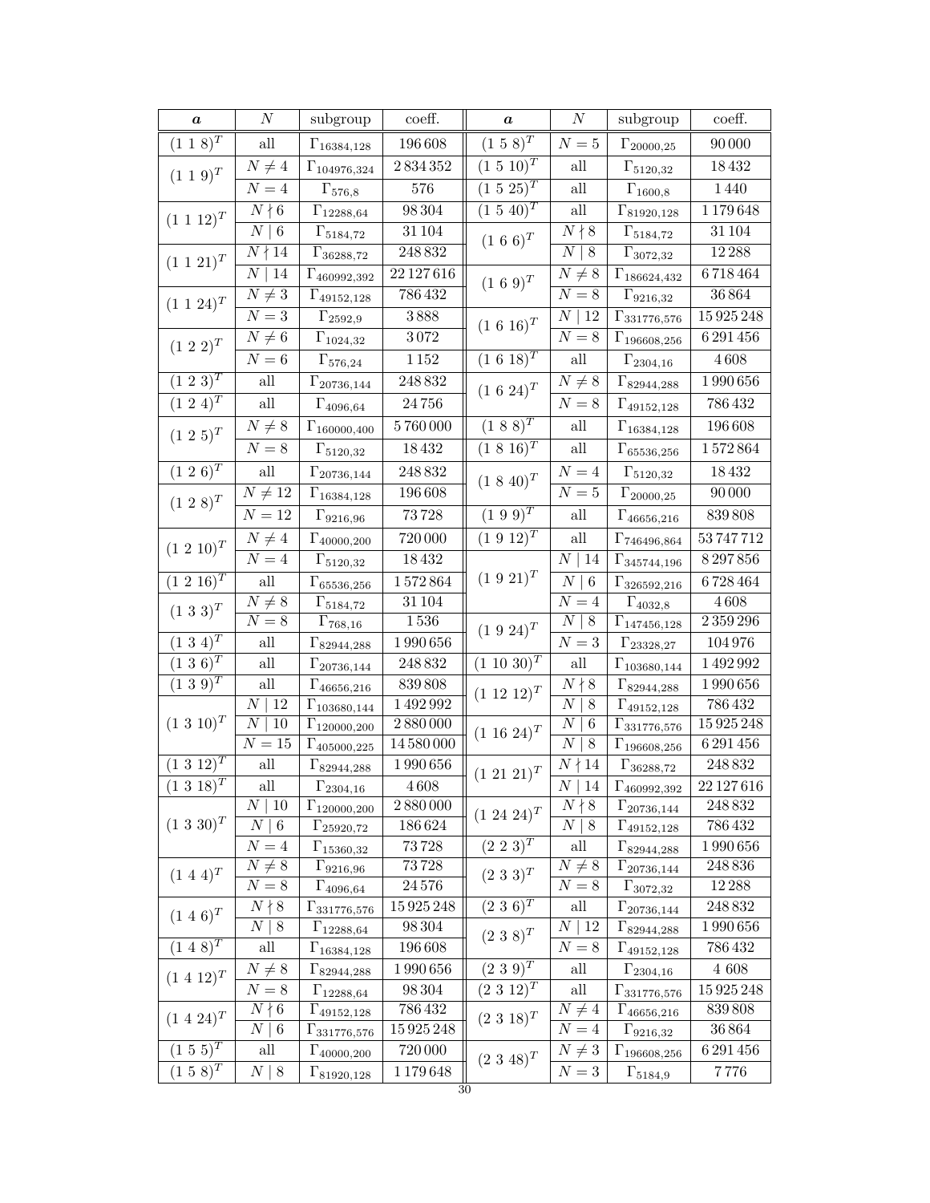| $\boldsymbol{a}$ | $N$ | subgroup | coeff. | $\boldsymbol{a}$ | $N$ | subgroup | coeff. |
|---|---|---|---|---|---|---|---|
| $(1\ 1\ 8)^T$ | all | $\Gamma_{16384,128}$ | 196 608 | $(1\ 5\ 8)^T$ | $N=5$ | $\Gamma_{20000,25}$ | 90 000 |
| $(1\ 1\ 9)^T$ | $N\neq 4$ | $\Gamma_{104976,324}$ | 2 834 352 | $(1\ 5\ 10)^T$ | all | $\Gamma_{5120,32}$ | 18 432 |
| | $N=4$ | $\Gamma_{576,8}$ | 576 | $(1\ 5\ 25)^T$ | all | $\Gamma_{1600,8}$ | 1 440 |
| $(1\ 1\ 12)^T$ | $N\nmid 6$ | $\Gamma_{12288,64}$ | 98 304 | $(1\ 5\ 40)^T$ | all | $\Gamma_{81920,128}$ | 1 179 648 |
| | $N\mid 6$ | $\Gamma_{5184,72}$ | 31 104 | $(1\ 6\ 6)^T$ | $N\nmid 8$ | $\Gamma_{5184,72}$ | 31 104 |
| $(1\ 1\ 21)^T$ | $N\nmid 14$ | $\Gamma_{36288,72}$ | 248 832 | | $N\mid 8$ | $\Gamma_{3072,32}$ | 12 288 |
| | $N\mid 14$ | $\Gamma_{460992,392}$ | 22 127 616 | $(1\ 6\ 9)^T$ | $N\neq 8$ | $\Gamma_{186624,432}$ | 6 718 464 |
| $(1\ 1\ 24)^T$ | $N\neq 3$ | $\Gamma_{49152,128}$ | 786 432 | | $N=8$ | $\Gamma_{9216,32}$ | 36 864 |
| | $N=3$ | $\Gamma_{2592,9}$ | 3 888 | $(1\ 6\ 16)^T$ | $N\mid 12$ | $\Gamma_{331776,576}$ | 15 925 248 |
| $(1\ 2\ 2)^T$ | $N\neq 6$ | $\Gamma_{1024,32}$ | 3 072 | | $N=8$ | $\Gamma_{196608,256}$ | 6 291 456 |
| | $N=6$ | $\Gamma_{576,24}$ | 1 152 | $(1\ 6\ 18)^T$ | all | $\Gamma_{2304,16}$ | 4 608 |
| $(1\ 2\ 3)^T$ | all | $\Gamma_{20736,144}$ | 248 832 | $(1\ 6\ 24)^T$ | $N\neq 8$ | $\Gamma_{82944,288}$ | 1 990 656 |
| $(1\ 2\ 4)^T$ | all | $\Gamma_{4096,64}$ | 24 756 | | $N=8$ | $\Gamma_{49152,128}$ | 786 432 |
| $(1\ 2\ 5)^T$ | $N\neq 8$ | $\Gamma_{160000,400}$ | 5 760 000 | $(1\ 8\ 8)^T$ | all | $\Gamma_{16384,128}$ | 196 608 |
| | $N=8$ | $\Gamma_{5120,32}$ | 18 432 | $(1\ 8\ 16)^T$ | all | $\Gamma_{65536,256}$ | 1 572 864 |
| $(1\ 2\ 6)^T$ | all | $\Gamma_{20736,144}$ | 248 832 | $(1\ 8\ 40)^T$ | $N=4$ | $\Gamma_{5120,32}$ | 18 432 |
| $(1\ 2\ 8)^T$ | $N\neq 12$ | $\Gamma_{16384,128}$ | 196 608 | | $N=5$ | $\Gamma_{20000,25}$ | 90 000 |
| | $N=12$ | $\Gamma_{9216,96}$ | 73 728 | $(1\ 9\ 9)^T$ | all | $\Gamma_{46656,216}$ | 839 808 |
| $(1\ 2\ 10)^T$ | $N\neq 4$ | $\Gamma_{40000,200}$ | 720 000 | $(1\ 9\ 12)^T$ | all | $\Gamma_{746496,864}$ | 53 747 712 |
| | $N=4$ | $\Gamma_{5120,32}$ | 18 432 | $(1\ 9\ 21)^T$ | $N\mid 14$ | $\Gamma_{345744,196}$ | 8 297 856 |
| $(1\ 2\ 16)^T$ | all | $\Gamma_{65536,256}$ | 1 572 864 | | $N\mid 6$ | $\Gamma_{326592,216}$ | 6 728 464 |
| $(1\ 3\ 3)^T$ | $N\neq 8$ | $\Gamma_{5184,72}$ | 31 104 | | $N=4$ | $\Gamma_{4032,8}$ | 4 608 |
| | $N=8$ | $\Gamma_{768,16}$ | 1 536 | $(1\ 9\ 24)^T$ | $N\mid 8$ | $\Gamma_{147456,128}$ | 2 359 296 |
| $(1\ 3\ 4)^T$ | all | $\Gamma_{82944,288}$ | 1 990 656 | | $N=3$ | $\Gamma_{23328,27}$ | 104 976 |
| $(1\ 3\ 6)^T$ | all | $\Gamma_{20736,144}$ | 248 832 | $(1\ 10\ 30)^T$ | all | $\Gamma_{103680,144}$ | 1 492 992 |
| $(1\ 3\ 9)^T$ | all | $\Gamma_{46656,216}$ | 839 808 | $(1\ 12\ 12)^T$ | $N\nmid 8$ | $\Gamma_{82944,288}$ | 1 990 656 |
| $(1\ 3\ 10)^T$ | $N\mid 12$ | $\Gamma_{103680,144}$ | 1 492 992 | | $N\mid 8$ | $\Gamma_{49152,128}$ | 786 432 |
| | $N\mid 10$ | $\Gamma_{120000,200}$ | 2 880 000 | $(1\ 16\ 24)^T$ | $N\mid 6$ | $\Gamma_{331776,576}$ | 15 925 248 |
| | $N=15$ | $\Gamma_{405000,225}$ | 14 580 000 | | $N\mid 8$ | $\Gamma_{196608,256}$ | 6 291 456 |
| $(1\ 3\ 12)^T$ | all | $\Gamma_{82944,288}$ | 1 990 656 | $(1\ 21\ 21)^T$ | $N\nmid 14$ | $\Gamma_{36288,72}$ | 248 832 |
| $(1\ 3\ 18)^T$ | all | $\Gamma_{2304,16}$ | 4 608 | | $N\mid 14$ | $\Gamma_{460992,392}$ | 22 127 616 |
| $(1\ 3\ 30)^T$ | $N\mid 10$ | $\Gamma_{120000,200}$ | 2 880 000 | $(1\ 24\ 24)^T$ | $N\nmid 8$ | $\Gamma_{20736,144}$ | 248 832 |
| | $N\mid 6$ | $\Gamma_{25920,72}$ | 186 624 | | $N\mid 8$ | $\Gamma_{49152,128}$ | 786 432 |
| | $N=4$ | $\Gamma_{15360,32}$ | 73 728 | $(2\ 2\ 3)^T$ | all | $\Gamma_{82944,288}$ | 1 990 656 |
| $(1\ 4\ 4)^T$ | $N\neq 8$ | $\Gamma_{9216,96}$ | 73 728 | $(2\ 3\ 3)^T$ | $N\neq 8$ | $\Gamma_{20736,144}$ | 248 836 |
| | $N=8$ | $\Gamma_{4096,64}$ | 24 576 | | $N=8$ | $\Gamma_{3072,32}$ | 12 288 |
| $(1\ 4\ 6)^T$ | $N\nmid 8$ | $\Gamma_{331776,576}$ | 15 925 248 | $(2\ 3\ 6)^T$ | all | $\Gamma_{20736,144}$ | 248 832 |
| | $N\mid 8$ | $\Gamma_{12288,64}$ | 98 304 | $(2\ 3\ 8)^T$ | $N\mid 12$ | $\Gamma_{82944,288}$ | 1 990 656 |
| $(1\ 4\ 8)^T$ | all | $\Gamma_{16384,128}$ | 196 608 | | $N=8$ | $\Gamma_{49152,128}$ | 786 432 |
| $(1\ 4\ 12)^T$ | $N\neq 8$ | $\Gamma_{82944,288}$ | 1 990 656 | $(2\ 3\ 9)^T$ | all | $\Gamma_{2304,16}$ | 4 608 |
| | $N=8$ | $\Gamma_{12288,64}$ | 98 304 | $(2\ 3\ 12)^T$ | all | $\Gamma_{331776,576}$ | 15 925 248 |
| $(1\ 4\ 24)^T$ | $N\nmid 6$ | $\Gamma_{49152,128}$ | 786 432 | $(2\ 3\ 18)^T$ | $N\neq 4$ | $\Gamma_{46656,216}$ | 839 808 |
| | $N\mid 6$ | $\Gamma_{331776,576}$ | 15 925 248 | | $N=4$ | $\Gamma_{9216,32}$ | 36 864 |
| $(1\ 5\ 5)^T$ | all | $\Gamma_{40000,200}$ | 720 000 | $(2\ 3\ 48)^T$ | $N\neq 3$ | $\Gamma_{196608,256}$ | 6 291 456 |
| $(1\ 5\ 8)^T$ | $N\mid 8$ | $\Gamma_{81920,128}$ | 1 179 648 | | $N=3$ | $\Gamma_{5184,9}$ | 7 776 |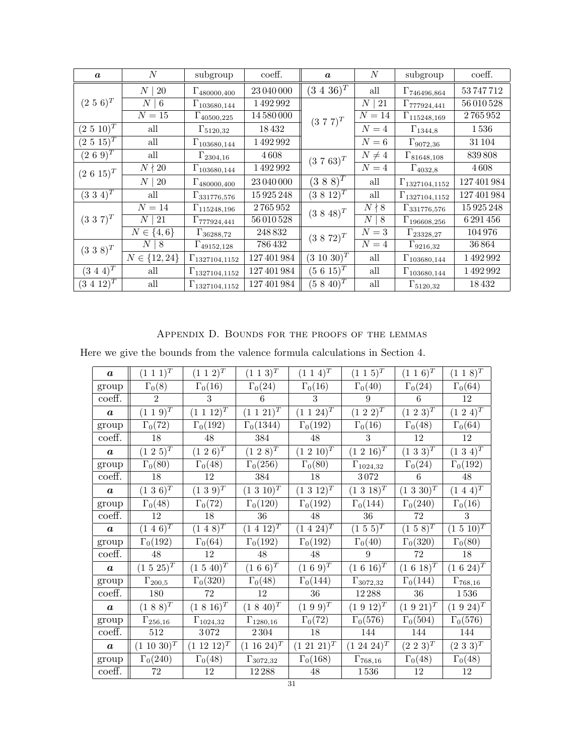| $\boldsymbol{a}$ | $N$ | subgroup | coeff. | $\boldsymbol{a}$ | $N$ | subgroup | coeff. |
|---|---|---|---|---|---|---|---|
| $(2\ 5\ 6)^T$ | $N \mid 20$ | $\Gamma_{480000,400}$ | 23 040 000 | $(3\ 4\ 36)^T$ | all | $\Gamma_{746496,864}$ | 53 747 712 |
| | $N \mid 6$ | $\Gamma_{103680,144}$ | 1 492 992 | $(3\ 7\ 7)^T$ | $N \mid 21$ | $\Gamma_{777924,441}$ | 56 010 528 |
| | $N = 15$ | $\Gamma_{40500,225}$ | 14 580 000 | | $N = 14$ | $\Gamma_{115248,169}$ | 2 765 952 |
| $(2\ 5\ 10)^T$ | all | $\Gamma_{5120,32}$ | 18 432 | | $N = 4$ | $\Gamma_{1344,8}$ | 1 536 |
| $(2\ 5\ 15)^T$ | all | $\Gamma_{103680,144}$ | 1 492 992 | | $N = 6$ | $\Gamma_{9072,36}$ | 31 104 |
| $(2\ 6\ 9)^T$ | all | $\Gamma_{2304,16}$ | 4 608 | $(3\ 7\ 63)^T$ | $N \neq 4$ | $\Gamma_{81648,108}$ | 839 808 |
| $(2\ 6\ 15)^T$ | $N \nmid 20$ | $\Gamma_{103680,144}$ | 1 492 992 | | $N = 4$ | $\Gamma_{4032,8}$ | 4 608 |
| | $N \mid 20$ | $\Gamma_{480000,400}$ | 23 040 000 | $(3\ 8\ 8)^T$ | all | $\Gamma_{1327104,1152}$ | 127 401 984 |
| $(3\ 3\ 4)^T$ | all | $\Gamma_{331776,576}$ | 15 925 248 | $(3\ 8\ 12)^T$ | all | $\Gamma_{1327104,1152}$ | 127 401 984 |
| $(3\ 3\ 7)^T$ | $N = 14$ | $\Gamma_{115248,196}$ | 2 765 952 | $(3\ 8\ 48)^T$ | $N \nmid 8$ | $\Gamma_{331776,576}$ | 15 925 248 |
| | $N \mid 21$ | $\Gamma_{777924,441}$ | 56 010 528 | | $N \mid 8$ | $\Gamma_{196608,256}$ | 6 291 456 |
| | $N \in \{4, 6\}$ | $\Gamma_{36288,72}$ | 248 832 | $(3\ 8\ 72)^T$ | $N = 3$ | $\Gamma_{23328,27}$ | 104 976 |
| $(3\ 3\ 8)^T$ | $N \mid 8$ | $\Gamma_{49152,128}$ | 786 432 | | $N = 4$ | $\Gamma_{9216,32}$ | 36 864 |
| | $N \in \{12, 24\}$ | $\Gamma_{1327104,1152}$ | 127 401 984 | $(3\ 10\ 30)^T$ | all | $\Gamma_{103680,144}$ | 1 492 992 |
| $(3\ 4\ 4)^T$ | all | $\Gamma_{1327104,1152}$ | 127 401 984 | $(5\ 6\ 15)^T$ | all | $\Gamma_{103680,144}$ | 1 492 992 |
| $(3\ 4\ 12)^T$ | all | $\Gamma_{1327104,1152}$ | 127 401 984 | $(5\ 8\ 40)^T$ | all | $\Gamma_{5120,32}$ | 18 432 |

## Appendix D. Bounds for the proofs of the lemmas

Here we give the bounds from the valence formula calculations in Section 4.

| $\boldsymbol{a}$ | $(1\ 1\ 1)^T$ | $(1\ 1\ 2)^T$ | $(1\ 1\ 3)^T$ | $(1\ 1\ 4)^T$ | $(1\ 1\ 5)^T$ | $(1\ 1\ 6)^T$ | $(1\ 1\ 8)^T$ |
|---|---|---|---|---|---|---|---|
| group | $\Gamma_0(8)$ | $\Gamma_0(16)$ | $\Gamma_0(24)$ | $\Gamma_0(16)$ | $\Gamma_0(40)$ | $\Gamma_0(24)$ | $\Gamma_0(64)$ |
| coeff. | 2 | 3 | 6 | 3 | 9 | 6 | 12 |
| $\boldsymbol{a}$ | $(1\ 1\ 9)^T$ | $(1\ 1\ 12)^T$ | $(1\ 1\ 21)^T$ | $(1\ 1\ 24)^T$ | $(1\ 2\ 2)^T$ | $(1\ 2\ 3)^T$ | $(1\ 2\ 4)^T$ |
| group | $\Gamma_0(72)$ | $\Gamma_0(192)$ | $\Gamma_0(1344)$ | $\Gamma_0(192)$ | $\Gamma_0(16)$ | $\Gamma_0(48)$ | $\Gamma_0(64)$ |
| coeff. | 18 | 48 | 384 | 48 | 3 | 12 | 12 |
| $\boldsymbol{a}$ | $(1\ 2\ 5)^T$ | $(1\ 2\ 6)^T$ | $(1\ 2\ 8)^T$ | $(1\ 2\ 10)^T$ | $(1\ 2\ 16)^T$ | $(1\ 3\ 3)^T$ | $(1\ 3\ 4)^T$ |
| group | $\Gamma_0(80)$ | $\Gamma_0(48)$ | $\Gamma_0(256)$ | $\Gamma_0(80)$ | $\Gamma_{1024,32}$ | $\Gamma_0(24)$ | $\Gamma_0(192)$ |
| coeff. | 18 | 12 | 384 | 18 | 3 072 | 6 | 48 |
| $\boldsymbol{a}$ | $(1\ 3\ 6)^T$ | $(1\ 3\ 9)^T$ | $(1\ 3\ 10)^T$ | $(1\ 3\ 12)^T$ | $(1\ 3\ 18)^T$ | $(1\ 3\ 30)^T$ | $(1\ 4\ 4)^T$ |
| group | $\Gamma_0(48)$ | $\Gamma_0(72)$ | $\Gamma_0(120)$ | $\Gamma_0(192)$ | $\Gamma_0(144)$ | $\Gamma_0(240)$ | $\Gamma_0(16)$ |
| coeff. | 12 | 18 | 36 | 48 | 36 | 72 | 3 |
| $\boldsymbol{a}$ | $(1\ 4\ 6)^T$ | $(1\ 4\ 8)^T$ | $(1\ 4\ 12)^T$ | $(1\ 4\ 24)^T$ | $(1\ 5\ 5)^T$ | $(1\ 5\ 8)^T$ | $(1\ 5\ 10)^T$ |
| group | $\Gamma_0(192)$ | $\Gamma_0(64)$ | $\Gamma_0(192)$ | $\Gamma_0(192)$ | $\Gamma_0(40)$ | $\Gamma_0(320)$ | $\Gamma_0(80)$ |
| coeff. | 48 | 12 | 48 | 48 | 9 | 72 | 18 |
| $\boldsymbol{a}$ | $(1\ 5\ 25)^T$ | $(1\ 5\ 40)^T$ | $(1\ 6\ 6)^T$ | $(1\ 6\ 9)^T$ | $(1\ 6\ 16)^T$ | $(1\ 6\ 18)^T$ | $(1\ 6\ 24)^T$ |
| group | $\Gamma_{200,5}$ | $\Gamma_0(320)$ | $\Gamma_0(48)$ | $\Gamma_0(144)$ | $\Gamma_{3072,32}$ | $\Gamma_0(144)$ | $\Gamma_{768,16}$ |
| coeff. | 180 | 72 | 12 | 36 | 12 288 | 36 | 1 536 |
| $\boldsymbol{a}$ | $(1\ 8\ 8)^T$ | $(1\ 8\ 16)^T$ | $(1\ 8\ 40)^T$ | $(1\ 9\ 9)^T$ | $(1\ 9\ 12)^T$ | $(1\ 9\ 21)^T$ | $(1\ 9\ 24)^T$ |
| group | $\Gamma_{256,16}$ | $\Gamma_{1024,32}$ | $\Gamma_{1280,16}$ | $\Gamma_0(72)$ | $\Gamma_0(576)$ | $\Gamma_0(504)$ | $\Gamma_0(576)$ |
| coeff. | 512 | 3 072 | 2 304 | 18 | 144 | 144 | 144 |
| $\boldsymbol{a}$ | $(1\ 10\ 30)^T$ | $(1\ 12\ 12)^T$ | $(1\ 16\ 24)^T$ | $(1\ 21\ 21)^T$ | $(1\ 24\ 24)^T$ | $(2\ 2\ 3)^T$ | $(2\ 3\ 3)^T$ |
| group | $\Gamma_0(240)$ | $\Gamma_0(48)$ | $\Gamma_{3072,32}$ | $\Gamma_0(168)$ | $\Gamma_{768,16}$ | $\Gamma_0(48)$ | $\Gamma_0(48)$ |
| coeff. | 72 | 12 | 12 288 | 48 | 1 536 | 12 | 12 |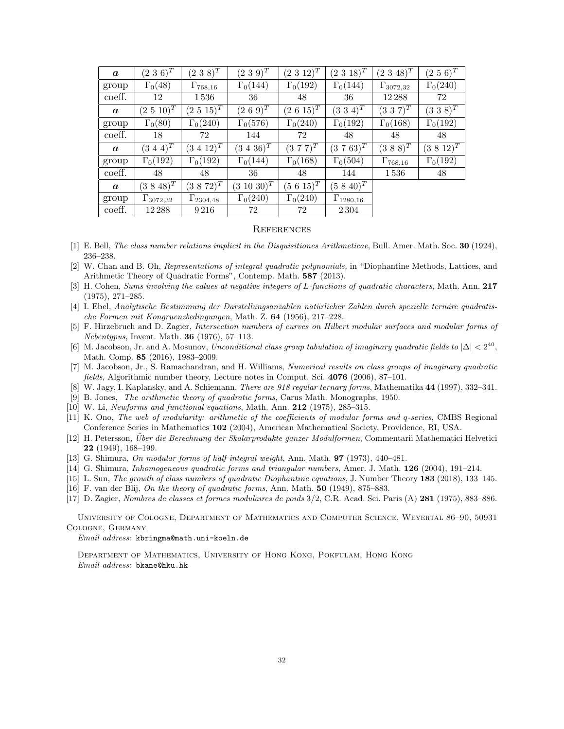| $\boldsymbol{a}$ | $(2\ 3\ 6)^T$ | $(2\ 3\ 8)^T$ | $(2\ 3\ 9)^T$ | $(2\ 3\ 12)^T$ | $(2\ 3\ 18)^T$ | $(2\ 3\ 48)^T$ | $(2\ 5\ 6)^T$ |
|---|---|---|---|---|---|---|---|
| group | $\Gamma_0(48)$ | $\Gamma_{768,16}$ | $\Gamma_0(144)$ | $\Gamma_0(192)$ | $\Gamma_0(144)$ | $\Gamma_{3072,32}$ | $\Gamma_0(240)$ |
| coeff. | 12 | 1536 | 36 | 48 | 36 | 12288 | 72 |
| $\boldsymbol{a}$ | $(2\ 5\ 10)^T$ | $(2\ 5\ 15)^T$ | $(2\ 6\ 9)^T$ | $(2\ 6\ 15)^T$ | $(3\ 3\ 4)^T$ | $(3\ 3\ 7)^T$ | $(3\ 3\ 8)^T$ |
| group | $\Gamma_0(80)$ | $\Gamma_0(240)$ | $\Gamma_0(576)$ | $\Gamma_0(240)$ | $\Gamma_0(192)$ | $\Gamma_0(168)$ | $\Gamma_0(192)$ |
| coeff. | 18 | 72 | 144 | 72 | 48 | 48 | 48 |
| $\boldsymbol{a}$ | $(3\ 4\ 4)^T$ | $(3\ 4\ 12)^T$ | $(3\ 4\ 36)^T$ | $(3\ 7\ 7)^T$ | $(3\ 7\ 63)^T$ | $(3\ 8\ 8)^T$ | $(3\ 8\ 12)^T$ |
| group | $\Gamma_0(192)$ | $\Gamma_0(192)$ | $\Gamma_0(144)$ | $\Gamma_0(168)$ | $\Gamma_0(504)$ | $\Gamma_{768,16}$ | $\Gamma_0(192)$ |
| coeff. | 48 | 48 | 36 | 48 | 144 | 1536 | 48 |
| $\boldsymbol{a}$ | $(3\ 8\ 48)^T$ | $(3\ 8\ 72)^T$ | $(3\ 10\ 30)^T$ | $(5\ 6\ 15)^T$ | $(5\ 8\ 40)^T$ | | |
| group | $\Gamma_{3072,32}$ | $\Gamma_{2304,48}$ | $\Gamma_0(240)$ | $\Gamma_0(240)$ | $\Gamma_{1280,16}$ | | |
| coeff. | 12288 | 9216 | 72 | 72 | 2304 | | |

## References

[1] E. Bell, *The class number relations implicit in the Disquisitiones Arithmeticae*, Bull. Amer. Math. Soc. **30** (1924), 236–238.

[2] W. Chan and B. Oh, *Representations of integral quadratic polynomials,* in "Diophantine Methods, Lattices, and Arithmetic Theory of Quadratic Forms", Contemp. Math. **587** (2013).

[3] H. Cohen, *Sums involving the values at negative integers of L-functions of quadratic characters*, Math. Ann. **217** (1975), 271–285.

[4] I. Ebel, *Analytische Bestimmung der Darstellungsanzahlen natürlicher Zahlen durch spezielle ternäre quadratische Formen mit Kongruenzbedingungen*, Math. Z. **64** (1956), 217–228.

[5] F. Hirzebruch and D. Zagier, *Intersection numbers of curves on Hilbert modular surfaces and modular forms of Nebentypus*, Invent. Math. **36** (1976), 57–113.

[6] M. Jacobson, Jr. and A. Mosunov, *Unconditional class group tabulation of imaginary quadratic fields to* $|\Delta| < 2^{40}$, Math. Comp. **85** (2016), 1983–2009.

[7] M. Jacobson, Jr., S. Ramachandran, and H. Williams, *Numerical results on class groups of imaginary quadratic fields*, Algorithmic number theory, Lecture notes in Comput. Sci. **4076** (2006), 87–101.

[8] W. Jagy, I. Kaplansky, and A. Schiemann, *There are 918 regular ternary forms*, Mathematika **44** (1997), 332–341.

[9] B. Jones, *The arithmetic theory of quadratic forms*, Carus Math. Monographs, 1950.

[10] W. Li, *Newforms and functional equations*, Math. Ann. **212** (1975), 285–315.

[11] K. Ono, *The web of modularity: arithmetic of the coefficients of modular forms and q-series*, CMBS Regional Conference Series in Mathematics **102** (2004), American Mathematical Society, Providence, RI, USA.

[12] H. Petersson, *Über die Berechnung der Skalarprodukte ganzer Modulformen*, Commentarii Mathematici Helvetici **22** (1949), 168–199.

[13] G. Shimura, *On modular forms of half integral weight*, Ann. Math. **97** (1973), 440–481.

[14] G. Shimura, *Inhomogeneous quadratic forms and triangular numbers*, Amer. J. Math. **126** (2004), 191–214.

[15] L. Sun, *The growth of class numbers of quadratic Diophantine equations*, J. Number Theory **183** (2018), 133–145.

[16] F. van der Blij, *On the theory of quadratic forms*, Ann. Math. **50** (1949), 875–883.

[17] D. Zagier, *Nombres de classes et formes modulaires de poids* 3/2, C.R. Acad. Sci. Paris (A) **281** (1975), 883–886.

University of Cologne, Department of Mathematics and Computer Science, Weyertal 86–90, 50931 Cologne, Germany

*Email address*: kbringma@math.uni-koeln.de

Department of Mathematics, University of Hong Kong, Pokfulam, Hong Kong

*Email address*: bkane@hku.hk